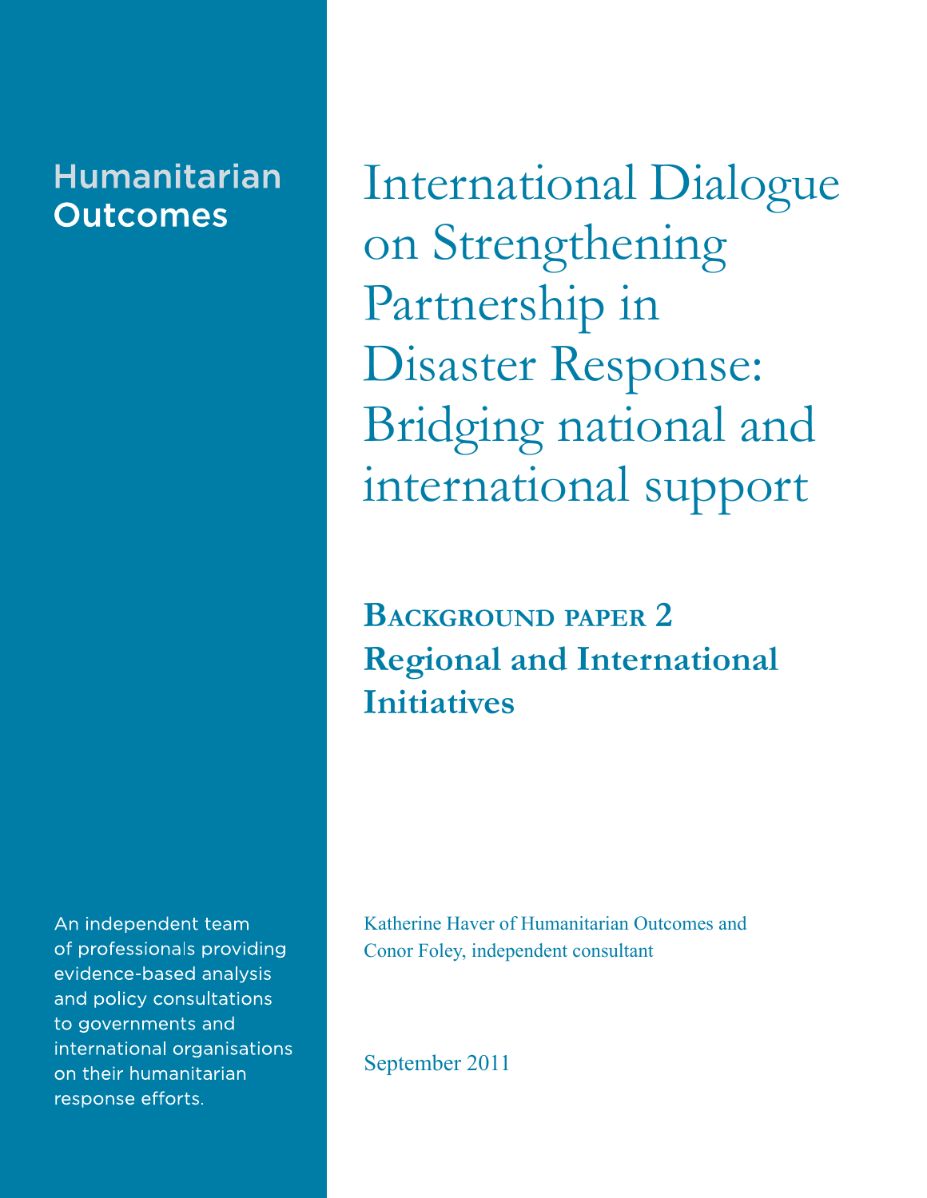Humanitarian Outcomes

# International Dialogue on Strengthening Partnership in Disaster Response: Bridging national and international support

## Background paper 2
## Regional and International Initiatives

Katherine Haver of Humanitarian Outcomes and
Conor Foley, independent consultant

September 2011

An independent team of professionals providing evidence-based analysis and policy consultations to governments and international organisations on their humanitarian response efforts.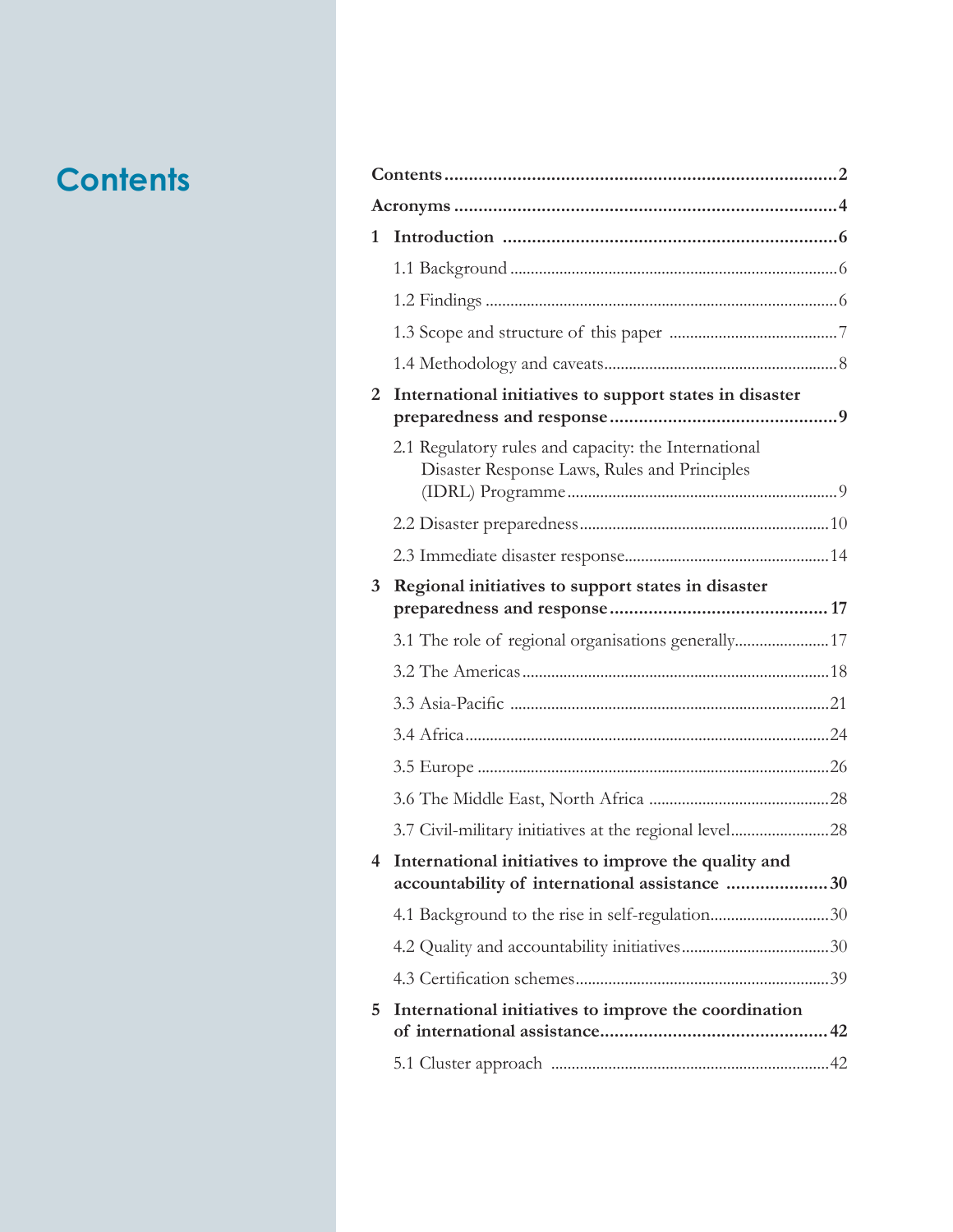# Contents

**Contents** ........................................................................ **2**

**Acronyms** ........................................................................ **4**

**1 Introduction** ........................................................................ **6**

1.1 Background ........................................................................ 6

1.2 Findings ........................................................................ 6

1.3 Scope and structure of this paper ........................................................................ 7

1.4 Methodology and caveats ........................................................................ 8

**2 International initiatives to support states in disaster preparedness and response** ........................................................................ **9**

2.1 Regulatory rules and capacity: the International Disaster Response Laws, Rules and Principles (IDRL) Programme ........................................................................ 9

2.2 Disaster preparedness ........................................................................ 10

2.3 Immediate disaster response ........................................................................ 14

**3 Regional initiatives to support states in disaster preparedness and response** ........................................................................ **17**

3.1 The role of regional organisations generally ........................................................................ 17

3.2 The Americas ........................................................................ 18

3.3 Asia-Pacific ........................................................................ 21

3.4 Africa ........................................................................ 24

3.5 Europe ........................................................................ 26

3.6 The Middle East, North Africa ........................................................................ 28

3.7 Civil-military initiatives at the regional level ........................................................................ 28

**4 International initiatives to improve the quality and accountability of international assistance** ........................................................................ **30**

4.1 Background to the rise in self-regulation ........................................................................ 30

4.2 Quality and accountability initiatives ........................................................................ 30

4.3 Certification schemes ........................................................................ 39

**5 International initiatives to improve the coordination of international assistance** ........................................................................ **42**

5.1 Cluster approach ........................................................................ 42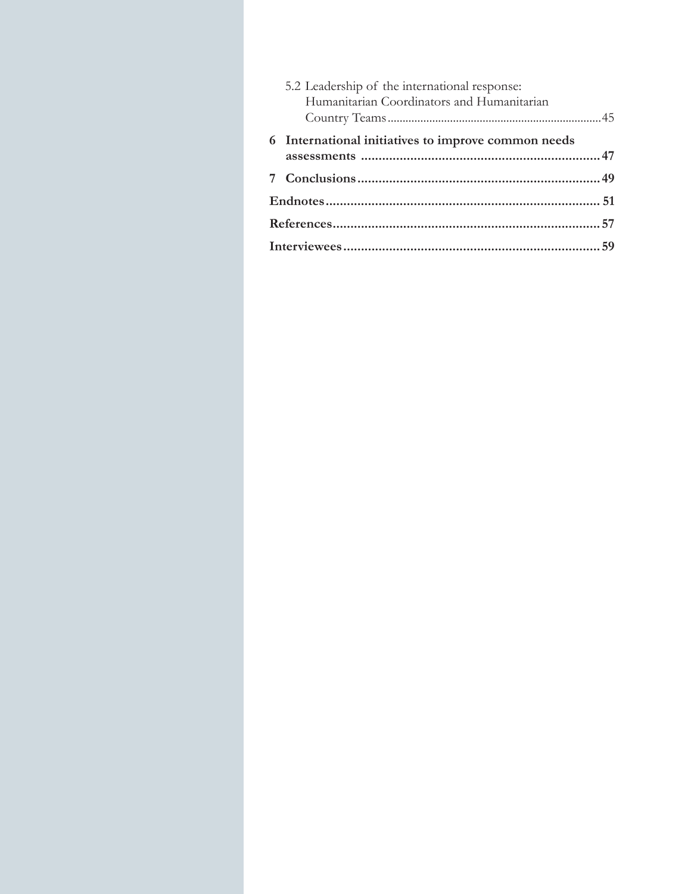5.2 Leadership of the international response: Humanitarian Coordinators and Humanitarian Country Teams........................................................................45

**6 International initiatives to improve common needs assessments .................................................................... 47**

**7 Conclusions.................................................................... 49**

**Endnotes............................................................................ 51**

**References........................................................................... 57**

**Interviewees........................................................................ 59**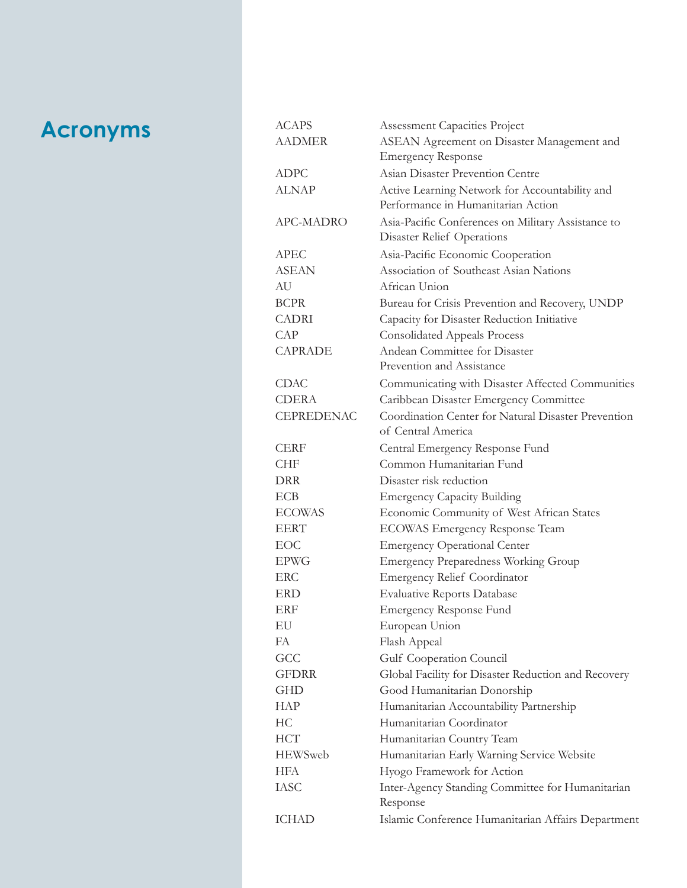# Acronyms

| | |
|---|---|
| ACAPS | Assessment Capacities Project |
| AADMER | ASEAN Agreement on Disaster Management and Emergency Response |
| ADPC | Asian Disaster Prevention Centre |
| ALNAP | Active Learning Network for Accountability and Performance in Humanitarian Action |
| APC-MADRO | Asia-Pacific Conferences on Military Assistance to Disaster Relief Operations |
| APEC | Asia-Pacific Economic Cooperation |
| ASEAN | Association of Southeast Asian Nations |
| AU | African Union |
| BCPR | Bureau for Crisis Prevention and Recovery, UNDP |
| CADRI | Capacity for Disaster Reduction Initiative |
| CAP | Consolidated Appeals Process |
| CAPRADE | Andean Committee for Disaster Prevention and Assistance |
| CDAC | Communicating with Disaster Affected Communities |
| CDERA | Caribbean Disaster Emergency Committee |
| CEPREDENAC | Coordination Center for Natural Disaster Prevention of Central America |
| CERF | Central Emergency Response Fund |
| CHF | Common Humanitarian Fund |
| DRR | Disaster risk reduction |
| ECB | Emergency Capacity Building |
| ECOWAS | Economic Community of West African States |
| EERT | ECOWAS Emergency Response Team |
| EOC | Emergency Operational Center |
| EPWG | Emergency Preparedness Working Group |
| ERC | Emergency Relief Coordinator |
| ERD | Evaluative Reports Database |
| ERF | Emergency Response Fund |
| EU | European Union |
| FA | Flash Appeal |
| GCC | Gulf Cooperation Council |
| GFDRR | Global Facility for Disaster Reduction and Recovery |
| GHD | Good Humanitarian Donorship |
| HAP | Humanitarian Accountability Partnership |
| HC | Humanitarian Coordinator |
| HCT | Humanitarian Country Team |
| HEWSweb | Humanitarian Early Warning Service Website |
| HFA | Hyogo Framework for Action |
| IASC | Inter-Agency Standing Committee for Humanitarian Response |
| ICHAD | Islamic Conference Humanitarian Affairs Department |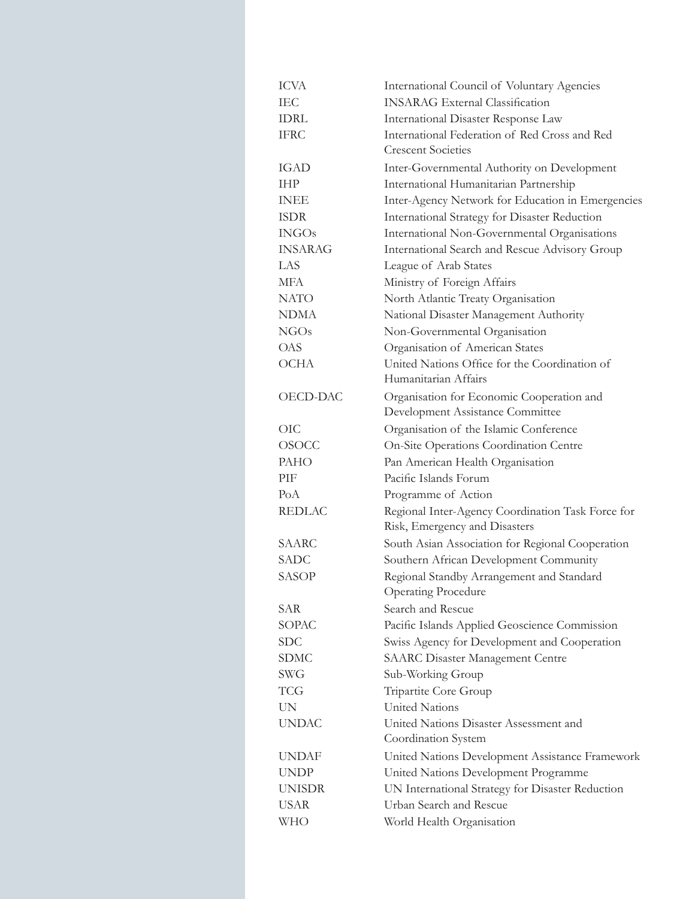| | |
|---|---|
| ICVA | International Council of Voluntary Agencies |
| IEC | INSARAG External Classification |
| IDRL | International Disaster Response Law |
| IFRC | International Federation of Red Cross and Red Crescent Societies |
| IGAD | Inter-Governmental Authority on Development |
| IHP | International Humanitarian Partnership |
| INEE | Inter-Agency Network for Education in Emergencies |
| ISDR | International Strategy for Disaster Reduction |
| INGOs | International Non-Governmental Organisations |
| INSARAG | International Search and Rescue Advisory Group |
| LAS | League of Arab States |
| MFA | Ministry of Foreign Affairs |
| NATO | North Atlantic Treaty Organisation |
| NDMA | National Disaster Management Authority |
| NGOs | Non-Governmental Organisation |
| OAS | Organisation of American States |
| OCHA | United Nations Office for the Coordination of Humanitarian Affairs |
| OECD-DAC | Organisation for Economic Cooperation and Development Assistance Committee |
| OIC | Organisation of the Islamic Conference |
| OSOCC | On-Site Operations Coordination Centre |
| PAHO | Pan American Health Organisation |
| PIF | Pacific Islands Forum |
| PoA | Programme of Action |
| REDLAC | Regional Inter-Agency Coordination Task Force for Risk, Emergency and Disasters |
| SAARC | South Asian Association for Regional Cooperation |
| SADC | Southern African Development Community |
| SASOP | Regional Standby Arrangement and Standard Operating Procedure |
| SAR | Search and Rescue |
| SOPAC | Pacific Islands Applied Geoscience Commission |
| SDC | Swiss Agency for Development and Cooperation |
| SDMC | SAARC Disaster Management Centre |
| SWG | Sub-Working Group |
| TCG | Tripartite Core Group |
| UN | United Nations |
| UNDAC | United Nations Disaster Assessment and Coordination System |
| UNDAF | United Nations Development Assistance Framework |
| UNDP | United Nations Development Programme |
| UNISDR | UN International Strategy for Disaster Reduction |
| USAR | Urban Search and Rescue |
| WHO | World Health Organisation |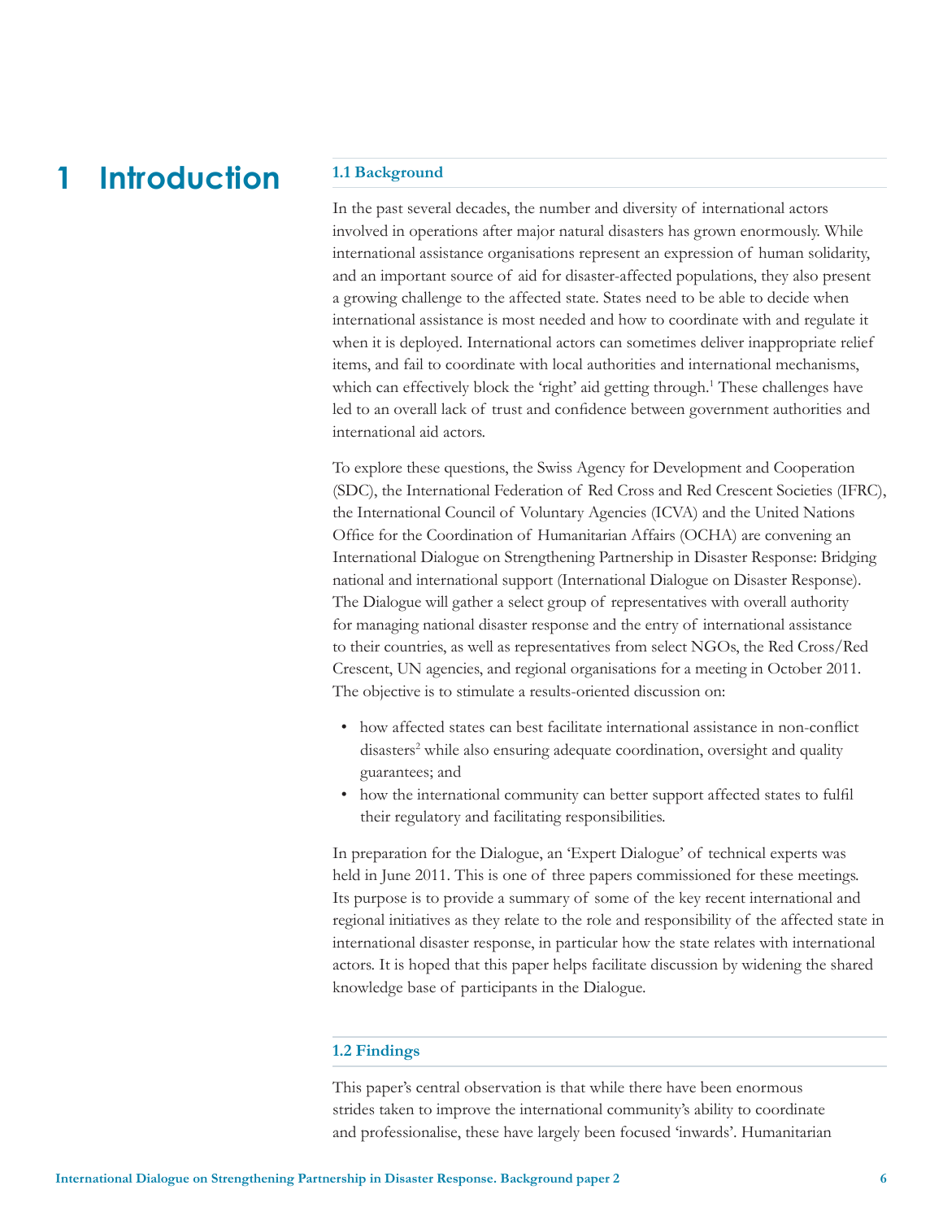# 1 Introduction

## 1.1 Background

In the past several decades, the number and diversity of international actors involved in operations after major natural disasters has grown enormously. While international assistance organisations represent an expression of human solidarity, and an important source of aid for disaster-affected populations, they also present a growing challenge to the affected state. States need to be able to decide when international assistance is most needed and how to coordinate with and regulate it when it is deployed. International actors can sometimes deliver inappropriate relief items, and fail to coordinate with local authorities and international mechanisms, which can effectively block the 'right' aid getting through.[1] These challenges have led to an overall lack of trust and confidence between government authorities and international aid actors.

To explore these questions, the Swiss Agency for Development and Cooperation (SDC), the International Federation of Red Cross and Red Crescent Societies (IFRC), the International Council of Voluntary Agencies (ICVA) and the United Nations Office for the Coordination of Humanitarian Affairs (OCHA) are convening an International Dialogue on Strengthening Partnership in Disaster Response: Bridging national and international support (International Dialogue on Disaster Response). The Dialogue will gather a select group of representatives with overall authority for managing national disaster response and the entry of international assistance to their countries, as well as representatives from select NGOs, the Red Cross/Red Crescent, UN agencies, and regional organisations for a meeting in October 2011. The objective is to stimulate a results-oriented discussion on:

- how affected states can best facilitate international assistance in non-conflict disasters[2] while also ensuring adequate coordination, oversight and quality guarantees; and
- how the international community can better support affected states to fulfil their regulatory and facilitating responsibilities.

In preparation for the Dialogue, an 'Expert Dialogue' of technical experts was held in June 2011. This is one of three papers commissioned for these meetings. Its purpose is to provide a summary of some of the key recent international and regional initiatives as they relate to the role and responsibility of the affected state in international disaster response, in particular how the state relates with international actors. It is hoped that this paper helps facilitate discussion by widening the shared knowledge base of participants in the Dialogue.

## 1.2 Findings

This paper's central observation is that while there have been enormous strides taken to improve the international community's ability to coordinate and professionalise, these have largely been focused 'inwards'. Humanitarian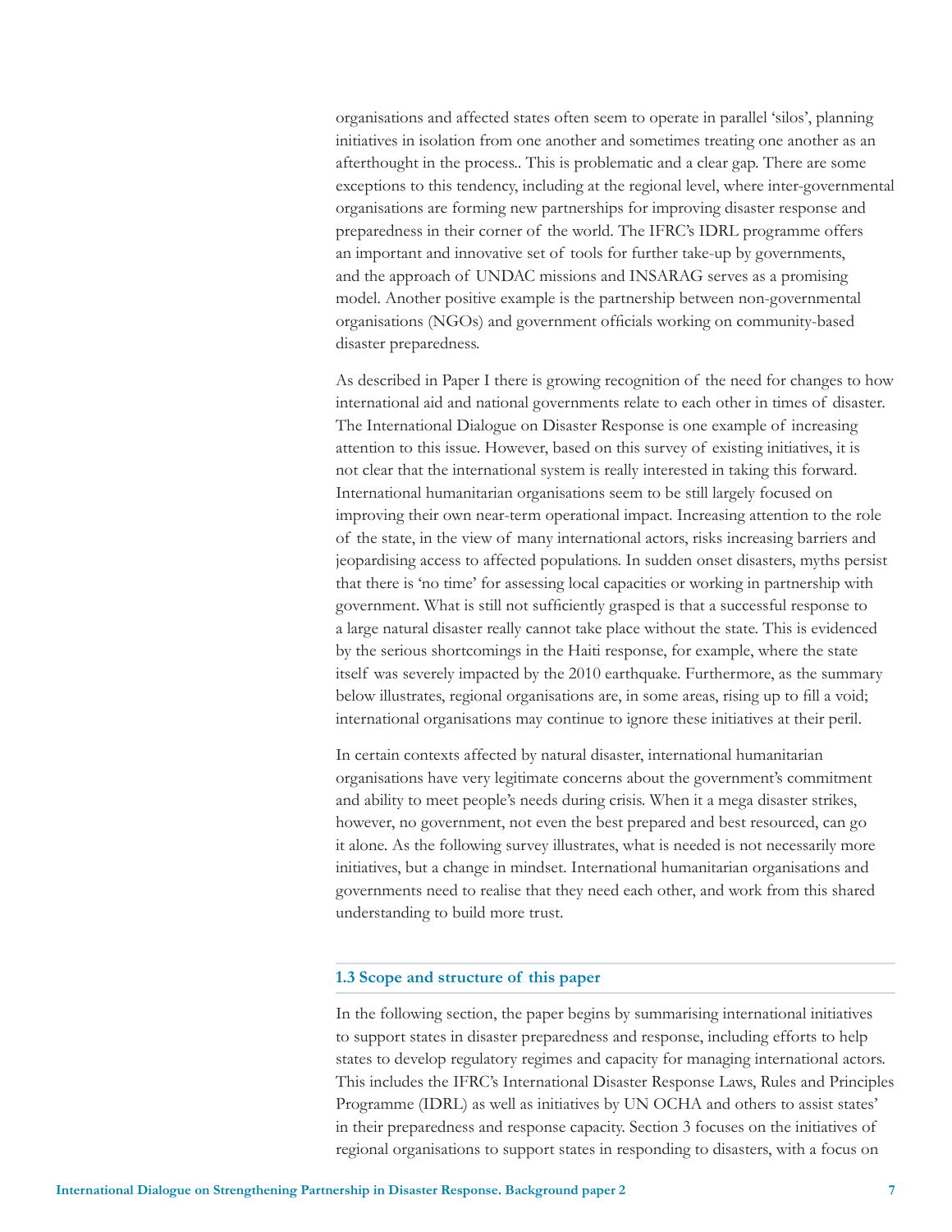organisations and affected states often seem to operate in parallel 'silos', planning initiatives in isolation from one another and sometimes treating one another as an afterthought in the process.. This is problematic and a clear gap. There are some exceptions to this tendency, including at the regional level, where inter-governmental organisations are forming new partnerships for improving disaster response and preparedness in their corner of the world. The IFRC's IDRL programme offers an important and innovative set of tools for further take-up by governments, and the approach of UNDAC missions and INSARAG serves as a promising model. Another positive example is the partnership between non-governmental organisations (NGOs) and government officials working on community-based disaster preparedness.

As described in Paper I there is growing recognition of the need for changes to how international aid and national governments relate to each other in times of disaster. The International Dialogue on Disaster Response is one example of increasing attention to this issue. However, based on this survey of existing initiatives, it is not clear that the international system is really interested in taking this forward. International humanitarian organisations seem to be still largely focused on improving their own near-term operational impact. Increasing attention to the role of the state, in the view of many international actors, risks increasing barriers and jeopardising access to affected populations. In sudden onset disasters, myths persist that there is 'no time' for assessing local capacities or working in partnership with government. What is still not sufficiently grasped is that a successful response to a large natural disaster really cannot take place without the state. This is evidenced by the serious shortcomings in the Haiti response, for example, where the state itself was severely impacted by the 2010 earthquake. Furthermore, as the summary below illustrates, regional organisations are, in some areas, rising up to fill a void; international organisations may continue to ignore these initiatives at their peril.

In certain contexts affected by natural disaster, international humanitarian organisations have very legitimate concerns about the government's commitment and ability to meet people's needs during crisis. When it a mega disaster strikes, however, no government, not even the best prepared and best resourced, can go it alone. As the following survey illustrates, what is needed is not necessarily more initiatives, but a change in mindset. International humanitarian organisations and governments need to realise that they need each other, and work from this shared understanding to build more trust.

### 1.3 Scope and structure of this paper

In the following section, the paper begins by summarising international initiatives to support states in disaster preparedness and response, including efforts to help states to develop regulatory regimes and capacity for managing international actors. This includes the IFRC's International Disaster Response Laws, Rules and Principles Programme (IDRL) as well as initiatives by UN OCHA and others to assist states' in their preparedness and response capacity. Section 3 focuses on the initiatives of regional organisations to support states in responding to disasters, with a focus on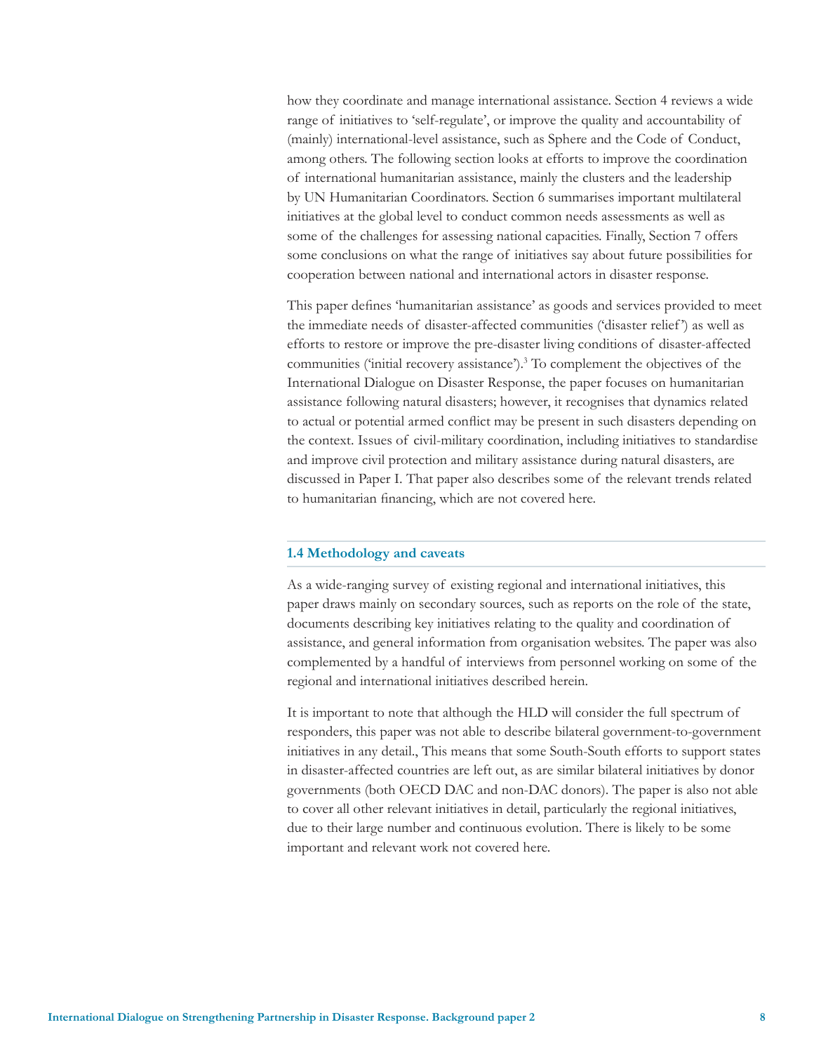how they coordinate and manage international assistance. Section 4 reviews a wide range of initiatives to 'self-regulate', or improve the quality and accountability of (mainly) international-level assistance, such as Sphere and the Code of Conduct, among others. The following section looks at efforts to improve the coordination of international humanitarian assistance, mainly the clusters and the leadership by UN Humanitarian Coordinators. Section 6 summarises important multilateral initiatives at the global level to conduct common needs assessments as well as some of the challenges for assessing national capacities. Finally, Section 7 offers some conclusions on what the range of initiatives say about future possibilities for cooperation between national and international actors in disaster response.

This paper defines 'humanitarian assistance' as goods and services provided to meet the immediate needs of disaster-affected communities ('disaster relief') as well as efforts to restore or improve the pre-disaster living conditions of disaster-affected communities ('initial recovery assistance').[3] To complement the objectives of the International Dialogue on Disaster Response, the paper focuses on humanitarian assistance following natural disasters; however, it recognises that dynamics related to actual or potential armed conflict may be present in such disasters depending on the context. Issues of civil-military coordination, including initiatives to standardise and improve civil protection and military assistance during natural disasters, are discussed in Paper I. That paper also describes some of the relevant trends related to humanitarian financing, which are not covered here.

### 1.4 Methodology and caveats

As a wide-ranging survey of existing regional and international initiatives, this paper draws mainly on secondary sources, such as reports on the role of the state, documents describing key initiatives relating to the quality and coordination of assistance, and general information from organisation websites. The paper was also complemented by a handful of interviews from personnel working on some of the regional and international initiatives described herein.

It is important to note that although the HLD will consider the full spectrum of responders, this paper was not able to describe bilateral government-to-government initiatives in any detail., This means that some South-South efforts to support states in disaster-affected countries are left out, as are similar bilateral initiatives by donor governments (both OECD DAC and non-DAC donors). The paper is also not able to cover all other relevant initiatives in detail, particularly the regional initiatives, due to their large number and continuous evolution. There is likely to be some important and relevant work not covered here.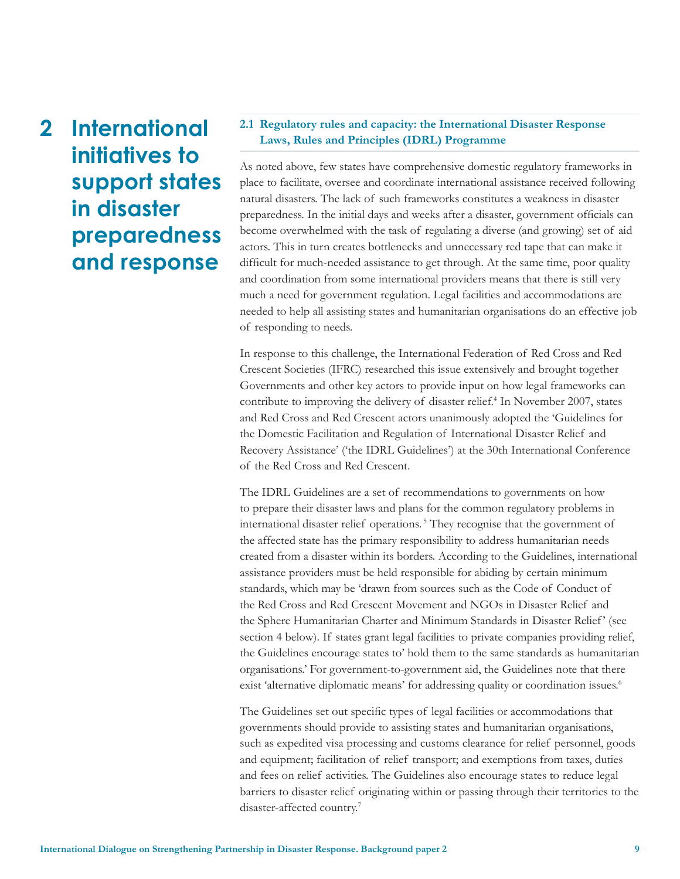# 2 International initiatives to support states in disaster preparedness and response

## 2.1 Regulatory rules and capacity: the International Disaster Response Laws, Rules and Principles (IDRL) Programme

As noted above, few states have comprehensive domestic regulatory frameworks in place to facilitate, oversee and coordinate international assistance received following natural disasters. The lack of such frameworks constitutes a weakness in disaster preparedness. In the initial days and weeks after a disaster, government officials can become overwhelmed with the task of regulating a diverse (and growing) set of aid actors. This in turn creates bottlenecks and unnecessary red tape that can make it difficult for much-needed assistance to get through. At the same time, poor quality and coordination from some international providers means that there is still very much a need for government regulation. Legal facilities and accommodations are needed to help all assisting states and humanitarian organisations do an effective job of responding to needs.

In response to this challenge, the International Federation of Red Cross and Red Crescent Societies (IFRC) researched this issue extensively and brought together Governments and other key actors to provide input on how legal frameworks can contribute to improving the delivery of disaster relief.[4] In November 2007, states and Red Cross and Red Crescent actors unanimously adopted the 'Guidelines for the Domestic Facilitation and Regulation of International Disaster Relief and Recovery Assistance' ('the IDRL Guidelines') at the 30th International Conference of the Red Cross and Red Crescent.

The IDRL Guidelines are a set of recommendations to governments on how to prepare their disaster laws and plans for the common regulatory problems in international disaster relief operations.[5] They recognise that the government of the affected state has the primary responsibility to address humanitarian needs created from a disaster within its borders. According to the Guidelines, international assistance providers must be held responsible for abiding by certain minimum standards, which may be 'drawn from sources such as the Code of Conduct of the Red Cross and Red Crescent Movement and NGOs in Disaster Relief and the Sphere Humanitarian Charter and Minimum Standards in Disaster Relief' (see section 4 below). If states grant legal facilities to private companies providing relief, the Guidelines encourage states to' hold them to the same standards as humanitarian organisations.' For government-to-government aid, the Guidelines note that there exist 'alternative diplomatic means' for addressing quality or coordination issues.[6]

The Guidelines set out specific types of legal facilities or accommodations that governments should provide to assisting states and humanitarian organisations, such as expedited visa processing and customs clearance for relief personnel, goods and equipment; facilitation of relief transport; and exemptions from taxes, duties and fees on relief activities. The Guidelines also encourage states to reduce legal barriers to disaster relief originating within or passing through their territories to the disaster-affected country.[7]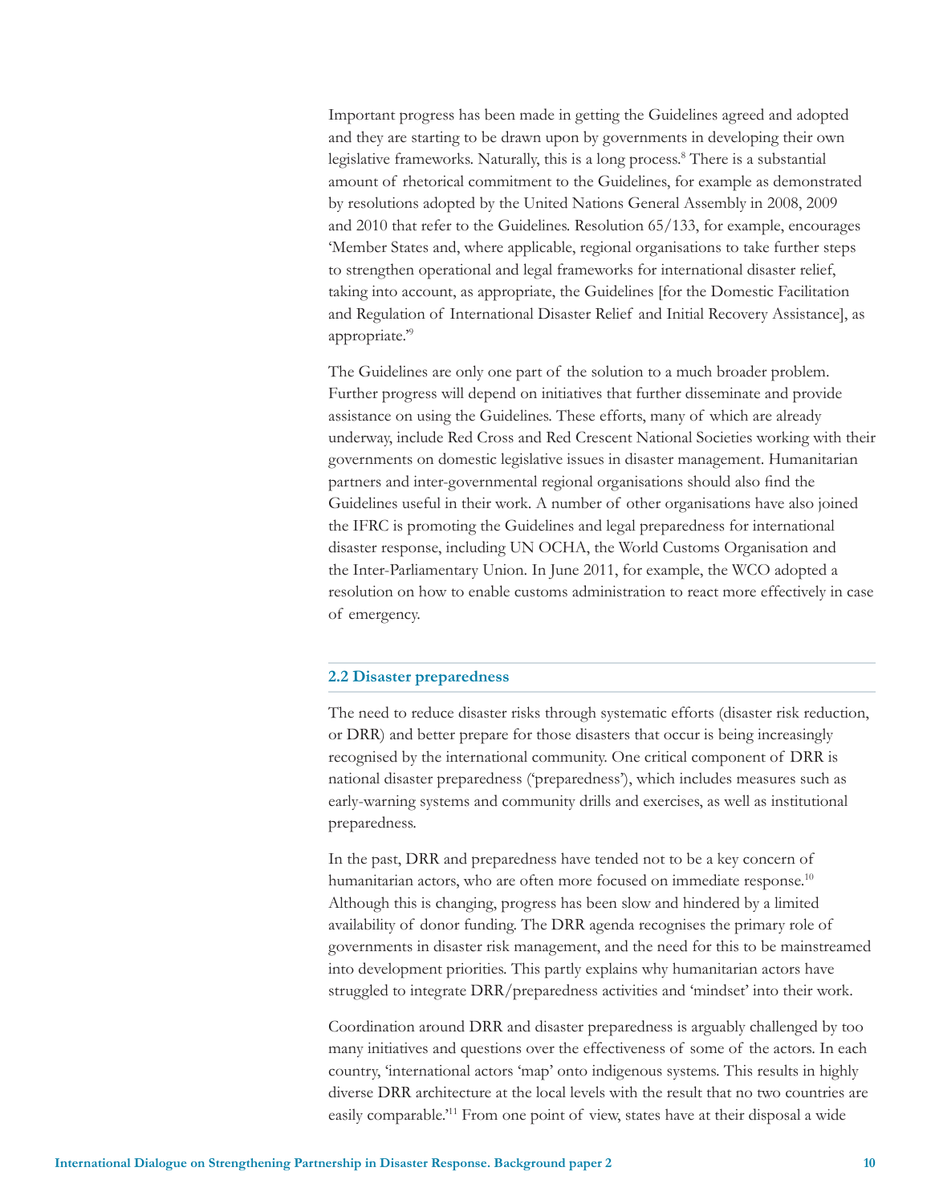Important progress has been made in getting the Guidelines agreed and adopted and they are starting to be drawn upon by governments in developing their own legislative frameworks. Naturally, this is a long process.[8] There is a substantial amount of rhetorical commitment to the Guidelines, for example as demonstrated by resolutions adopted by the United Nations General Assembly in 2008, 2009 and 2010 that refer to the Guidelines. Resolution 65/133, for example, encourages 'Member States and, where applicable, regional organisations to take further steps to strengthen operational and legal frameworks for international disaster relief, taking into account, as appropriate, the Guidelines [for the Domestic Facilitation and Regulation of International Disaster Relief and Initial Recovery Assistance], as appropriate.'[9]

The Guidelines are only one part of the solution to a much broader problem. Further progress will depend on initiatives that further disseminate and provide assistance on using the Guidelines. These efforts, many of which are already underway, include Red Cross and Red Crescent National Societies working with their governments on domestic legislative issues in disaster management. Humanitarian partners and inter-governmental regional organisations should also find the Guidelines useful in their work. A number of other organisations have also joined the IFRC is promoting the Guidelines and legal preparedness for international disaster response, including UN OCHA, the World Customs Organisation and the Inter-Parliamentary Union. In June 2011, for example, the WCO adopted a resolution on how to enable customs administration to react more effectively in case of emergency.

## 2.2 Disaster preparedness

The need to reduce disaster risks through systematic efforts (disaster risk reduction, or DRR) and better prepare for those disasters that occur is being increasingly recognised by the international community. One critical component of DRR is national disaster preparedness ('preparedness'), which includes measures such as early-warning systems and community drills and exercises, as well as institutional preparedness.

In the past, DRR and preparedness have tended not to be a key concern of humanitarian actors, who are often more focused on immediate response.[10] Although this is changing, progress has been slow and hindered by a limited availability of donor funding. The DRR agenda recognises the primary role of governments in disaster risk management, and the need for this to be mainstreamed into development priorities. This partly explains why humanitarian actors have struggled to integrate DRR/preparedness activities and 'mindset' into their work.

Coordination around DRR and disaster preparedness is arguably challenged by too many initiatives and questions over the effectiveness of some of the actors. In each country, 'international actors 'map' onto indigenous systems. This results in highly diverse DRR architecture at the local levels with the result that no two countries are easily comparable.'[11] From one point of view, states have at their disposal a wide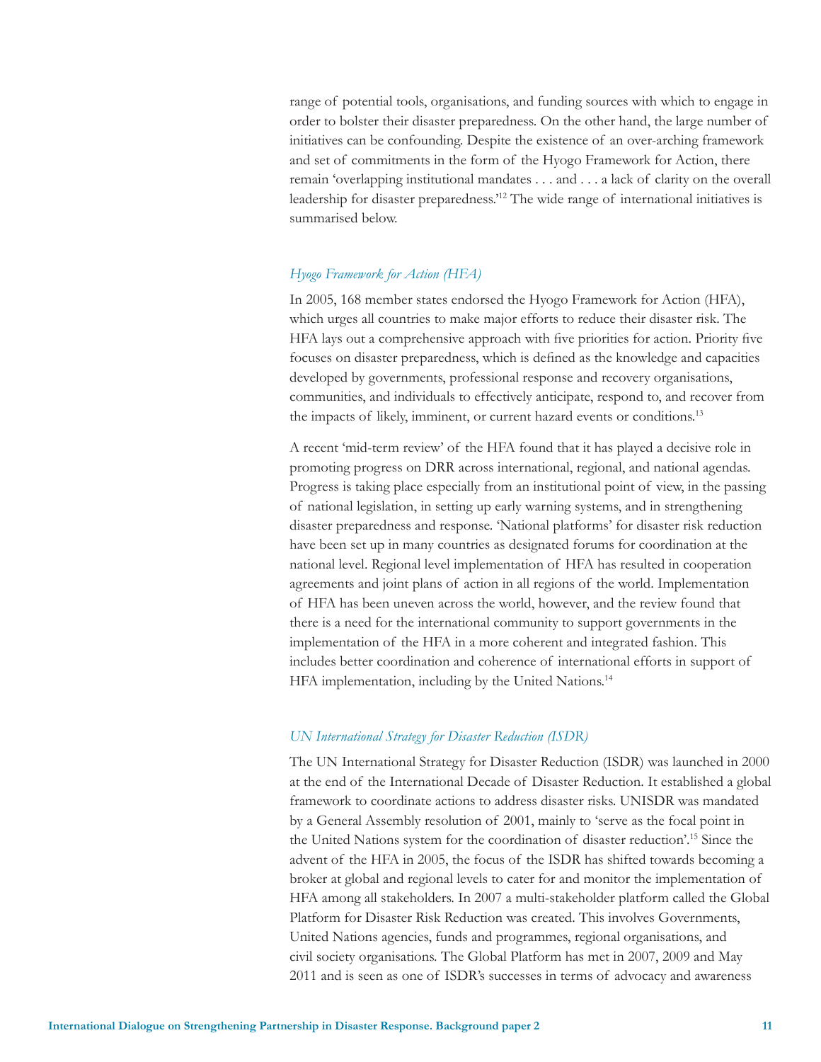range of potential tools, organisations, and funding sources with which to engage in order to bolster their disaster preparedness. On the other hand, the large number of initiatives can be confounding. Despite the existence of an over-arching framework and set of commitments in the form of the Hyogo Framework for Action, there remain 'overlapping institutional mandates . . . and . . . a lack of clarity on the overall leadership for disaster preparedness.'[12] The wide range of international initiatives is summarised below.

### *Hyogo Framework for Action (HFA)*

In 2005, 168 member states endorsed the Hyogo Framework for Action (HFA), which urges all countries to make major efforts to reduce their disaster risk. The HFA lays out a comprehensive approach with five priorities for action. Priority five focuses on disaster preparedness, which is defined as the knowledge and capacities developed by governments, professional response and recovery organisations, communities, and individuals to effectively anticipate, respond to, and recover from the impacts of likely, imminent, or current hazard events or conditions.[13]

A recent 'mid-term review' of the HFA found that it has played a decisive role in promoting progress on DRR across international, regional, and national agendas. Progress is taking place especially from an institutional point of view, in the passing of national legislation, in setting up early warning systems, and in strengthening disaster preparedness and response. 'National platforms' for disaster risk reduction have been set up in many countries as designated forums for coordination at the national level. Regional level implementation of HFA has resulted in cooperation agreements and joint plans of action in all regions of the world. Implementation of HFA has been uneven across the world, however, and the review found that there is a need for the international community to support governments in the implementation of the HFA in a more coherent and integrated fashion. This includes better coordination and coherence of international efforts in support of HFA implementation, including by the United Nations.[14]

### *UN International Strategy for Disaster Reduction (ISDR)*

The UN International Strategy for Disaster Reduction (ISDR) was launched in 2000 at the end of the International Decade of Disaster Reduction. It established a global framework to coordinate actions to address disaster risks. UNISDR was mandated by a General Assembly resolution of 2001, mainly to 'serve as the focal point in the United Nations system for the coordination of disaster reduction'.[15] Since the advent of the HFA in 2005, the focus of the ISDR has shifted towards becoming a broker at global and regional levels to cater for and monitor the implementation of HFA among all stakeholders. In 2007 a multi-stakeholder platform called the Global Platform for Disaster Risk Reduction was created. This involves Governments, United Nations agencies, funds and programmes, regional organisations, and civil society organisations. The Global Platform has met in 2007, 2009 and May 2011 and is seen as one of ISDR's successes in terms of advocacy and awareness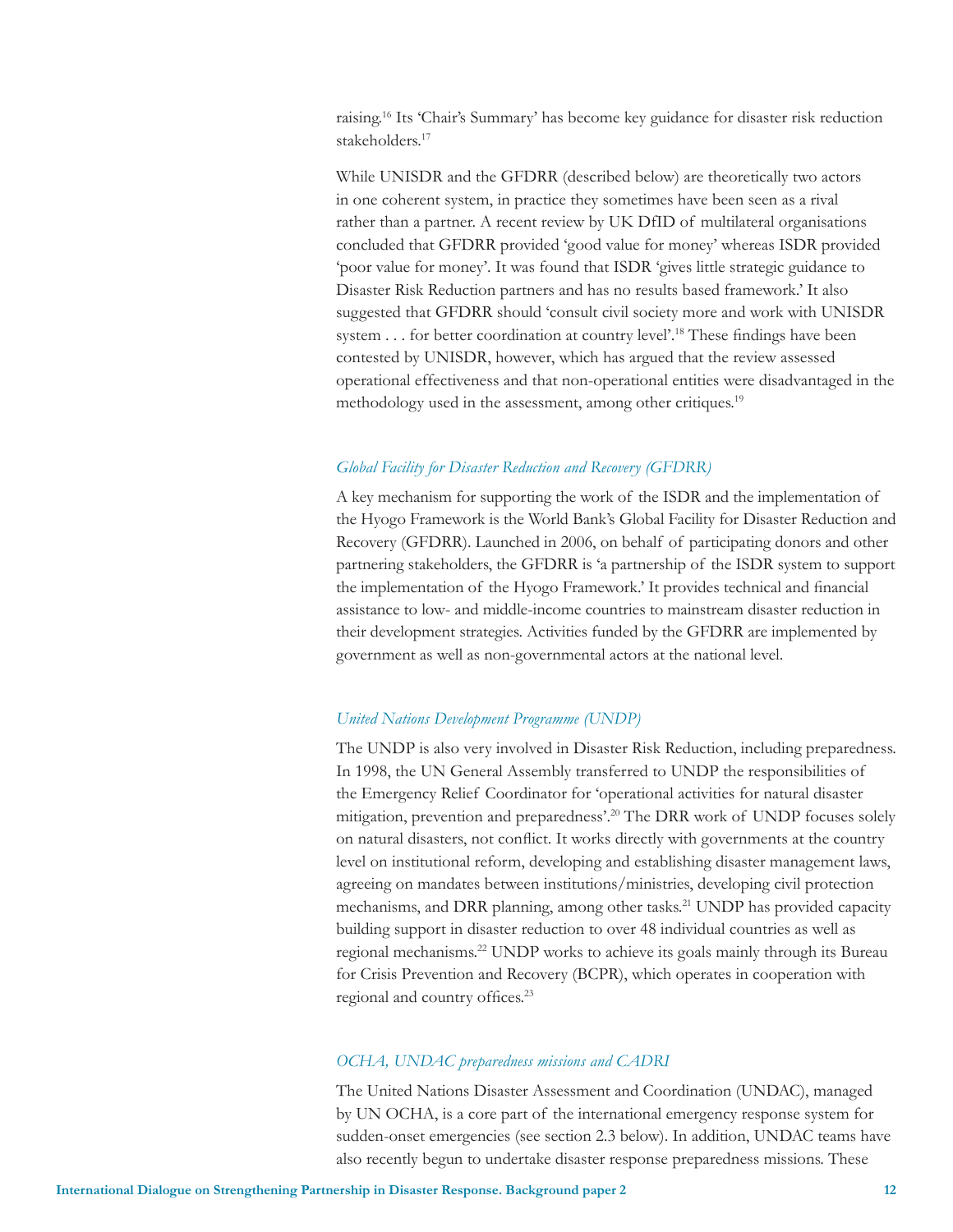raising.[16] Its 'Chair's Summary' has become key guidance for disaster risk reduction stakeholders.[17]

While UNISDR and the GFDRR (described below) are theoretically two actors in one coherent system, in practice they sometimes have been seen as a rival rather than a partner. A recent review by UK DfID of multilateral organisations concluded that GFDRR provided 'good value for money' whereas ISDR provided 'poor value for money'. It was found that ISDR 'gives little strategic guidance to Disaster Risk Reduction partners and has no results based framework.' It also suggested that GFDRR should 'consult civil society more and work with UNISDR system . . . for better coordination at country level'.[18] These findings have been contested by UNISDR, however, which has argued that the review assessed operational effectiveness and that non-operational entities were disadvantaged in the methodology used in the assessment, among other critiques.[19]

*Global Facility for Disaster Reduction and Recovery (GFDRR)*

A key mechanism for supporting the work of the ISDR and the implementation of the Hyogo Framework is the World Bank's Global Facility for Disaster Reduction and Recovery (GFDRR). Launched in 2006, on behalf of participating donors and other partnering stakeholders, the GFDRR is 'a partnership of the ISDR system to support the implementation of the Hyogo Framework.' It provides technical and financial assistance to low- and middle-income countries to mainstream disaster reduction in their development strategies. Activities funded by the GFDRR are implemented by government as well as non-governmental actors at the national level.

*United Nations Development Programme (UNDP)*

The UNDP is also very involved in Disaster Risk Reduction, including preparedness. In 1998, the UN General Assembly transferred to UNDP the responsibilities of the Emergency Relief Coordinator for 'operational activities for natural disaster mitigation, prevention and preparedness'.[20] The DRR work of UNDP focuses solely on natural disasters, not conflict. It works directly with governments at the country level on institutional reform, developing and establishing disaster management laws, agreeing on mandates between institutions/ministries, developing civil protection mechanisms, and DRR planning, among other tasks.[21] UNDP has provided capacity building support in disaster reduction to over 48 individual countries as well as regional mechanisms.[22] UNDP works to achieve its goals mainly through its Bureau for Crisis Prevention and Recovery (BCPR), which operates in cooperation with regional and country offices.[23]

*OCHA, UNDAC preparedness missions and CADRI*

The United Nations Disaster Assessment and Coordination (UNDAC), managed by UN OCHA, is a core part of the international emergency response system for sudden-onset emergencies (see section 2.3 below). In addition, UNDAC teams have also recently begun to undertake disaster response preparedness missions. These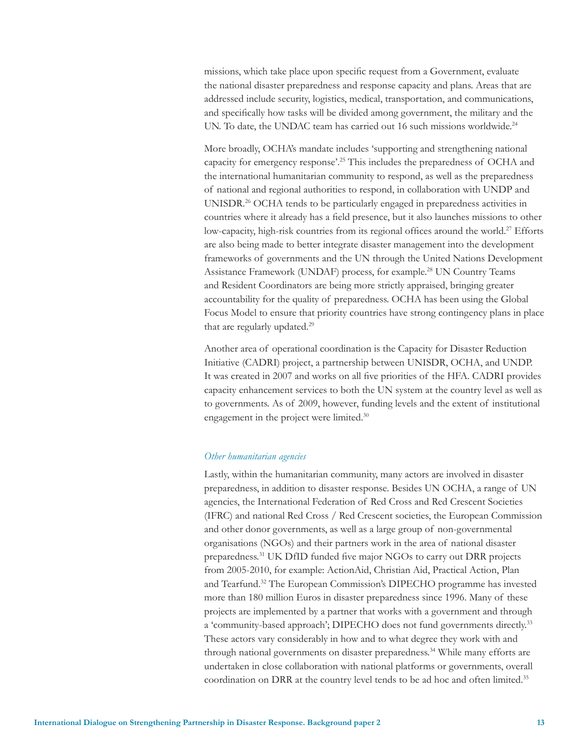missions, which take place upon specific request from a Government, evaluate the national disaster preparedness and response capacity and plans. Areas that are addressed include security, logistics, medical, transportation, and communications, and specifically how tasks will be divided among government, the military and the UN. To date, the UNDAC team has carried out 16 such missions worldwide.[24]

More broadly, OCHA's mandate includes 'supporting and strengthening national capacity for emergency response'.[25] This includes the preparedness of OCHA and the international humanitarian community to respond, as well as the preparedness of national and regional authorities to respond, in collaboration with UNDP and UNISDR.[26] OCHA tends to be particularly engaged in preparedness activities in countries where it already has a field presence, but it also launches missions to other low-capacity, high-risk countries from its regional offices around the world.[27] Efforts are also being made to better integrate disaster management into the development frameworks of governments and the UN through the United Nations Development Assistance Framework (UNDAF) process, for example.[28] UN Country Teams and Resident Coordinators are being more strictly appraised, bringing greater accountability for the quality of preparedness. OCHA has been using the Global Focus Model to ensure that priority countries have strong contingency plans in place that are regularly updated.[29]

Another area of operational coordination is the Capacity for Disaster Reduction Initiative (CADRI) project, a partnership between UNISDR, OCHA, and UNDP. It was created in 2007 and works on all five priorities of the HFA. CADRI provides capacity enhancement services to both the UN system at the country level as well as to governments. As of 2009, however, funding levels and the extent of institutional engagement in the project were limited.[30]

*Other humanitarian agencies*

Lastly, within the humanitarian community, many actors are involved in disaster preparedness, in addition to disaster response. Besides UN OCHA, a range of UN agencies, the International Federation of Red Cross and Red Crescent Societies (IFRC) and national Red Cross / Red Crescent societies, the European Commission and other donor governments, as well as a large group of non-governmental organisations (NGOs) and their partners work in the area of national disaster preparedness.[31] UK DfID funded five major NGOs to carry out DRR projects from 2005-2010, for example: ActionAid, Christian Aid, Practical Action, Plan and Tearfund.[32] The European Commission's DIPECHO programme has invested more than 180 million Euros in disaster preparedness since 1996. Many of these projects are implemented by a partner that works with a government and through a 'community-based approach'; DIPECHO does not fund governments directly.[33] These actors vary considerably in how and to what degree they work with and through national governments on disaster preparedness.[34] While many efforts are undertaken in close collaboration with national platforms or governments, overall coordination on DRR at the country level tends to be ad hoc and often limited.[35]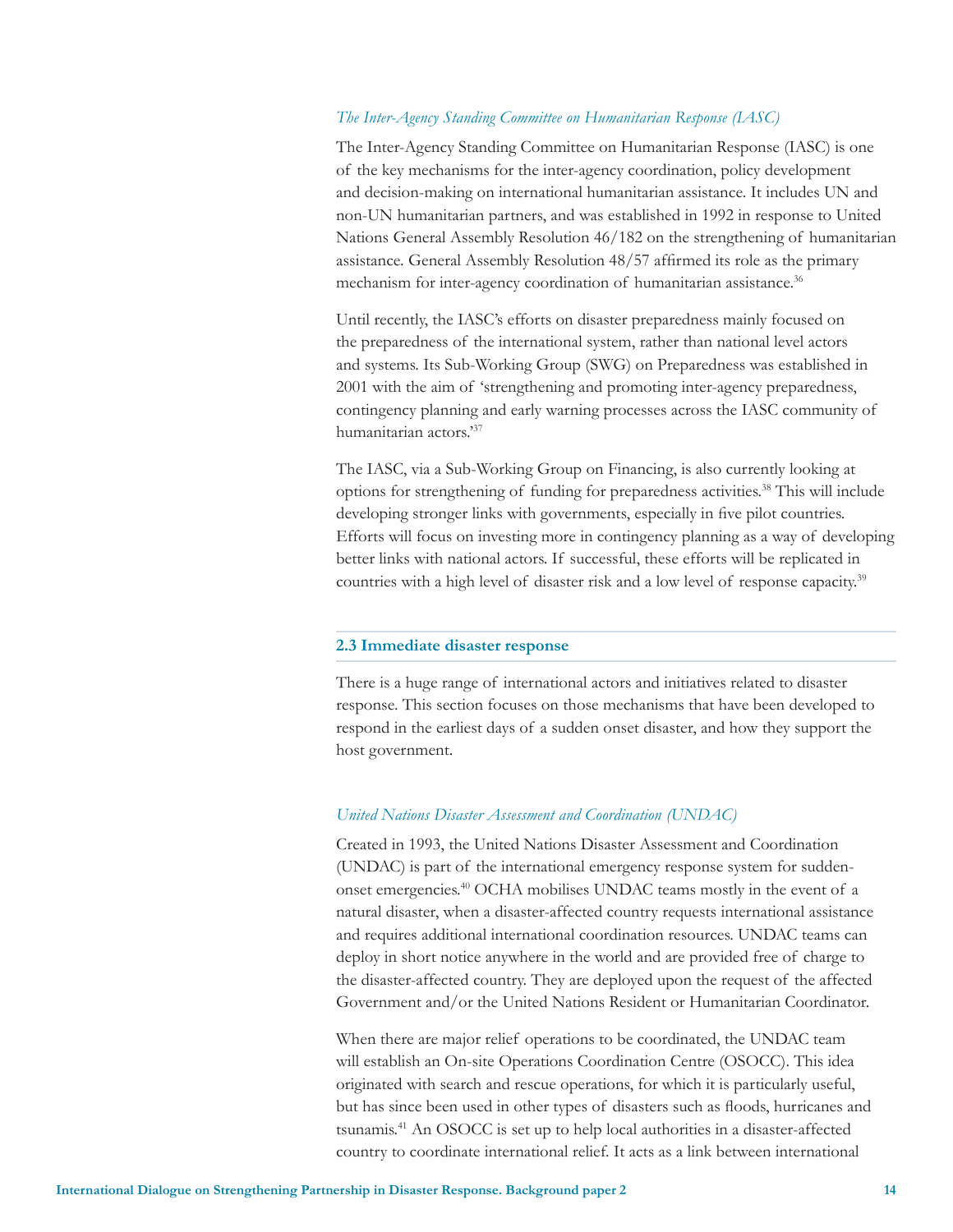*The Inter-Agency Standing Committee on Humanitarian Response (IASC)*

The Inter-Agency Standing Committee on Humanitarian Response (IASC) is one of the key mechanisms for the inter-agency coordination, policy development and decision-making on international humanitarian assistance. It includes UN and non-UN humanitarian partners, and was established in 1992 in response to United Nations General Assembly Resolution 46/182 on the strengthening of humanitarian assistance. General Assembly Resolution 48/57 affirmed its role as the primary mechanism for inter-agency coordination of humanitarian assistance.[36]

Until recently, the IASC's efforts on disaster preparedness mainly focused on the preparedness of the international system, rather than national level actors and systems. Its Sub-Working Group (SWG) on Preparedness was established in 2001 with the aim of 'strengthening and promoting inter-agency preparedness, contingency planning and early warning processes across the IASC community of humanitarian actors.'[37]

The IASC, via a Sub-Working Group on Financing, is also currently looking at options for strengthening of funding for preparedness activities.[38] This will include developing stronger links with governments, especially in five pilot countries. Efforts will focus on investing more in contingency planning as a way of developing better links with national actors. If successful, these efforts will be replicated in countries with a high level of disaster risk and a low level of response capacity.[39]

## 2.3 Immediate disaster response

There is a huge range of international actors and initiatives related to disaster response. This section focuses on those mechanisms that have been developed to respond in the earliest days of a sudden onset disaster, and how they support the host government.

*United Nations Disaster Assessment and Coordination (UNDAC)*

Created in 1993, the United Nations Disaster Assessment and Coordination (UNDAC) is part of the international emergency response system for sudden-onset emergencies.[40] OCHA mobilises UNDAC teams mostly in the event of a natural disaster, when a disaster-affected country requests international assistance and requires additional international coordination resources. UNDAC teams can deploy in short notice anywhere in the world and are provided free of charge to the disaster-affected country. They are deployed upon the request of the affected Government and/or the United Nations Resident or Humanitarian Coordinator.

When there are major relief operations to be coordinated, the UNDAC team will establish an On-site Operations Coordination Centre (OSOCC). This idea originated with search and rescue operations, for which it is particularly useful, but has since been used in other types of disasters such as floods, hurricanes and tsunamis.[41] An OSOCC is set up to help local authorities in a disaster-affected country to coordinate international relief. It acts as a link between international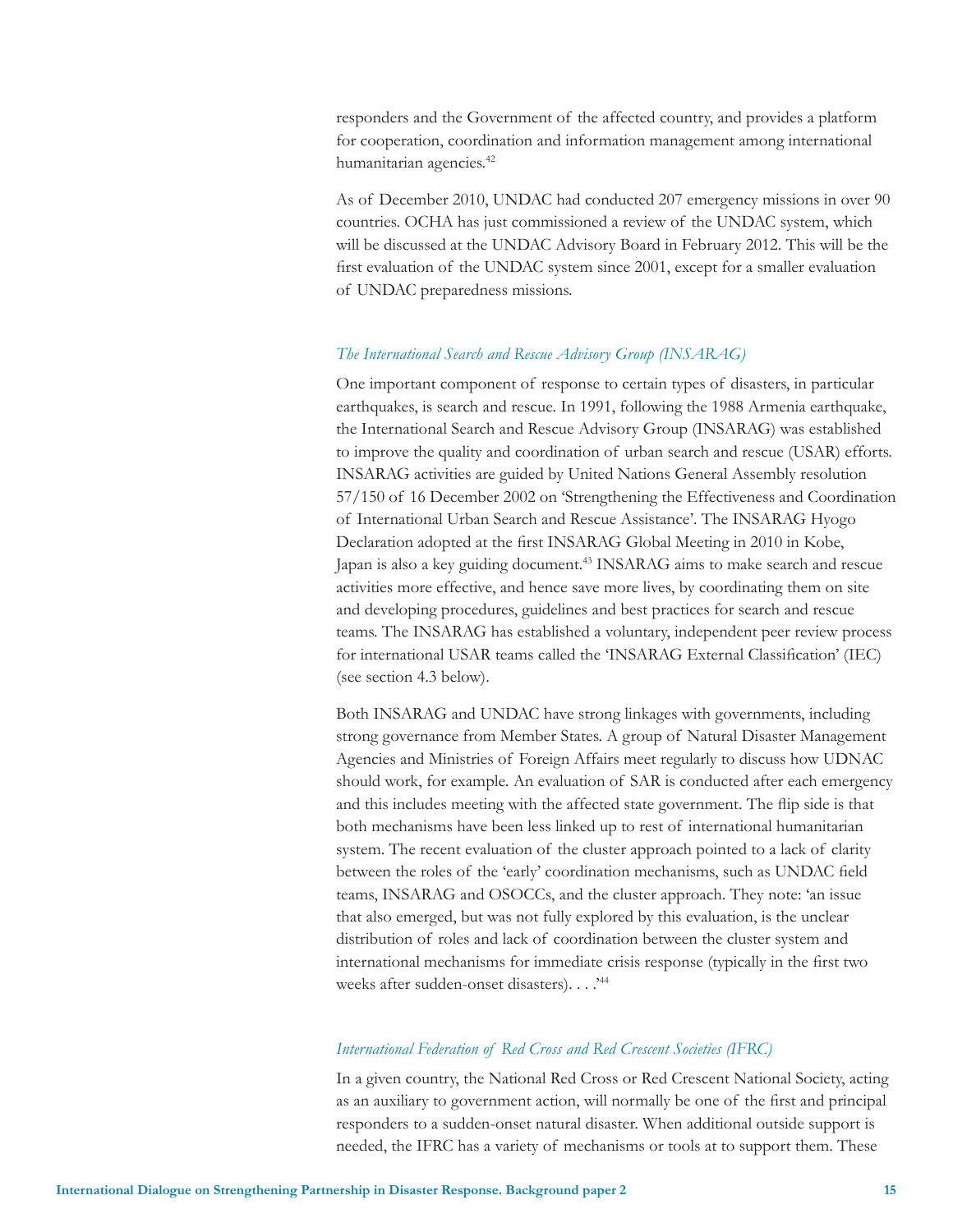responders and the Government of the affected country, and provides a platform for cooperation, coordination and information management among international humanitarian agencies.[42]

As of December 2010, UNDAC had conducted 207 emergency missions in over 90 countries. OCHA has just commissioned a review of the UNDAC system, which will be discussed at the UNDAC Advisory Board in February 2012. This will be the first evaluation of the UNDAC system since 2001, except for a smaller evaluation of UNDAC preparedness missions.

### *The International Search and Rescue Advisory Group (INSARAG)*

One important component of response to certain types of disasters, in particular earthquakes, is search and rescue. In 1991, following the 1988 Armenia earthquake, the International Search and Rescue Advisory Group (INSARAG) was established to improve the quality and coordination of urban search and rescue (USAR) efforts. INSARAG activities are guided by United Nations General Assembly resolution 57/150 of 16 December 2002 on 'Strengthening the Effectiveness and Coordination of International Urban Search and Rescue Assistance'. The INSARAG Hyogo Declaration adopted at the first INSARAG Global Meeting in 2010 in Kobe, Japan is also a key guiding document.[43] INSARAG aims to make search and rescue activities more effective, and hence save more lives, by coordinating them on site and developing procedures, guidelines and best practices for search and rescue teams. The INSARAG has established a voluntary, independent peer review process for international USAR teams called the 'INSARAG External Classification' (IEC) (see section 4.3 below).

Both INSARAG and UNDAC have strong linkages with governments, including strong governance from Member States. A group of Natural Disaster Management Agencies and Ministries of Foreign Affairs meet regularly to discuss how UDNAC should work, for example. An evaluation of SAR is conducted after each emergency and this includes meeting with the affected state government. The flip side is that both mechanisms have been less linked up to rest of international humanitarian system. The recent evaluation of the cluster approach pointed to a lack of clarity between the roles of the 'early' coordination mechanisms, such as UNDAC field teams, INSARAG and OSOCCs, and the cluster approach. They note: 'an issue that also emerged, but was not fully explored by this evaluation, is the unclear distribution of roles and lack of coordination between the cluster system and international mechanisms for immediate crisis response (typically in the first two weeks after sudden-onset disasters). . . .'[44]

### *International Federation of Red Cross and Red Crescent Societies (IFRC)*

In a given country, the National Red Cross or Red Crescent National Society, acting as an auxiliary to government action, will normally be one of the first and principal responders to a sudden-onset natural disaster. When additional outside support is needed, the IFRC has a variety of mechanisms or tools at to support them. These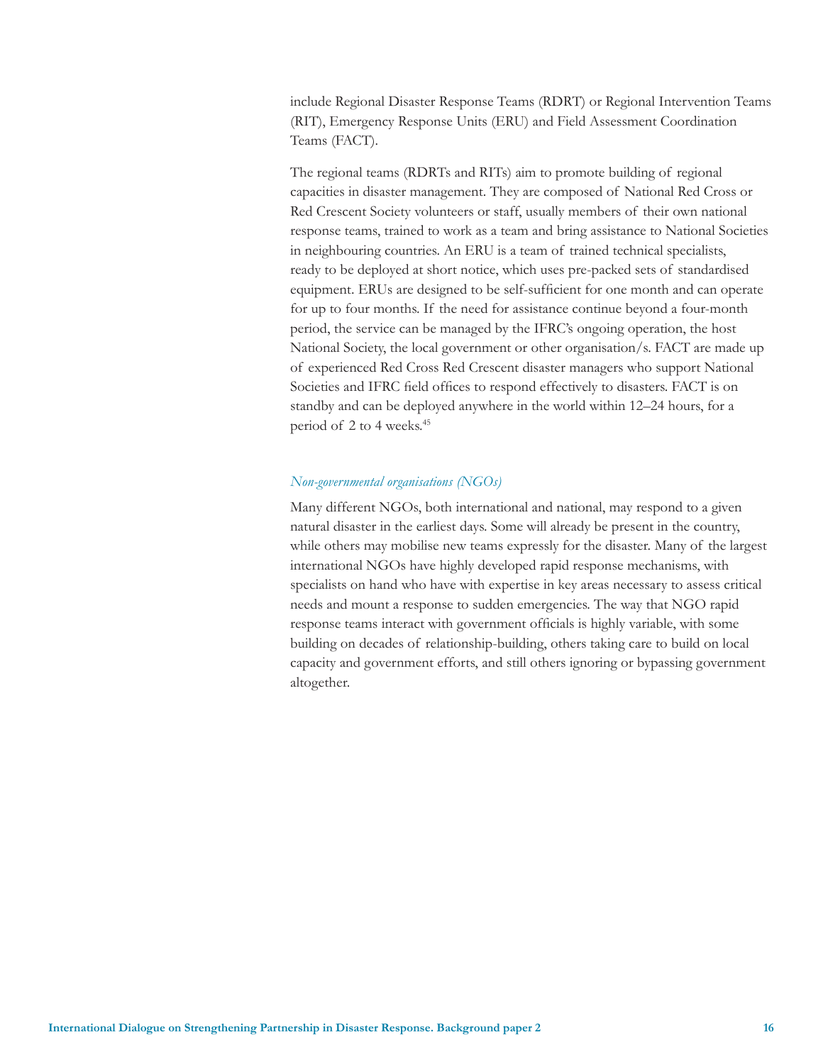include Regional Disaster Response Teams (RDRT) or Regional Intervention Teams (RIT), Emergency Response Units (ERU) and Field Assessment Coordination Teams (FACT).

The regional teams (RDRTs and RITs) aim to promote building of regional capacities in disaster management. They are composed of National Red Cross or Red Crescent Society volunteers or staff, usually members of their own national response teams, trained to work as a team and bring assistance to National Societies in neighbouring countries. An ERU is a team of trained technical specialists, ready to be deployed at short notice, which uses pre-packed sets of standardised equipment. ERUs are designed to be self-sufficient for one month and can operate for up to four months. If the need for assistance continue beyond a four-month period, the service can be managed by the IFRC's ongoing operation, the host National Society, the local government or other organisation/s. FACT are made up of experienced Red Cross Red Crescent disaster managers who support National Societies and IFRC field offices to respond effectively to disasters. FACT is on standby and can be deployed anywhere in the world within 12–24 hours, for a period of 2 to 4 weeks.[45]

*Non-governmental organisations (NGOs)*

Many different NGOs, both international and national, may respond to a given natural disaster in the earliest days. Some will already be present in the country, while others may mobilise new teams expressly for the disaster. Many of the largest international NGOs have highly developed rapid response mechanisms, with specialists on hand who have with expertise in key areas necessary to assess critical needs and mount a response to sudden emergencies. The way that NGO rapid response teams interact with government officials is highly variable, with some building on decades of relationship-building, others taking care to build on local capacity and government efforts, and still others ignoring or bypassing government altogether.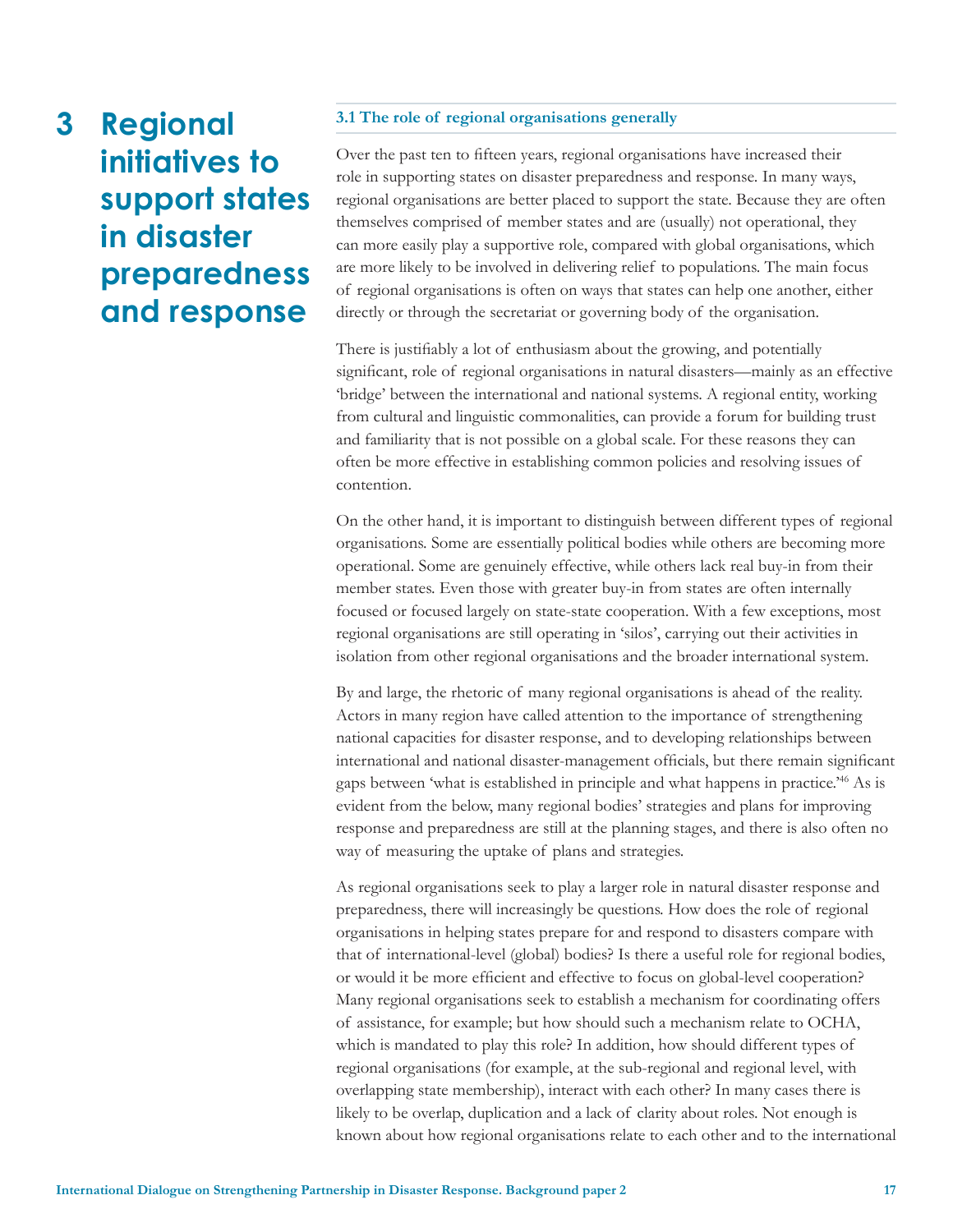# 3 Regional initiatives to support states in disaster preparedness and response

### 3.1 The role of regional organisations generally

Over the past ten to fifteen years, regional organisations have increased their role in supporting states on disaster preparedness and response. In many ways, regional organisations are better placed to support the state. Because they are often themselves comprised of member states and are (usually) not operational, they can more easily play a supportive role, compared with global organisations, which are more likely to be involved in delivering relief to populations. The main focus of regional organisations is often on ways that states can help one another, either directly or through the secretariat or governing body of the organisation.

There is justifiably a lot of enthusiasm about the growing, and potentially significant, role of regional organisations in natural disasters—mainly as an effective 'bridge' between the international and national systems. A regional entity, working from cultural and linguistic commonalities, can provide a forum for building trust and familiarity that is not possible on a global scale. For these reasons they can often be more effective in establishing common policies and resolving issues of contention.

On the other hand, it is important to distinguish between different types of regional organisations. Some are essentially political bodies while others are becoming more operational. Some are genuinely effective, while others lack real buy-in from their member states. Even those with greater buy-in from states are often internally focused or focused largely on state-state cooperation. With a few exceptions, most regional organisations are still operating in 'silos', carrying out their activities in isolation from other regional organisations and the broader international system.

By and large, the rhetoric of many regional organisations is ahead of the reality. Actors in many region have called attention to the importance of strengthening national capacities for disaster response, and to developing relationships between international and national disaster-management officials, but there remain significant gaps between 'what is established in principle and what happens in practice.'[46] As is evident from the below, many regional bodies' strategies and plans for improving response and preparedness are still at the planning stages, and there is also often no way of measuring the uptake of plans and strategies.

As regional organisations seek to play a larger role in natural disaster response and preparedness, there will increasingly be questions. How does the role of regional organisations in helping states prepare for and respond to disasters compare with that of international-level (global) bodies? Is there a useful role for regional bodies, or would it be more efficient and effective to focus on global-level cooperation? Many regional organisations seek to establish a mechanism for coordinating offers of assistance, for example; but how should such a mechanism relate to OCHA, which is mandated to play this role? In addition, how should different types of regional organisations (for example, at the sub-regional and regional level, with overlapping state membership), interact with each other? In many cases there is likely to be overlap, duplication and a lack of clarity about roles. Not enough is known about how regional organisations relate to each other and to the international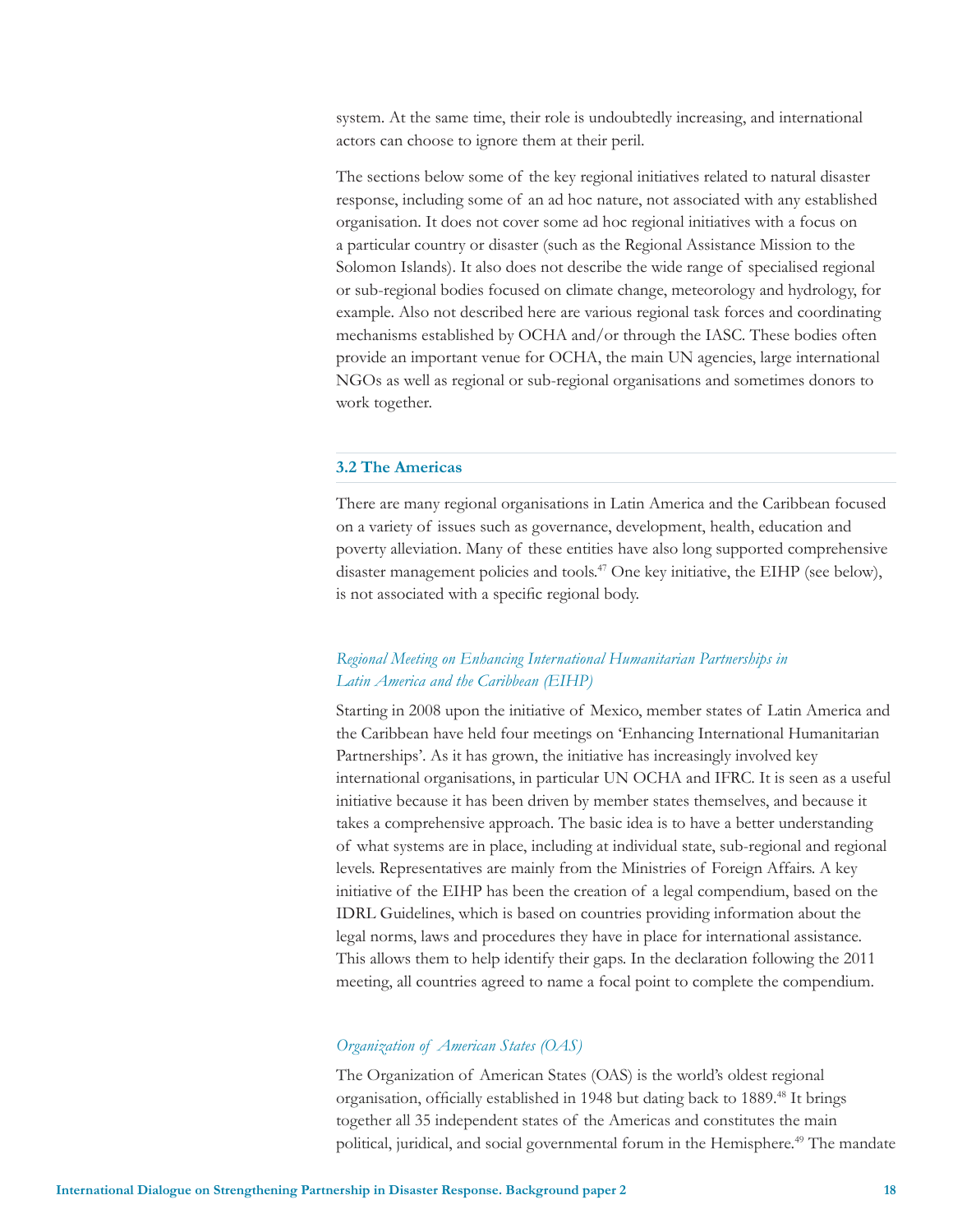system. At the same time, their role is undoubtedly increasing, and international actors can choose to ignore them at their peril.

The sections below some of the key regional initiatives related to natural disaster response, including some of an ad hoc nature, not associated with any established organisation. It does not cover some ad hoc regional initiatives with a focus on a particular country or disaster (such as the Regional Assistance Mission to the Solomon Islands). It also does not describe the wide range of specialised regional or sub-regional bodies focused on climate change, meteorology and hydrology, for example. Also not described here are various regional task forces and coordinating mechanisms established by OCHA and/or through the IASC. These bodies often provide an important venue for OCHA, the main UN agencies, large international NGOs as well as regional or sub-regional organisations and sometimes donors to work together.

## 3.2 The Americas

There are many regional organisations in Latin America and the Caribbean focused on a variety of issues such as governance, development, health, education and poverty alleviation. Many of these entities have also long supported comprehensive disaster management policies and tools.[47] One key initiative, the EIHP (see below), is not associated with a specific regional body.

### *Regional Meeting on Enhancing International Humanitarian Partnerships in Latin America and the Caribbean (EIHP)*

Starting in 2008 upon the initiative of Mexico, member states of Latin America and the Caribbean have held four meetings on 'Enhancing International Humanitarian Partnerships'. As it has grown, the initiative has increasingly involved key international organisations, in particular UN OCHA and IFRC. It is seen as a useful initiative because it has been driven by member states themselves, and because it takes a comprehensive approach. The basic idea is to have a better understanding of what systems are in place, including at individual state, sub-regional and regional levels. Representatives are mainly from the Ministries of Foreign Affairs. A key initiative of the EIHP has been the creation of a legal compendium, based on the IDRL Guidelines, which is based on countries providing information about the legal norms, laws and procedures they have in place for international assistance. This allows them to help identify their gaps. In the declaration following the 2011 meeting, all countries agreed to name a focal point to complete the compendium.

### *Organization of American States (OAS)*

The Organization of American States (OAS) is the world's oldest regional organisation, officially established in 1948 but dating back to 1889.[48] It brings together all 35 independent states of the Americas and constitutes the main political, juridical, and social governmental forum in the Hemisphere.[49] The mandate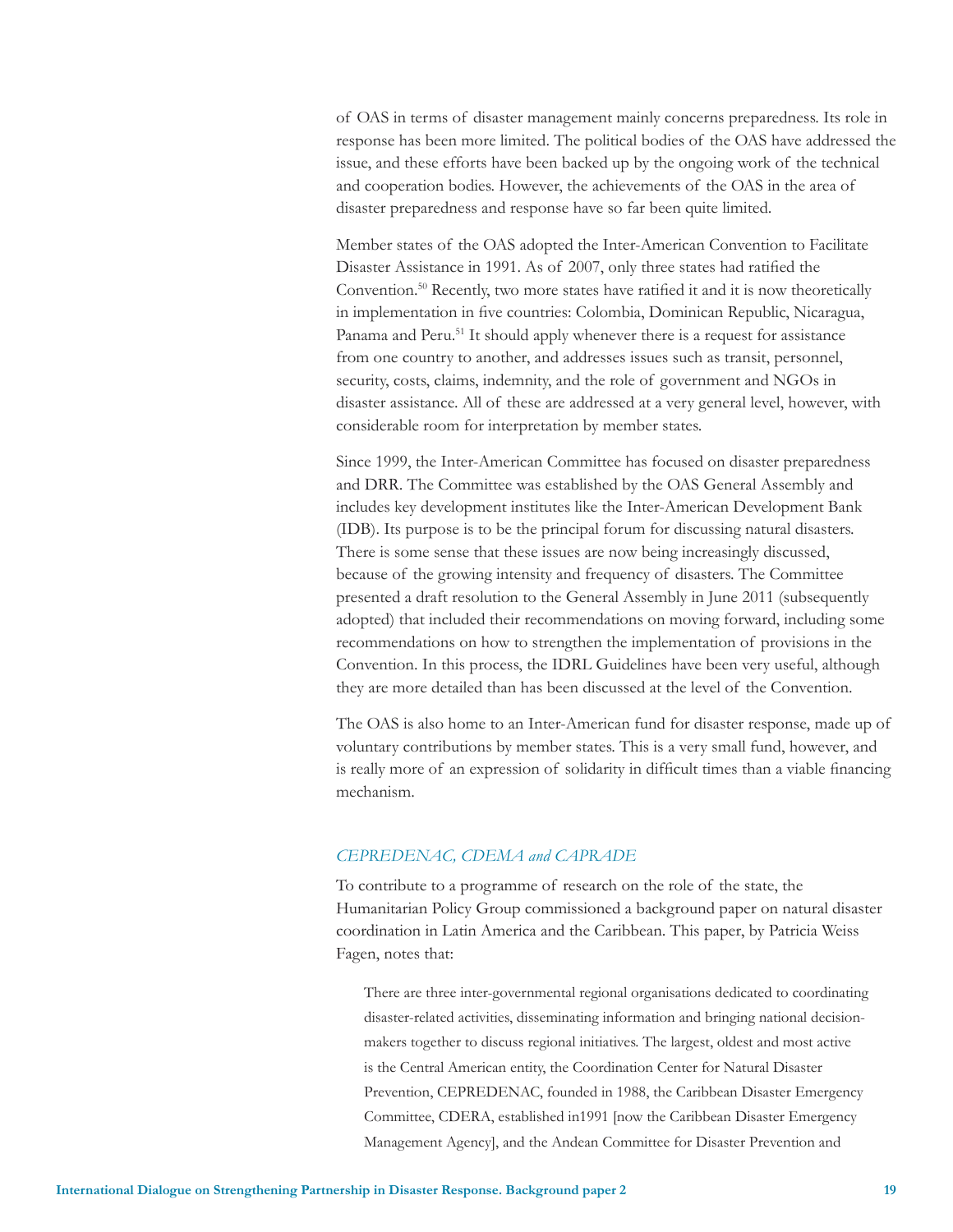of OAS in terms of disaster management mainly concerns preparedness. Its role in response has been more limited. The political bodies of the OAS have addressed the issue, and these efforts have been backed up by the ongoing work of the technical and cooperation bodies. However, the achievements of the OAS in the area of disaster preparedness and response have so far been quite limited.

Member states of the OAS adopted the Inter-American Convention to Facilitate Disaster Assistance in 1991. As of 2007, only three states had ratified the Convention.[50] Recently, two more states have ratified it and it is now theoretically in implementation in five countries: Colombia, Dominican Republic, Nicaragua, Panama and Peru.[51] It should apply whenever there is a request for assistance from one country to another, and addresses issues such as transit, personnel, security, costs, claims, indemnity, and the role of government and NGOs in disaster assistance. All of these are addressed at a very general level, however, with considerable room for interpretation by member states.

Since 1999, the Inter-American Committee has focused on disaster preparedness and DRR. The Committee was established by the OAS General Assembly and includes key development institutes like the Inter-American Development Bank (IDB). Its purpose is to be the principal forum for discussing natural disasters. There is some sense that these issues are now being increasingly discussed, because of the growing intensity and frequency of disasters. The Committee presented a draft resolution to the General Assembly in June 2011 (subsequently adopted) that included their recommendations on moving forward, including some recommendations on how to strengthen the implementation of provisions in the Convention. In this process, the IDRL Guidelines have been very useful, although they are more detailed than has been discussed at the level of the Convention.

The OAS is also home to an Inter-American fund for disaster response, made up of voluntary contributions by member states. This is a very small fund, however, and is really more of an expression of solidarity in difficult times than a viable financing mechanism.

### *CEPREDENAC, CDEMA and CAPRADE*

To contribute to a programme of research on the role of the state, the Humanitarian Policy Group commissioned a background paper on natural disaster coordination in Latin America and the Caribbean. This paper, by Patricia Weiss Fagen, notes that:

> There are three inter-governmental regional organisations dedicated to coordinating disaster-related activities, disseminating information and bringing national decision-makers together to discuss regional initiatives. The largest, oldest and most active is the Central American entity, the Coordination Center for Natural Disaster Prevention, CEPREDENAC, founded in 1988, the Caribbean Disaster Emergency Committee, CDERA, established in1991 [now the Caribbean Disaster Emergency Management Agency], and the Andean Committee for Disaster Prevention and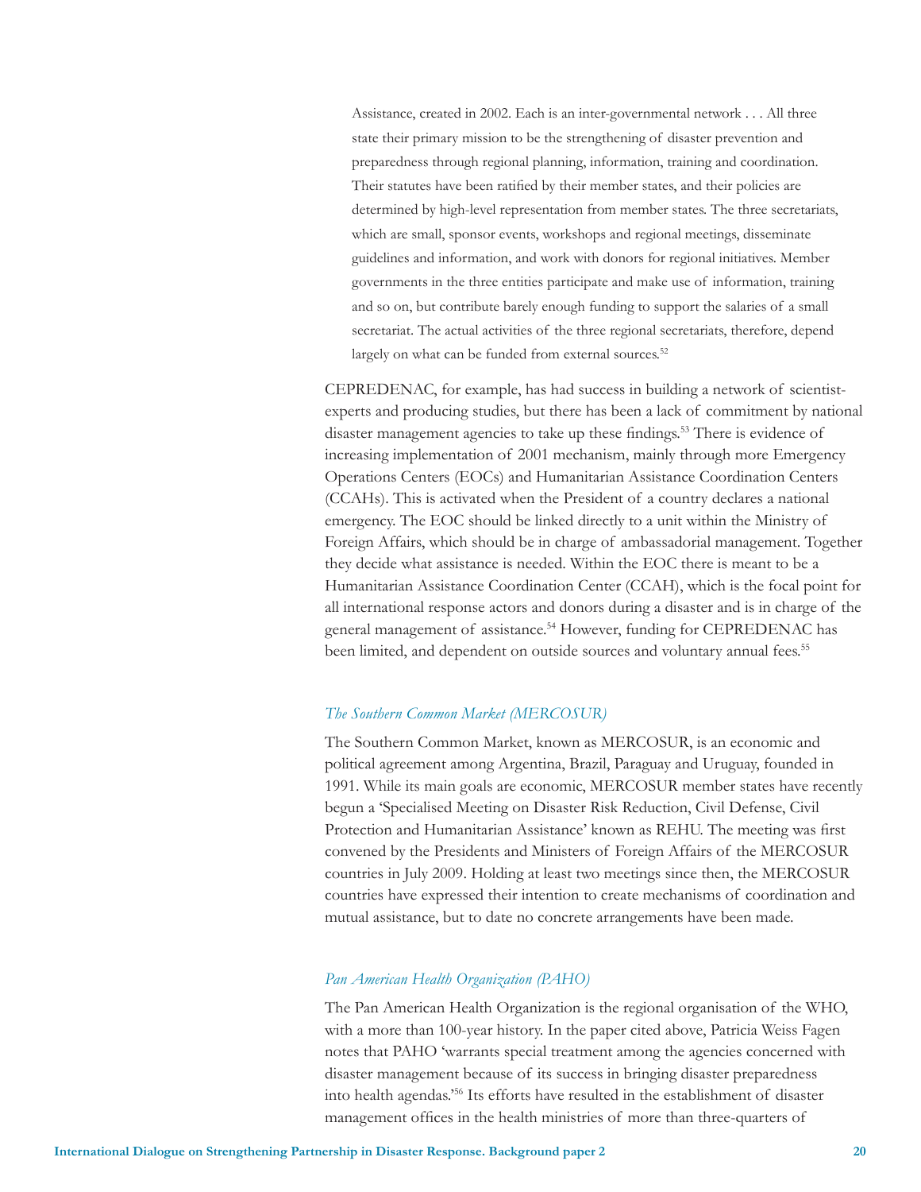> Assistance, created in 2002. Each is an inter-governmental network . . . All three state their primary mission to be the strengthening of disaster prevention and preparedness through regional planning, information, training and coordination. Their statutes have been ratified by their member states, and their policies are determined by high-level representation from member states. The three secretariats, which are small, sponsor events, workshops and regional meetings, disseminate guidelines and information, and work with donors for regional initiatives. Member governments in the three entities participate and make use of information, training and so on, but contribute barely enough funding to support the salaries of a small secretariat. The actual activities of the three regional secretariats, therefore, depend largely on what can be funded from external sources.[52]

CEPREDENAC, for example, has had success in building a network of scientist-experts and producing studies, but there has been a lack of commitment by national disaster management agencies to take up these findings.[53] There is evidence of increasing implementation of 2001 mechanism, mainly through more Emergency Operations Centers (EOCs) and Humanitarian Assistance Coordination Centers (CCAHs). This is activated when the President of a country declares a national emergency. The EOC should be linked directly to a unit within the Ministry of Foreign Affairs, which should be in charge of ambassadorial management. Together they decide what assistance is needed. Within the EOC there is meant to be a Humanitarian Assistance Coordination Center (CCAH), which is the focal point for all international response actors and donors during a disaster and is in charge of the general management of assistance.[54] However, funding for CEPREDENAC has been limited, and dependent on outside sources and voluntary annual fees.[55]

### *The Southern Common Market (MERCOSUR)*

The Southern Common Market, known as MERCOSUR, is an economic and political agreement among Argentina, Brazil, Paraguay and Uruguay, founded in 1991. While its main goals are economic, MERCOSUR member states have recently begun a 'Specialised Meeting on Disaster Risk Reduction, Civil Defense, Civil Protection and Humanitarian Assistance' known as REHU. The meeting was first convened by the Presidents and Ministers of Foreign Affairs of the MERCOSUR countries in July 2009. Holding at least two meetings since then, the MERCOSUR countries have expressed their intention to create mechanisms of coordination and mutual assistance, but to date no concrete arrangements have been made.

### *Pan American Health Organization (PAHO)*

The Pan American Health Organization is the regional organisation of the WHO, with a more than 100-year history. In the paper cited above, Patricia Weiss Fagen notes that PAHO 'warrants special treatment among the agencies concerned with disaster management because of its success in bringing disaster preparedness into health agendas.'[56] Its efforts have resulted in the establishment of disaster management offices in the health ministries of more than three-quarters of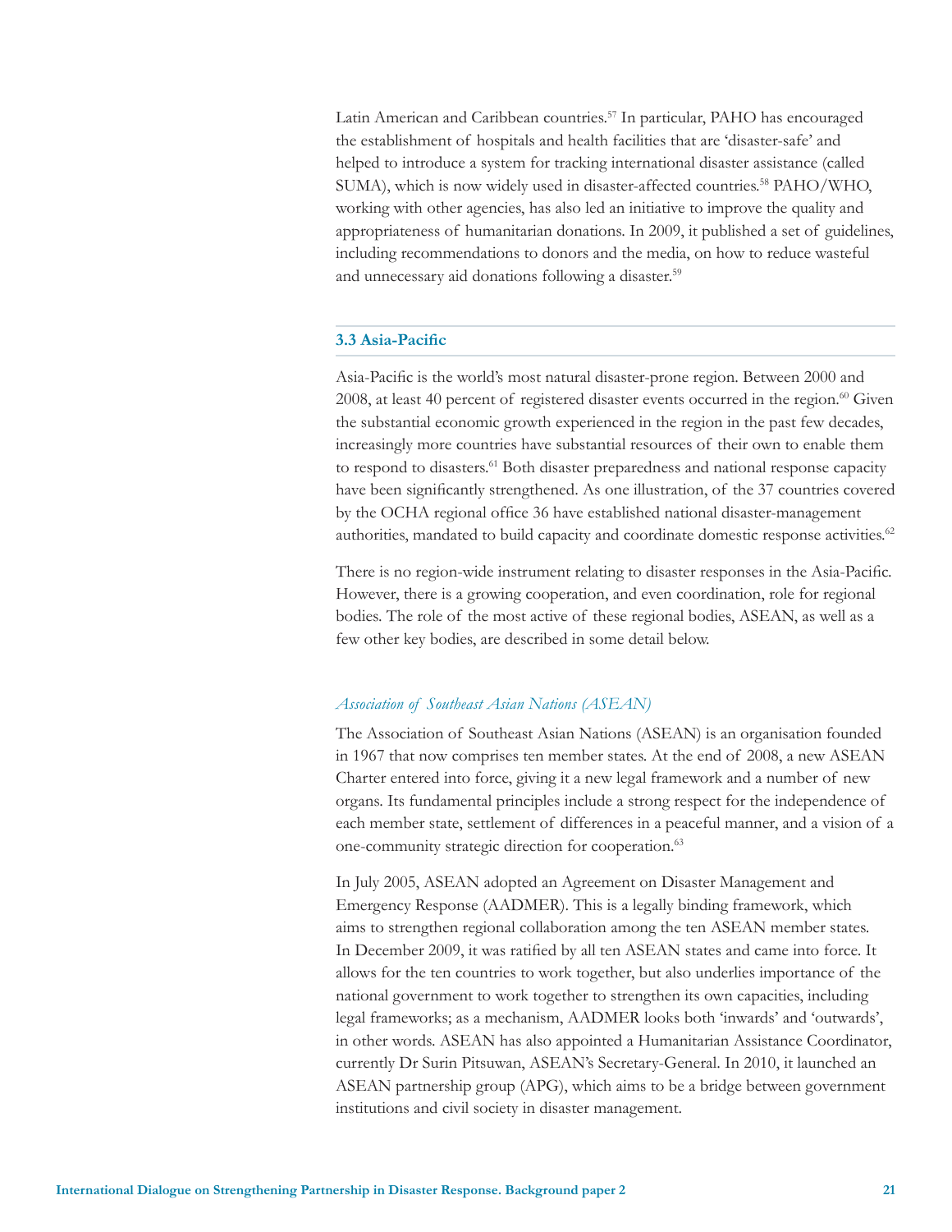Latin American and Caribbean countries.[57] In particular, PAHO has encouraged the establishment of hospitals and health facilities that are 'disaster-safe' and helped to introduce a system for tracking international disaster assistance (called SUMA), which is now widely used in disaster-affected countries.[58] PAHO/WHO, working with other agencies, has also led an initiative to improve the quality and appropriateness of humanitarian donations. In 2009, it published a set of guidelines, including recommendations to donors and the media, on how to reduce wasteful and unnecessary aid donations following a disaster.[59]

### 3.3 Asia-Pacific

Asia-Pacific is the world's most natural disaster-prone region. Between 2000 and 2008, at least 40 percent of registered disaster events occurred in the region.[60] Given the substantial economic growth experienced in the region in the past few decades, increasingly more countries have substantial resources of their own to enable them to respond to disasters.[61] Both disaster preparedness and national response capacity have been significantly strengthened. As one illustration, of the 37 countries covered by the OCHA regional office 36 have established national disaster-management authorities, mandated to build capacity and coordinate domestic response activities.[62]

There is no region-wide instrument relating to disaster responses in the Asia-Pacific. However, there is a growing cooperation, and even coordination, role for regional bodies. The role of the most active of these regional bodies, ASEAN, as well as a few other key bodies, are described in some detail below.

*Association of Southeast Asian Nations (ASEAN)*

The Association of Southeast Asian Nations (ASEAN) is an organisation founded in 1967 that now comprises ten member states. At the end of 2008, a new ASEAN Charter entered into force, giving it a new legal framework and a number of new organs. Its fundamental principles include a strong respect for the independence of each member state, settlement of differences in a peaceful manner, and a vision of a one-community strategic direction for cooperation.[63]

In July 2005, ASEAN adopted an Agreement on Disaster Management and Emergency Response (AADMER). This is a legally binding framework, which aims to strengthen regional collaboration among the ten ASEAN member states. In December 2009, it was ratified by all ten ASEAN states and came into force. It allows for the ten countries to work together, but also underlies importance of the national government to work together to strengthen its own capacities, including legal frameworks; as a mechanism, AADMER looks both 'inwards' and 'outwards', in other words. ASEAN has also appointed a Humanitarian Assistance Coordinator, currently Dr Surin Pitsuwan, ASEAN's Secretary-General. In 2010, it launched an ASEAN partnership group (APG), which aims to be a bridge between government institutions and civil society in disaster management.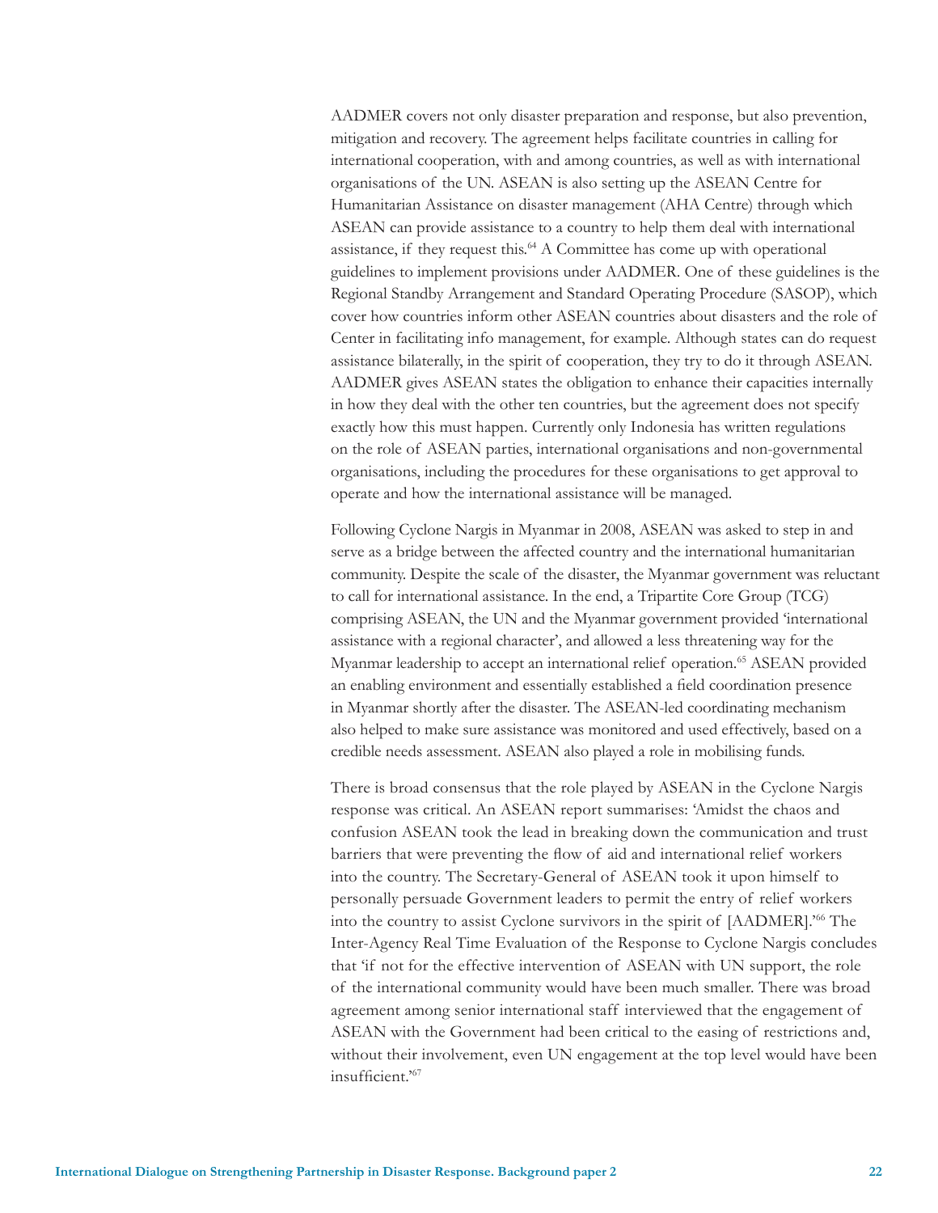AADMER covers not only disaster preparation and response, but also prevention, mitigation and recovery. The agreement helps facilitate countries in calling for international cooperation, with and among countries, as well as with international organisations of the UN. ASEAN is also setting up the ASEAN Centre for Humanitarian Assistance on disaster management (AHA Centre) through which ASEAN can provide assistance to a country to help them deal with international assistance, if they request this.[64] A Committee has come up with operational guidelines to implement provisions under AADMER. One of these guidelines is the Regional Standby Arrangement and Standard Operating Procedure (SASOP), which cover how countries inform other ASEAN countries about disasters and the role of Center in facilitating info management, for example. Although states can do request assistance bilaterally, in the spirit of cooperation, they try to do it through ASEAN. AADMER gives ASEAN states the obligation to enhance their capacities internally in how they deal with the other ten countries, but the agreement does not specify exactly how this must happen. Currently only Indonesia has written regulations on the role of ASEAN parties, international organisations and non-governmental organisations, including the procedures for these organisations to get approval to operate and how the international assistance will be managed.

Following Cyclone Nargis in Myanmar in 2008, ASEAN was asked to step in and serve as a bridge between the affected country and the international humanitarian community. Despite the scale of the disaster, the Myanmar government was reluctant to call for international assistance. In the end, a Tripartite Core Group (TCG) comprising ASEAN, the UN and the Myanmar government provided 'international assistance with a regional character', and allowed a less threatening way for the Myanmar leadership to accept an international relief operation.[65] ASEAN provided an enabling environment and essentially established a field coordination presence in Myanmar shortly after the disaster. The ASEAN-led coordinating mechanism also helped to make sure assistance was monitored and used effectively, based on a credible needs assessment. ASEAN also played a role in mobilising funds.

There is broad consensus that the role played by ASEAN in the Cyclone Nargis response was critical. An ASEAN report summarises: 'Amidst the chaos and confusion ASEAN took the lead in breaking down the communication and trust barriers that were preventing the flow of aid and international relief workers into the country. The Secretary-General of ASEAN took it upon himself to personally persuade Government leaders to permit the entry of relief workers into the country to assist Cyclone survivors in the spirit of [AADMER].'[66] The Inter-Agency Real Time Evaluation of the Response to Cyclone Nargis concludes that 'if not for the effective intervention of ASEAN with UN support, the role of the international community would have been much smaller. There was broad agreement among senior international staff interviewed that the engagement of ASEAN with the Government had been critical to the easing of restrictions and, without their involvement, even UN engagement at the top level would have been insufficient.'[67]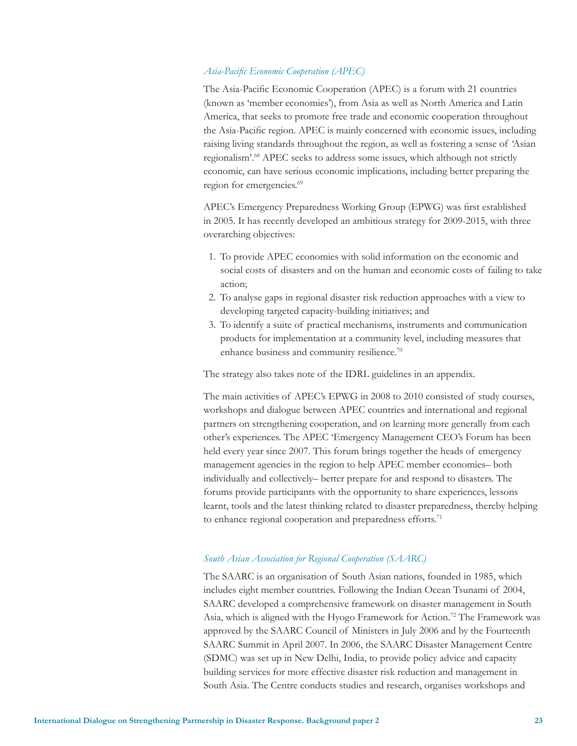*Asia-Pacific Economic Cooperation (APEC)*

The Asia-Pacific Economic Cooperation (APEC) is a forum with 21 countries (known as 'member economies'), from Asia as well as North America and Latin America, that seeks to promote free trade and economic cooperation throughout the Asia-Pacific region. APEC is mainly concerned with economic issues, including raising living standards throughout the region, as well as fostering a sense of 'Asian regionalism'.[68] APEC seeks to address some issues, which although not strictly economic, can have serious economic implications, including better preparing the region for emergencies.[69]

APEC's Emergency Preparedness Working Group (EPWG) was first established in 2005. It has recently developed an ambitious strategy for 2009-2015, with three overarching objectives:

1. To provide APEC economies with solid information on the economic and social costs of disasters and on the human and economic costs of failing to take action;
2. To analyse gaps in regional disaster risk reduction approaches with a view to developing targeted capacity-building initiatives; and
3. To identify a suite of practical mechanisms, instruments and communication products for implementation at a community level, including measures that enhance business and community resilience.[70]

The strategy also takes note of the IDRL guidelines in an appendix.

The main activities of APEC's EPWG in 2008 to 2010 consisted of study courses, workshops and dialogue between APEC countries and international and regional partners on strengthening cooperation, and on learning more generally from each other's experiences. The APEC 'Emergency Management CEO's Forum has been held every year since 2007. This forum brings together the heads of emergency management agencies in the region to help APEC member economies– both individually and collectively– better prepare for and respond to disasters. The forums provide participants with the opportunity to share experiences, lessons learnt, tools and the latest thinking related to disaster preparedness, thereby helping to enhance regional cooperation and preparedness efforts.[71]

*South Asian Association for Regional Cooperation (SAARC)*

The SAARC is an organisation of South Asian nations, founded in 1985, which includes eight member countries. Following the Indian Ocean Tsunami of 2004, SAARC developed a comprehensive framework on disaster management in South Asia, which is aligned with the Hyogo Framework for Action.[72] The Framework was approved by the SAARC Council of Ministers in July 2006 and by the Fourteenth SAARC Summit in April 2007. In 2006, the SAARC Disaster Management Centre (SDMC) was set up in New Delhi, India, to provide policy advice and capacity building services for more effective disaster risk reduction and management in South Asia. The Centre conducts studies and research, organises workshops and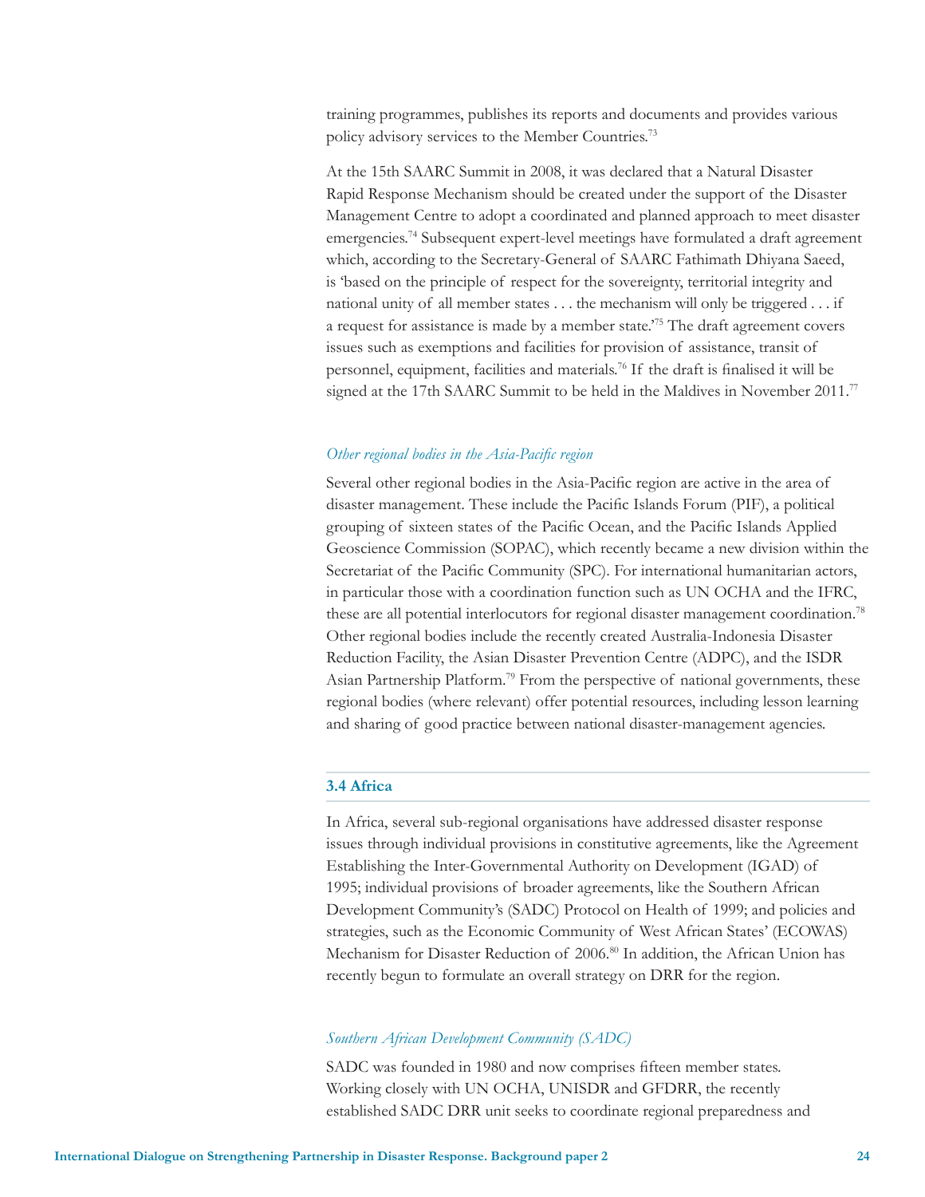training programmes, publishes its reports and documents and provides various policy advisory services to the Member Countries.[73]

At the 15th SAARC Summit in 2008, it was declared that a Natural Disaster Rapid Response Mechanism should be created under the support of the Disaster Management Centre to adopt a coordinated and planned approach to meet disaster emergencies.[74] Subsequent expert-level meetings have formulated a draft agreement which, according to the Secretary-General of SAARC Fathimath Dhiyana Saeed, is 'based on the principle of respect for the sovereignty, territorial integrity and national unity of all member states . . . the mechanism will only be triggered . . . if a request for assistance is made by a member state.'[75] The draft agreement covers issues such as exemptions and facilities for provision of assistance, transit of personnel, equipment, facilities and materials.[76] If the draft is finalised it will be signed at the 17th SAARC Summit to be held in the Maldives in November 2011.[77]

*Other regional bodies in the Asia-Pacific region*

Several other regional bodies in the Asia-Pacific region are active in the area of disaster management. These include the Pacific Islands Forum (PIF), a political grouping of sixteen states of the Pacific Ocean, and the Pacific Islands Applied Geoscience Commission (SOPAC), which recently became a new division within the Secretariat of the Pacific Community (SPC). For international humanitarian actors, in particular those with a coordination function such as UN OCHA and the IFRC, these are all potential interlocutors for regional disaster management coordination.[78] Other regional bodies include the recently created Australia-Indonesia Disaster Reduction Facility, the Asian Disaster Prevention Centre (ADPC), and the ISDR Asian Partnership Platform.[79] From the perspective of national governments, these regional bodies (where relevant) offer potential resources, including lesson learning and sharing of good practice between national disaster-management agencies.

## 3.4 Africa

In Africa, several sub-regional organisations have addressed disaster response issues through individual provisions in constitutive agreements, like the Agreement Establishing the Inter-Governmental Authority on Development (IGAD) of 1995; individual provisions of broader agreements, like the Southern African Development Community's (SADC) Protocol on Health of 1999; and policies and strategies, such as the Economic Community of West African States' (ECOWAS) Mechanism for Disaster Reduction of 2006.[80] In addition, the African Union has recently begun to formulate an overall strategy on DRR for the region.

*Southern African Development Community (SADC)*

SADC was founded in 1980 and now comprises fifteen member states. Working closely with UN OCHA, UNISDR and GFDRR, the recently established SADC DRR unit seeks to coordinate regional preparedness and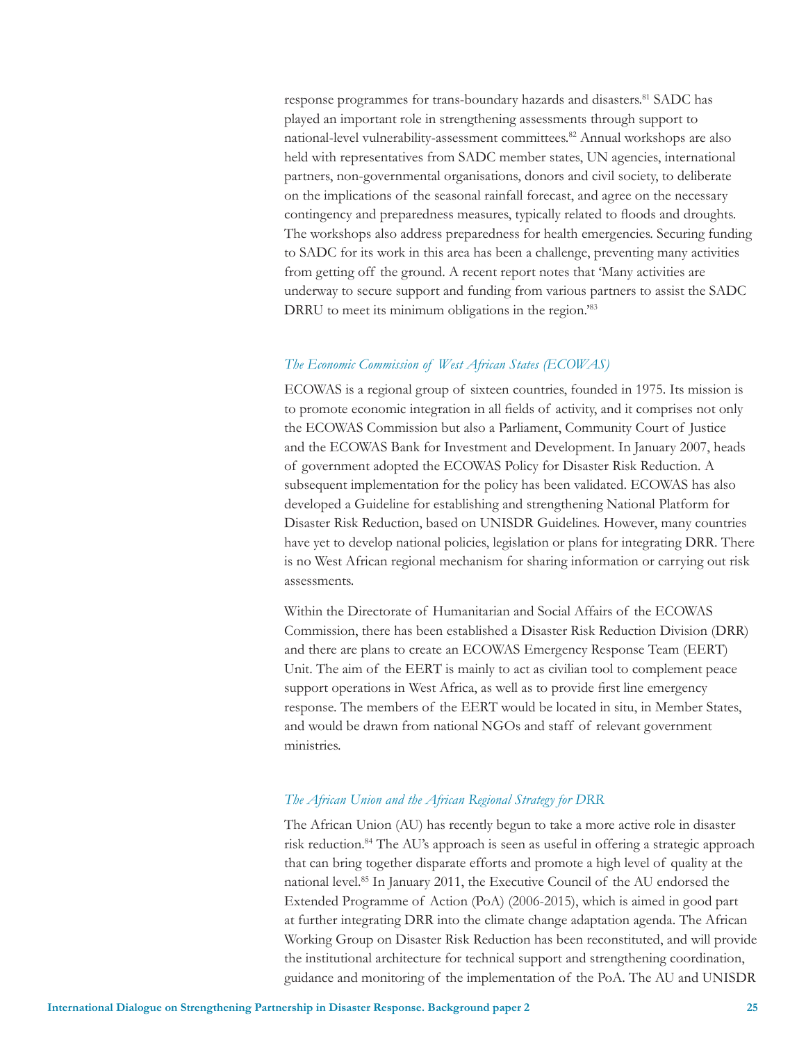response programmes for trans-boundary hazards and disasters.[81] SADC has played an important role in strengthening assessments through support to national-level vulnerability-assessment committees.[82] Annual workshops are also held with representatives from SADC member states, UN agencies, international partners, non-governmental organisations, donors and civil society, to deliberate on the implications of the seasonal rainfall forecast, and agree on the necessary contingency and preparedness measures, typically related to floods and droughts. The workshops also address preparedness for health emergencies. Securing funding to SADC for its work in this area has been a challenge, preventing many activities from getting off the ground. A recent report notes that 'Many activities are underway to secure support and funding from various partners to assist the SADC DRRU to meet its minimum obligations in the region.'[83]

### *The Economic Commission of West African States (ECOWAS)*

ECOWAS is a regional group of sixteen countries, founded in 1975. Its mission is to promote economic integration in all fields of activity, and it comprises not only the ECOWAS Commission but also a Parliament, Community Court of Justice and the ECOWAS Bank for Investment and Development. In January 2007, heads of government adopted the ECOWAS Policy for Disaster Risk Reduction. A subsequent implementation for the policy has been validated. ECOWAS has also developed a Guideline for establishing and strengthening National Platform for Disaster Risk Reduction, based on UNISDR Guidelines. However, many countries have yet to develop national policies, legislation or plans for integrating DRR. There is no West African regional mechanism for sharing information or carrying out risk assessments.

Within the Directorate of Humanitarian and Social Affairs of the ECOWAS Commission, there has been established a Disaster Risk Reduction Division (DRR) and there are plans to create an ECOWAS Emergency Response Team (EERT) Unit. The aim of the EERT is mainly to act as civilian tool to complement peace support operations in West Africa, as well as to provide first line emergency response. The members of the EERT would be located in situ, in Member States, and would be drawn from national NGOs and staff of relevant government ministries.

### *The African Union and the African Regional Strategy for DRR*

The African Union (AU) has recently begun to take a more active role in disaster risk reduction.[84] The AU's approach is seen as useful in offering a strategic approach that can bring together disparate efforts and promote a high level of quality at the national level.[85] In January 2011, the Executive Council of the AU endorsed the Extended Programme of Action (PoA) (2006-2015), which is aimed in good part at further integrating DRR into the climate change adaptation agenda. The African Working Group on Disaster Risk Reduction has been reconstituted, and will provide the institutional architecture for technical support and strengthening coordination, guidance and monitoring of the implementation of the PoA. The AU and UNISDR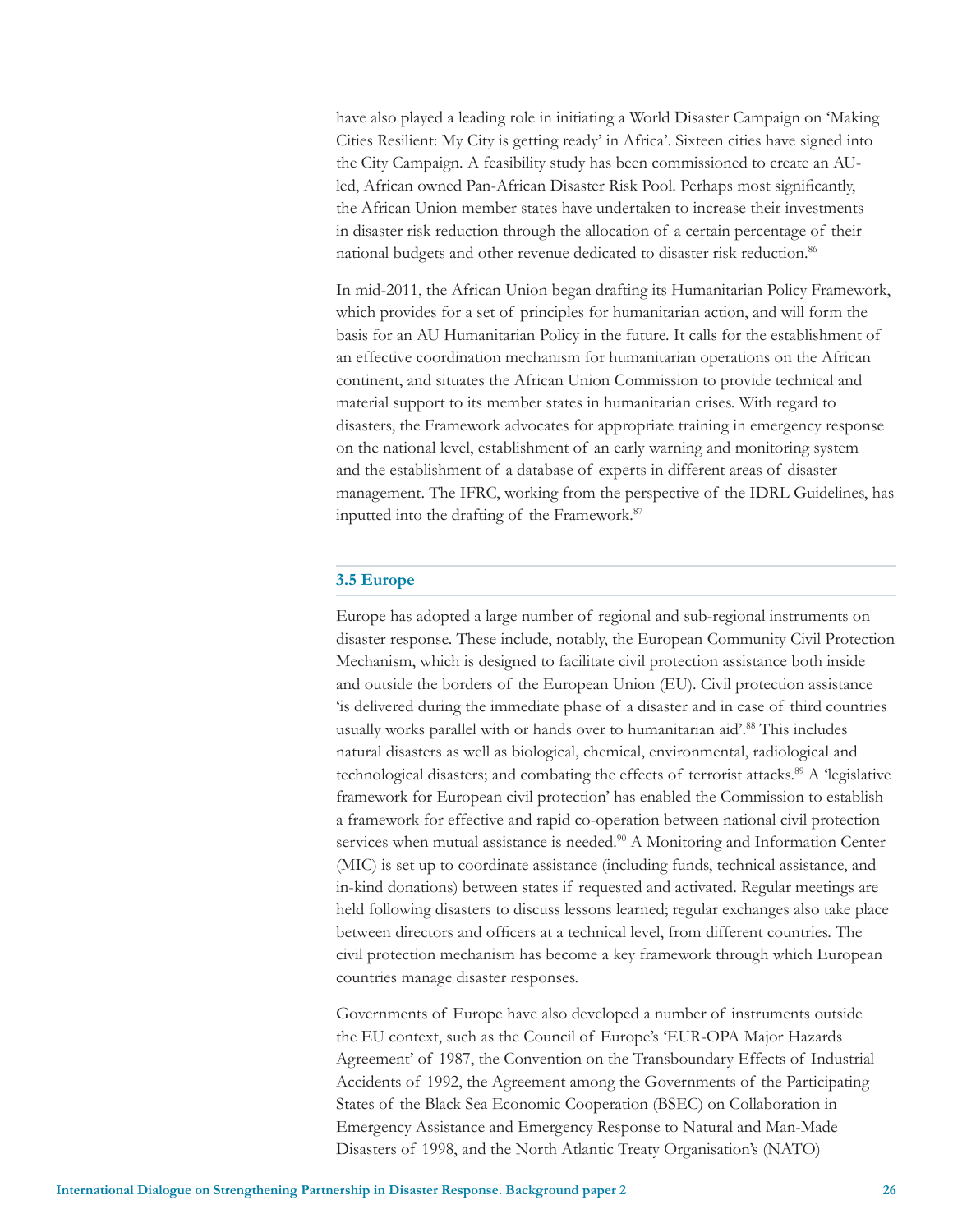have also played a leading role in initiating a World Disaster Campaign on 'Making Cities Resilient: My City is getting ready' in Africa'. Sixteen cities have signed into the City Campaign. A feasibility study has been commissioned to create an AU-led, African owned Pan-African Disaster Risk Pool. Perhaps most significantly, the African Union member states have undertaken to increase their investments in disaster risk reduction through the allocation of a certain percentage of their national budgets and other revenue dedicated to disaster risk reduction.[86]

In mid-2011, the African Union began drafting its Humanitarian Policy Framework, which provides for a set of principles for humanitarian action, and will form the basis for an AU Humanitarian Policy in the future. It calls for the establishment of an effective coordination mechanism for humanitarian operations on the African continent, and situates the African Union Commission to provide technical and material support to its member states in humanitarian crises. With regard to disasters, the Framework advocates for appropriate training in emergency response on the national level, establishment of an early warning and monitoring system and the establishment of a database of experts in different areas of disaster management. The IFRC, working from the perspective of the IDRL Guidelines, has inputted into the drafting of the Framework.[87]

### 3.5 Europe

Europe has adopted a large number of regional and sub-regional instruments on disaster response. These include, notably, the European Community Civil Protection Mechanism, which is designed to facilitate civil protection assistance both inside and outside the borders of the European Union (EU). Civil protection assistance 'is delivered during the immediate phase of a disaster and in case of third countries usually works parallel with or hands over to humanitarian aid'.[88] This includes natural disasters as well as biological, chemical, environmental, radiological and technological disasters; and combating the effects of terrorist attacks.[89] A 'legislative framework for European civil protection' has enabled the Commission to establish a framework for effective and rapid co-operation between national civil protection services when mutual assistance is needed.[90] A Monitoring and Information Center (MIC) is set up to coordinate assistance (including funds, technical assistance, and in-kind donations) between states if requested and activated. Regular meetings are held following disasters to discuss lessons learned; regular exchanges also take place between directors and officers at a technical level, from different countries. The civil protection mechanism has become a key framework through which European countries manage disaster responses.

Governments of Europe have also developed a number of instruments outside the EU context, such as the Council of Europe's 'EUR-OPA Major Hazards Agreement' of 1987, the Convention on the Transboundary Effects of Industrial Accidents of 1992, the Agreement among the Governments of the Participating States of the Black Sea Economic Cooperation (BSEC) on Collaboration in Emergency Assistance and Emergency Response to Natural and Man-Made Disasters of 1998, and the North Atlantic Treaty Organisation's (NATO)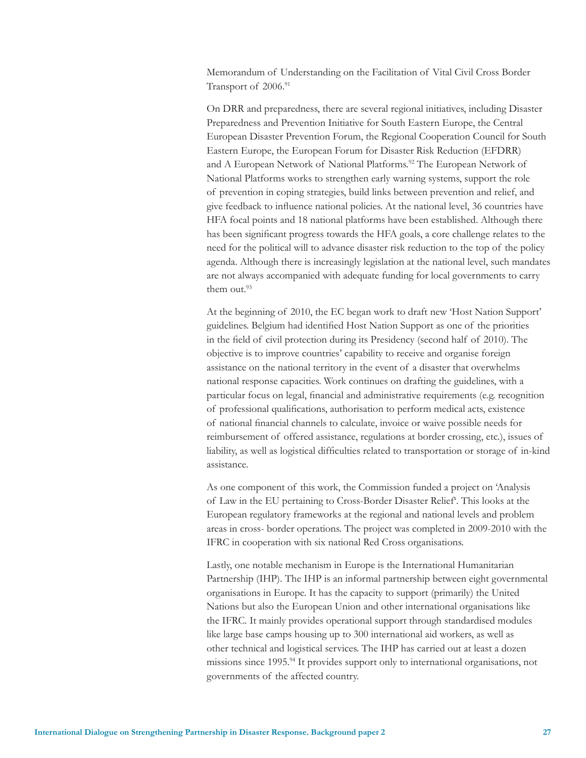Memorandum of Understanding on the Facilitation of Vital Civil Cross Border Transport of 2006.[91]

On DRR and preparedness, there are several regional initiatives, including Disaster Preparedness and Prevention Initiative for South Eastern Europe, the Central European Disaster Prevention Forum, the Regional Cooperation Council for South Eastern Europe, the European Forum for Disaster Risk Reduction (EFDRR) and A European Network of National Platforms.[92] The European Network of National Platforms works to strengthen early warning systems, support the role of prevention in coping strategies, build links between prevention and relief, and give feedback to influence national policies. At the national level, 36 countries have HFA focal points and 18 national platforms have been established. Although there has been significant progress towards the HFA goals, a core challenge relates to the need for the political will to advance disaster risk reduction to the top of the policy agenda. Although there is increasingly legislation at the national level, such mandates are not always accompanied with adequate funding for local governments to carry them out.[93]

At the beginning of 2010, the EC began work to draft new 'Host Nation Support' guidelines. Belgium had identified Host Nation Support as one of the priorities in the field of civil protection during its Presidency (second half of 2010). The objective is to improve countries' capability to receive and organise foreign assistance on the national territory in the event of a disaster that overwhelms national response capacities. Work continues on drafting the guidelines, with a particular focus on legal, financial and administrative requirements (e.g. recognition of professional qualifications, authorisation to perform medical acts, existence of national financial channels to calculate, invoice or waive possible needs for reimbursement of offered assistance, regulations at border crossing, etc.), issues of liability, as well as logistical difficulties related to transportation or storage of in-kind assistance.

As one component of this work, the Commission funded a project on 'Analysis of Law in the EU pertaining to Cross-Border Disaster Relief'. This looks at the European regulatory frameworks at the regional and national levels and problem areas in cross- border operations. The project was completed in 2009-2010 with the IFRC in cooperation with six national Red Cross organisations.

Lastly, one notable mechanism in Europe is the International Humanitarian Partnership (IHP). The IHP is an informal partnership between eight governmental organisations in Europe. It has the capacity to support (primarily) the United Nations but also the European Union and other international organisations like the IFRC. It mainly provides operational support through standardised modules like large base camps housing up to 300 international aid workers, as well as other technical and logistical services. The IHP has carried out at least a dozen missions since 1995.[94] It provides support only to international organisations, not governments of the affected country.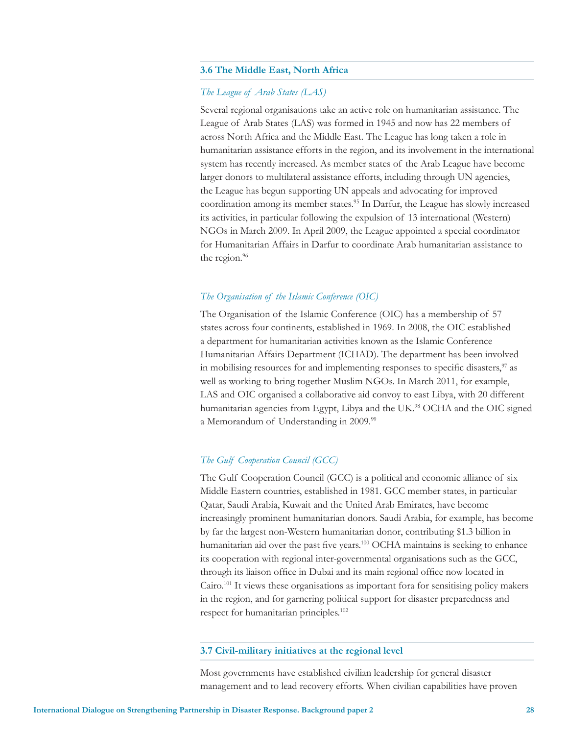## 3.6 The Middle East, North Africa

*The League of Arab States (LAS)*

Several regional organisations take an active role on humanitarian assistance. The League of Arab States (LAS) was formed in 1945 and now has 22 members of across North Africa and the Middle East. The League has long taken a role in humanitarian assistance efforts in the region, and its involvement in the international system has recently increased. As member states of the Arab League have become larger donors to multilateral assistance efforts, including through UN agencies, the League has begun supporting UN appeals and advocating for improved coordination among its member states.[95] In Darfur, the League has slowly increased its activities, in particular following the expulsion of 13 international (Western) NGOs in March 2009. In April 2009, the League appointed a special coordinator for Humanitarian Affairs in Darfur to coordinate Arab humanitarian assistance to the region.[96]

*The Organisation of the Islamic Conference (OIC)*

The Organisation of the Islamic Conference (OIC) has a membership of 57 states across four continents, established in 1969. In 2008, the OIC established a department for humanitarian activities known as the Islamic Conference Humanitarian Affairs Department (ICHAD). The department has been involved in mobilising resources for and implementing responses to specific disasters,[97] as well as working to bring together Muslim NGOs. In March 2011, for example, LAS and OIC organised a collaborative aid convoy to east Libya, with 20 different humanitarian agencies from Egypt, Libya and the UK.[98] OCHA and the OIC signed a Memorandum of Understanding in 2009.[99]

*The Gulf Cooperation Council (GCC)*

The Gulf Cooperation Council (GCC) is a political and economic alliance of six Middle Eastern countries, established in 1981. GCC member states, in particular Qatar, Saudi Arabia, Kuwait and the United Arab Emirates, have become increasingly prominent humanitarian donors. Saudi Arabia, for example, has become by far the largest non-Western humanitarian donor, contributing $1.3 billion in humanitarian aid over the past five years.[100] OCHA maintains is seeking to enhance its cooperation with regional inter-governmental organisations such as the GCC, through its liaison office in Dubai and its main regional office now located in Cairo.[101] It views these organisations as important fora for sensitising policy makers in the region, and for garnering political support for disaster preparedness and respect for humanitarian principles.[102]

## 3.7 Civil-military initiatives at the regional level

Most governments have established civilian leadership for general disaster management and to lead recovery efforts. When civilian capabilities have proven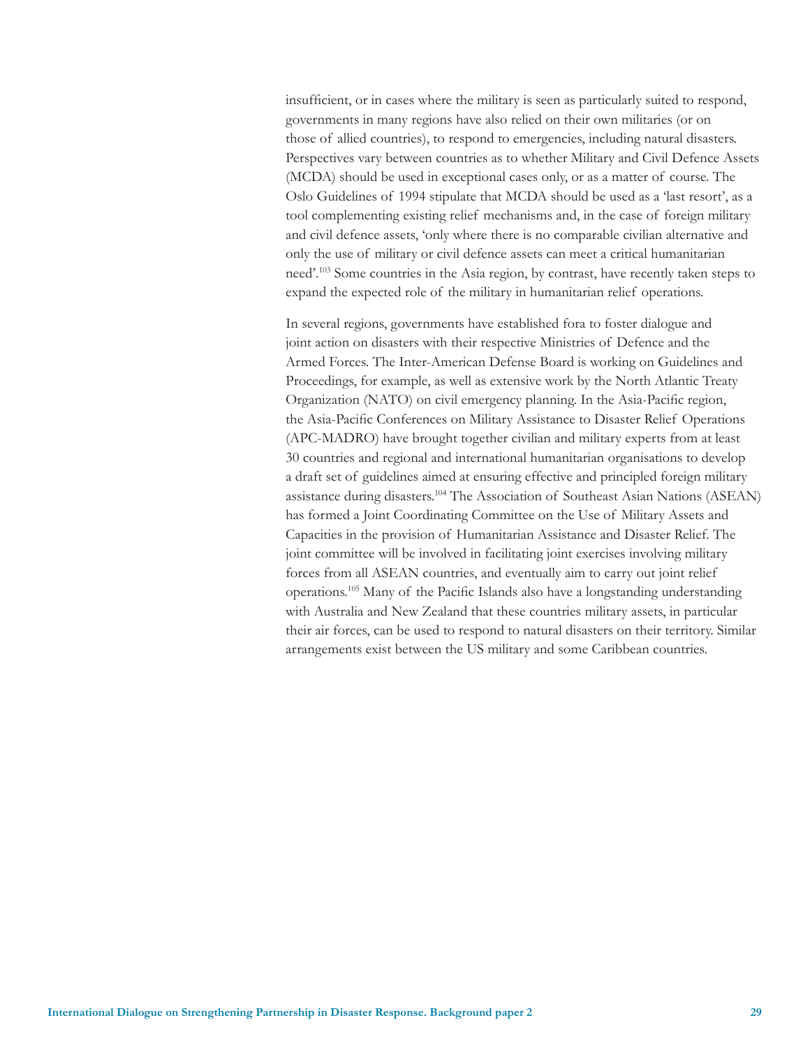insufficient, or in cases where the military is seen as particularly suited to respond, governments in many regions have also relied on their own militaries (or on those of allied countries), to respond to emergencies, including natural disasters. Perspectives vary between countries as to whether Military and Civil Defence Assets (MCDA) should be used in exceptional cases only, or as a matter of course. The Oslo Guidelines of 1994 stipulate that MCDA should be used as a 'last resort', as a tool complementing existing relief mechanisms and, in the case of foreign military and civil defence assets, 'only where there is no comparable civilian alternative and only the use of military or civil defence assets can meet a critical humanitarian need'.[103] Some countries in the Asia region, by contrast, have recently taken steps to expand the expected role of the military in humanitarian relief operations.

In several regions, governments have established fora to foster dialogue and joint action on disasters with their respective Ministries of Defence and the Armed Forces. The Inter-American Defense Board is working on Guidelines and Proceedings, for example, as well as extensive work by the North Atlantic Treaty Organization (NATO) on civil emergency planning. In the Asia-Pacific region, the Asia-Pacific Conferences on Military Assistance to Disaster Relief Operations (APC-MADRO) have brought together civilian and military experts from at least 30 countries and regional and international humanitarian organisations to develop a draft set of guidelines aimed at ensuring effective and principled foreign military assistance during disasters.[104] The Association of Southeast Asian Nations (ASEAN) has formed a Joint Coordinating Committee on the Use of Military Assets and Capacities in the provision of Humanitarian Assistance and Disaster Relief. The joint committee will be involved in facilitating joint exercises involving military forces from all ASEAN countries, and eventually aim to carry out joint relief operations.[105] Many of the Pacific Islands also have a longstanding understanding with Australia and New Zealand that these countries military assets, in particular their air forces, can be used to respond to natural disasters on their territory. Similar arrangements exist between the US military and some Caribbean countries.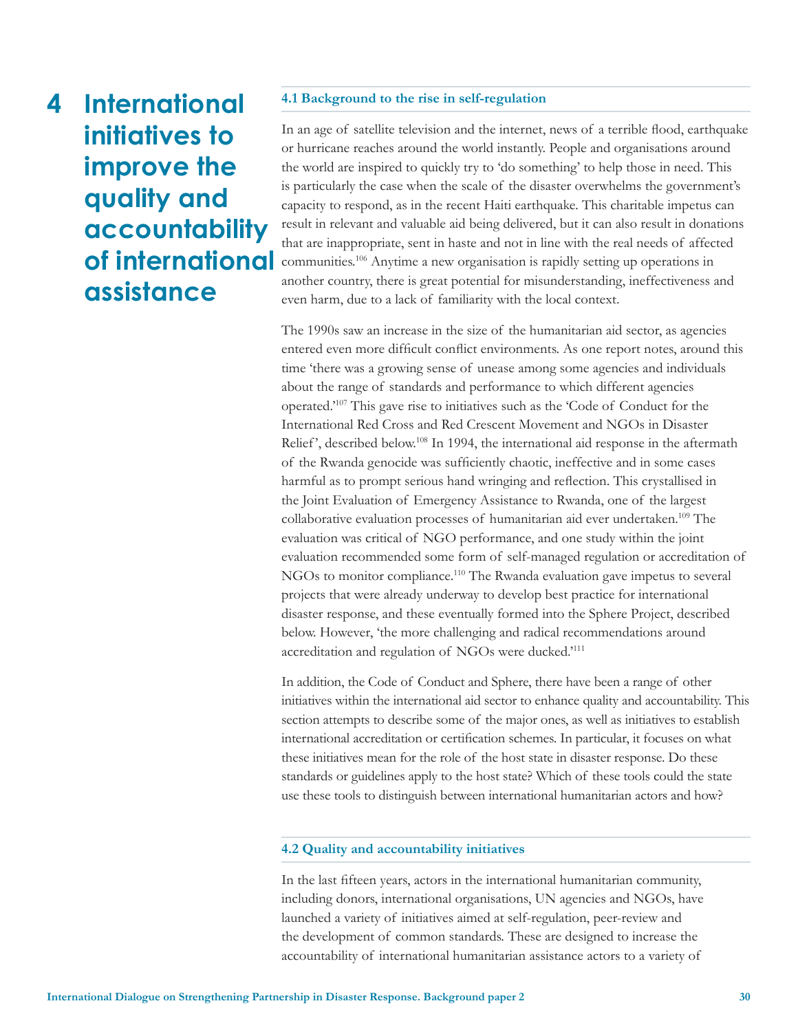# 4 International initiatives to improve the quality and accountability of international assistance

## 4.1 Background to the rise in self-regulation

In an age of satellite television and the internet, news of a terrible flood, earthquake or hurricane reaches around the world instantly. People and organisations around the world are inspired to quickly try to 'do something' to help those in need. This is particularly the case when the scale of the disaster overwhelms the government's capacity to respond, as in the recent Haiti earthquake. This charitable impetus can result in relevant and valuable aid being delivered, but it can also result in donations that are inappropriate, sent in haste and not in line with the real needs of affected communities.[106] Anytime a new organisation is rapidly setting up operations in another country, there is great potential for misunderstanding, ineffectiveness and even harm, due to a lack of familiarity with the local context.

The 1990s saw an increase in the size of the humanitarian aid sector, as agencies entered even more difficult conflict environments. As one report notes, around this time 'there was a growing sense of unease among some agencies and individuals about the range of standards and performance to which different agencies operated.'[107] This gave rise to initiatives such as the 'Code of Conduct for the International Red Cross and Red Crescent Movement and NGOs in Disaster Relief', described below.[108] In 1994, the international aid response in the aftermath of the Rwanda genocide was sufficiently chaotic, ineffective and in some cases harmful as to prompt serious hand wringing and reflection. This crystallised in the Joint Evaluation of Emergency Assistance to Rwanda, one of the largest collaborative evaluation processes of humanitarian aid ever undertaken.[109] The evaluation was critical of NGO performance, and one study within the joint evaluation recommended some form of self-managed regulation or accreditation of NGOs to monitor compliance.[110] The Rwanda evaluation gave impetus to several projects that were already underway to develop best practice for international disaster response, and these eventually formed into the Sphere Project, described below. However, 'the more challenging and radical recommendations around accreditation and regulation of NGOs were ducked.'[111]

In addition, the Code of Conduct and Sphere, there have been a range of other initiatives within the international aid sector to enhance quality and accountability. This section attempts to describe some of the major ones, as well as initiatives to establish international accreditation or certification schemes. In particular, it focuses on what these initiatives mean for the role of the host state in disaster response. Do these standards or guidelines apply to the host state? Which of these tools could the state use these tools to distinguish between international humanitarian actors and how?

## 4.2 Quality and accountability initiatives

In the last fifteen years, actors in the international humanitarian community, including donors, international organisations, UN agencies and NGOs, have launched a variety of initiatives aimed at self-regulation, peer-review and the development of common standards. These are designed to increase the accountability of international humanitarian assistance actors to a variety of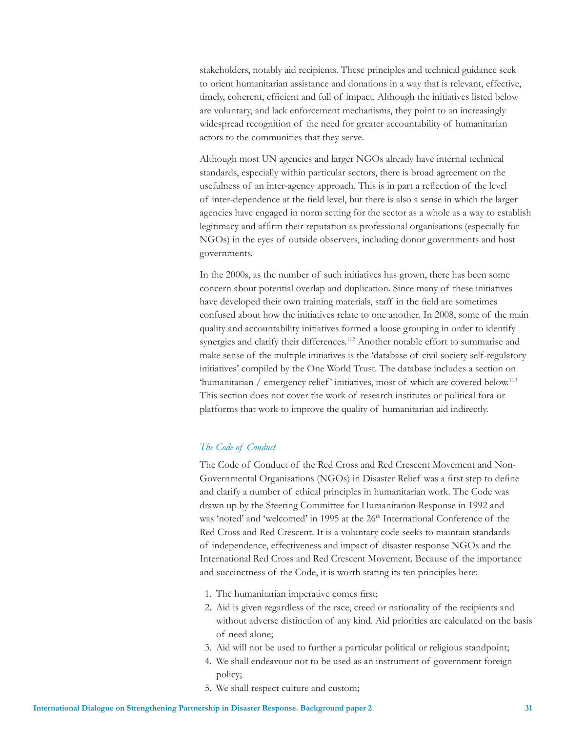stakeholders, notably aid recipients. These principles and technical guidance seek to orient humanitarian assistance and donations in a way that is relevant, effective, timely, coherent, efficient and full of impact. Although the initiatives listed below are voluntary, and lack enforcement mechanisms, they point to an increasingly widespread recognition of the need for greater accountability of humanitarian actors to the communities that they serve.

Although most UN agencies and larger NGOs already have internal technical standards, especially within particular sectors, there is broad agreement on the usefulness of an inter-agency approach. This is in part a reflection of the level of inter-dependence at the field level, but there is also a sense in which the larger agencies have engaged in norm setting for the sector as a whole as a way to establish legitimacy and affirm their reputation as professional organisations (especially for NGOs) in the eyes of outside observers, including donor governments and host governments.

In the 2000s, as the number of such initiatives has grown, there has been some concern about potential overlap and duplication. Since many of these initiatives have developed their own training materials, staff in the field are sometimes confused about how the initiatives relate to one another. In 2008, some of the main quality and accountability initiatives formed a loose grouping in order to identify synergies and clarify their differences.[112] Another notable effort to summarise and make sense of the multiple initiatives is the 'database of civil society self-regulatory initiatives' compiled by the One World Trust. The database includes a section on 'humanitarian / emergency relief' initiatives, most of which are covered below.[113] This section does not cover the work of research institutes or political fora or platforms that work to improve the quality of humanitarian aid indirectly.

### *The Code of Conduct*

The Code of Conduct of the Red Cross and Red Crescent Movement and Non-Governmental Organisations (NGOs) in Disaster Relief was a first step to define and clarify a number of ethical principles in humanitarian work. The Code was drawn up by the Steering Committee for Humanitarian Response in 1992 and was 'noted' and 'welcomed' in 1995 at the 26th International Conference of the Red Cross and Red Crescent. It is a voluntary code seeks to maintain standards of independence, effectiveness and impact of disaster response NGOs and the International Red Cross and Red Crescent Movement. Because of the importance and succinctness of the Code, it is worth stating its ten principles here:

1. The humanitarian imperative comes first;
2. Aid is given regardless of the race, creed or nationality of the recipients and without adverse distinction of any kind. Aid priorities are calculated on the basis of need alone;
3. Aid will not be used to further a particular political or religious standpoint;
4. We shall endeavour not to be used as an instrument of government foreign policy;
5. We shall respect culture and custom;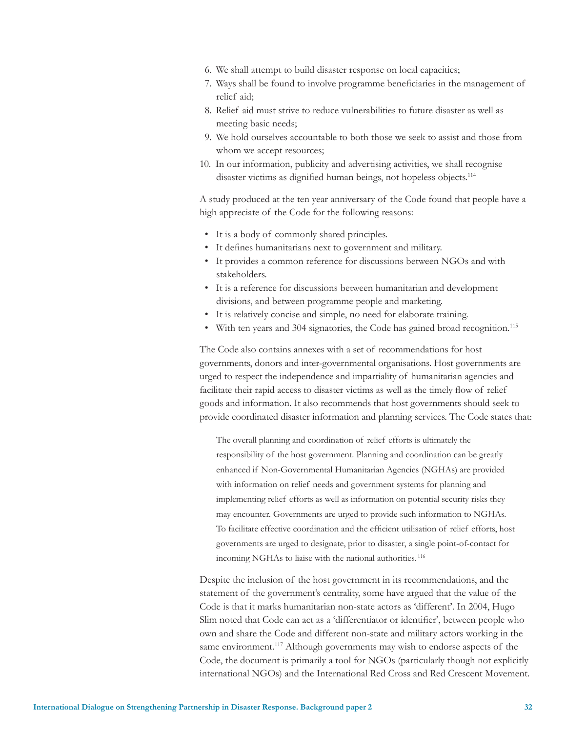6. We shall attempt to build disaster response on local capacities;
7. Ways shall be found to involve programme beneficiaries in the management of relief aid;
8. Relief aid must strive to reduce vulnerabilities to future disaster as well as meeting basic needs;
9. We hold ourselves accountable to both those we seek to assist and those from whom we accept resources;
10. In our information, publicity and advertising activities, we shall recognise disaster victims as dignified human beings, not hopeless objects.[114]

A study produced at the ten year anniversary of the Code found that people have a high appreciate of the Code for the following reasons:

- It is a body of commonly shared principles.
- It defines humanitarians next to government and military.
- It provides a common reference for discussions between NGOs and with stakeholders.
- It is a reference for discussions between humanitarian and development divisions, and between programme people and marketing.
- It is relatively concise and simple, no need for elaborate training.
- With ten years and 304 signatories, the Code has gained broad recognition.[115]

The Code also contains annexes with a set of recommendations for host governments, donors and inter-governmental organisations. Host governments are urged to respect the independence and impartiality of humanitarian agencies and facilitate their rapid access to disaster victims as well as the timely flow of relief goods and information. It also recommends that host governments should seek to provide coordinated disaster information and planning services. The Code states that:

> The overall planning and coordination of relief efforts is ultimately the responsibility of the host government. Planning and coordination can be greatly enhanced if Non-Governmental Humanitarian Agencies (NGHAs) are provided with information on relief needs and government systems for planning and implementing relief efforts as well as information on potential security risks they may encounter. Governments are urged to provide such information to NGHAs. To facilitate effective coordination and the efficient utilisation of relief efforts, host governments are urged to designate, prior to disaster, a single point-of-contact for incoming NGHAs to liaise with the national authorities.[116]

Despite the inclusion of the host government in its recommendations, and the statement of the government's centrality, some have argued that the value of the Code is that it marks humanitarian non-state actors as 'different'. In 2004, Hugo Slim noted that Code can act as a 'differentiator or identifier', between people who own and share the Code and different non-state and military actors working in the same environment.[117] Although governments may wish to endorse aspects of the Code, the document is primarily a tool for NGOs (particularly though not explicitly international NGOs) and the International Red Cross and Red Crescent Movement.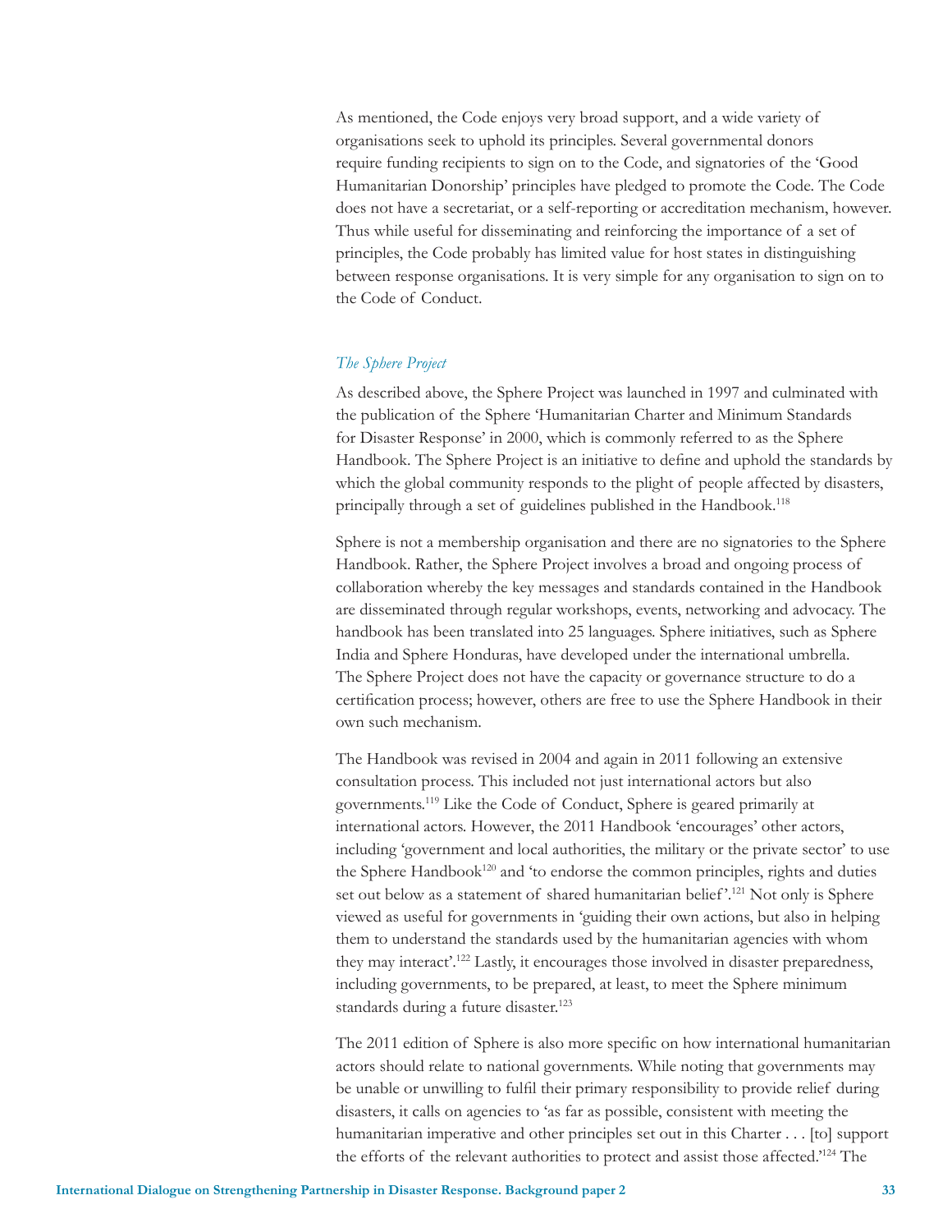As mentioned, the Code enjoys very broad support, and a wide variety of organisations seek to uphold its principles. Several governmental donors require funding recipients to sign on to the Code, and signatories of the 'Good Humanitarian Donorship' principles have pledged to promote the Code. The Code does not have a secretariat, or a self-reporting or accreditation mechanism, however. Thus while useful for disseminating and reinforcing the importance of a set of principles, the Code probably has limited value for host states in distinguishing between response organisations. It is very simple for any organisation to sign on to the Code of Conduct.

### *The Sphere Project*

As described above, the Sphere Project was launched in 1997 and culminated with the publication of the Sphere 'Humanitarian Charter and Minimum Standards for Disaster Response' in 2000, which is commonly referred to as the Sphere Handbook. The Sphere Project is an initiative to define and uphold the standards by which the global community responds to the plight of people affected by disasters, principally through a set of guidelines published in the Handbook.[118]

Sphere is not a membership organisation and there are no signatories to the Sphere Handbook. Rather, the Sphere Project involves a broad and ongoing process of collaboration whereby the key messages and standards contained in the Handbook are disseminated through regular workshops, events, networking and advocacy. The handbook has been translated into 25 languages. Sphere initiatives, such as Sphere India and Sphere Honduras, have developed under the international umbrella. The Sphere Project does not have the capacity or governance structure to do a certification process; however, others are free to use the Sphere Handbook in their own such mechanism.

The Handbook was revised in 2004 and again in 2011 following an extensive consultation process. This included not just international actors but also governments.[119] Like the Code of Conduct, Sphere is geared primarily at international actors. However, the 2011 Handbook 'encourages' other actors, including 'government and local authorities, the military or the private sector' to use the Sphere Handbook[120] and 'to endorse the common principles, rights and duties set out below as a statement of shared humanitarian belief'.[121] Not only is Sphere viewed as useful for governments in 'guiding their own actions, but also in helping them to understand the standards used by the humanitarian agencies with whom they may interact'.[122] Lastly, it encourages those involved in disaster preparedness, including governments, to be prepared, at least, to meet the Sphere minimum standards during a future disaster.[123]

The 2011 edition of Sphere is also more specific on how international humanitarian actors should relate to national governments. While noting that governments may be unable or unwilling to fulfil their primary responsibility to provide relief during disasters, it calls on agencies to 'as far as possible, consistent with meeting the humanitarian imperative and other principles set out in this Charter . . . [to] support the efforts of the relevant authorities to protect and assist those affected.'[124] The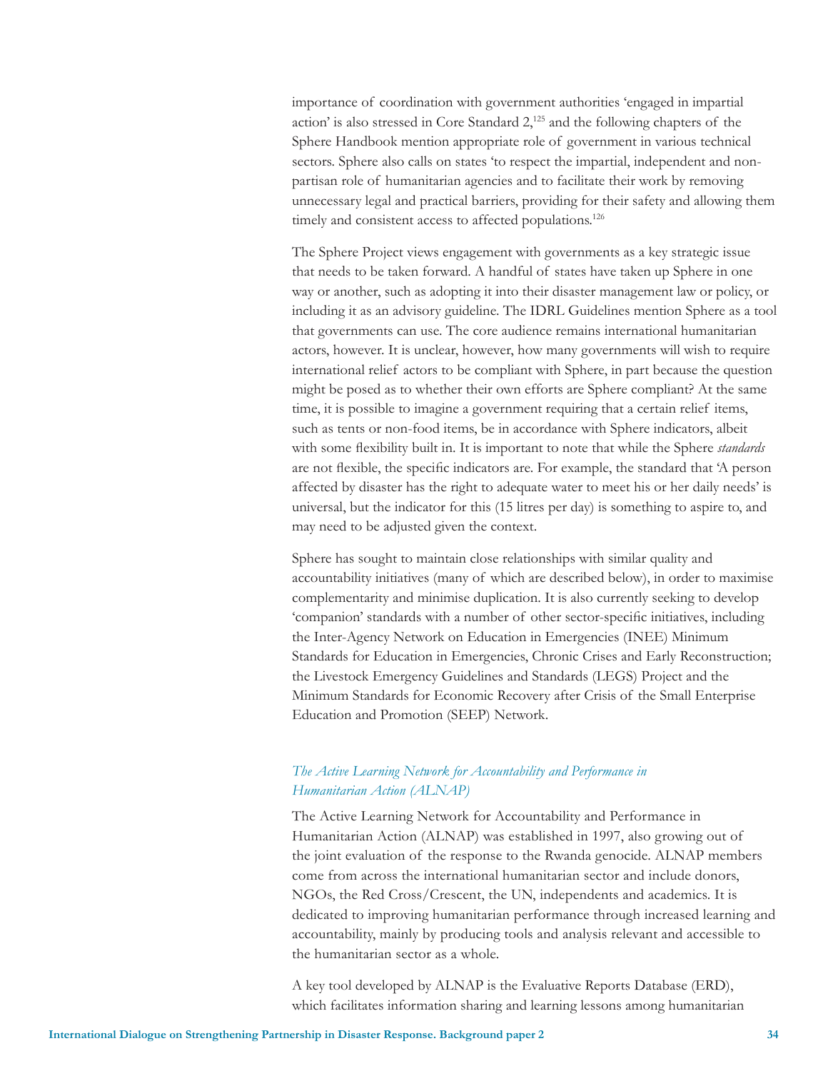importance of coordination with government authorities 'engaged in impartial action' is also stressed in Core Standard 2,[125] and the following chapters of the Sphere Handbook mention appropriate role of government in various technical sectors. Sphere also calls on states 'to respect the impartial, independent and non-partisan role of humanitarian agencies and to facilitate their work by removing unnecessary legal and practical barriers, providing for their safety and allowing them timely and consistent access to affected populations.[126]

The Sphere Project views engagement with governments as a key strategic issue that needs to be taken forward. A handful of states have taken up Sphere in one way or another, such as adopting it into their disaster management law or policy, or including it as an advisory guideline. The IDRL Guidelines mention Sphere as a tool that governments can use. The core audience remains international humanitarian actors, however. It is unclear, however, how many governments will wish to require international relief actors to be compliant with Sphere, in part because the question might be posed as to whether their own efforts are Sphere compliant? At the same time, it is possible to imagine a government requiring that a certain relief items, such as tents or non-food items, be in accordance with Sphere indicators, albeit with some flexibility built in. It is important to note that while the Sphere *standards* are not flexible, the specific indicators are. For example, the standard that 'A person affected by disaster has the right to adequate water to meet his or her daily needs' is universal, but the indicator for this (15 litres per day) is something to aspire to, and may need to be adjusted given the context.

Sphere has sought to maintain close relationships with similar quality and accountability initiatives (many of which are described below), in order to maximise complementarity and minimise duplication. It is also currently seeking to develop 'companion' standards with a number of other sector-specific initiatives, including the Inter-Agency Network on Education in Emergencies (INEE) Minimum Standards for Education in Emergencies, Chronic Crises and Early Reconstruction; the Livestock Emergency Guidelines and Standards (LEGS) Project and the Minimum Standards for Economic Recovery after Crisis of the Small Enterprise Education and Promotion (SEEP) Network.

### *The Active Learning Network for Accountability and Performance in Humanitarian Action (ALNAP)*

The Active Learning Network for Accountability and Performance in Humanitarian Action (ALNAP) was established in 1997, also growing out of the joint evaluation of the response to the Rwanda genocide. ALNAP members come from across the international humanitarian sector and include donors, NGOs, the Red Cross/Crescent, the UN, independents and academics. It is dedicated to improving humanitarian performance through increased learning and accountability, mainly by producing tools and analysis relevant and accessible to the humanitarian sector as a whole.

A key tool developed by ALNAP is the Evaluative Reports Database (ERD), which facilitates information sharing and learning lessons among humanitarian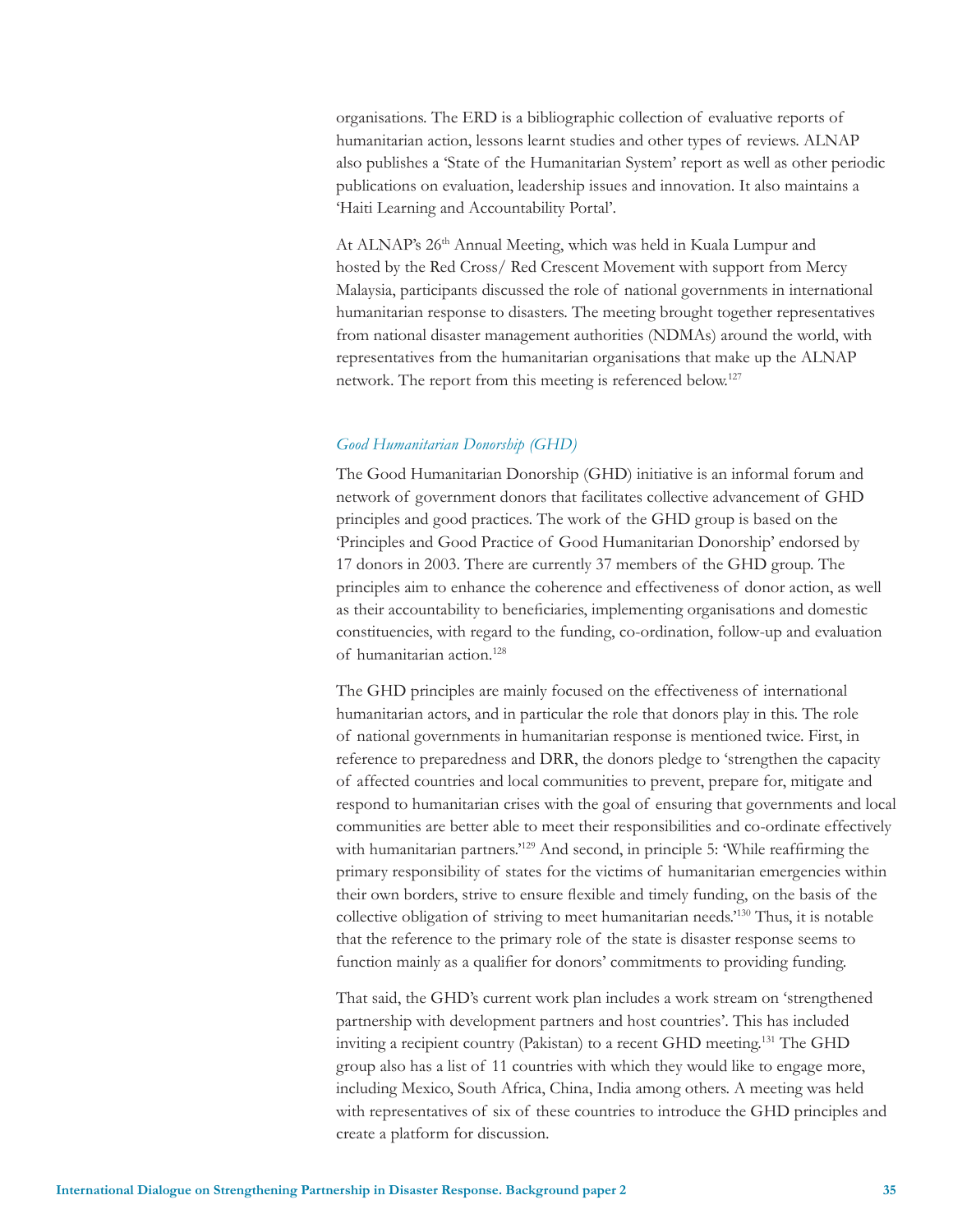organisations. The ERD is a bibliographic collection of evaluative reports of humanitarian action, lessons learnt studies and other types of reviews. ALNAP also publishes a 'State of the Humanitarian System' report as well as other periodic publications on evaluation, leadership issues and innovation. It also maintains a 'Haiti Learning and Accountability Portal'.

At ALNAP's 26th Annual Meeting, which was held in Kuala Lumpur and hosted by the Red Cross/ Red Crescent Movement with support from Mercy Malaysia, participants discussed the role of national governments in international humanitarian response to disasters. The meeting brought together representatives from national disaster management authorities (NDMAs) around the world, with representatives from the humanitarian organisations that make up the ALNAP network. The report from this meeting is referenced below.[127]

### *Good Humanitarian Donorship (GHD)*

The Good Humanitarian Donorship (GHD) initiative is an informal forum and network of government donors that facilitates collective advancement of GHD principles and good practices. The work of the GHD group is based on the 'Principles and Good Practice of Good Humanitarian Donorship' endorsed by 17 donors in 2003. There are currently 37 members of the GHD group. The principles aim to enhance the coherence and effectiveness of donor action, as well as their accountability to beneficiaries, implementing organisations and domestic constituencies, with regard to the funding, co-ordination, follow-up and evaluation of humanitarian action.[128]

The GHD principles are mainly focused on the effectiveness of international humanitarian actors, and in particular the role that donors play in this. The role of national governments in humanitarian response is mentioned twice. First, in reference to preparedness and DRR, the donors pledge to 'strengthen the capacity of affected countries and local communities to prevent, prepare for, mitigate and respond to humanitarian crises with the goal of ensuring that governments and local communities are better able to meet their responsibilities and co-ordinate effectively with humanitarian partners.'[129] And second, in principle 5: 'While reaffirming the primary responsibility of states for the victims of humanitarian emergencies within their own borders, strive to ensure flexible and timely funding, on the basis of the collective obligation of striving to meet humanitarian needs.'[130] Thus, it is notable that the reference to the primary role of the state is disaster response seems to function mainly as a qualifier for donors' commitments to providing funding.

That said, the GHD's current work plan includes a work stream on 'strengthened partnership with development partners and host countries'. This has included inviting a recipient country (Pakistan) to a recent GHD meeting.[131] The GHD group also has a list of 11 countries with which they would like to engage more, including Mexico, South Africa, China, India among others. A meeting was held with representatives of six of these countries to introduce the GHD principles and create a platform for discussion.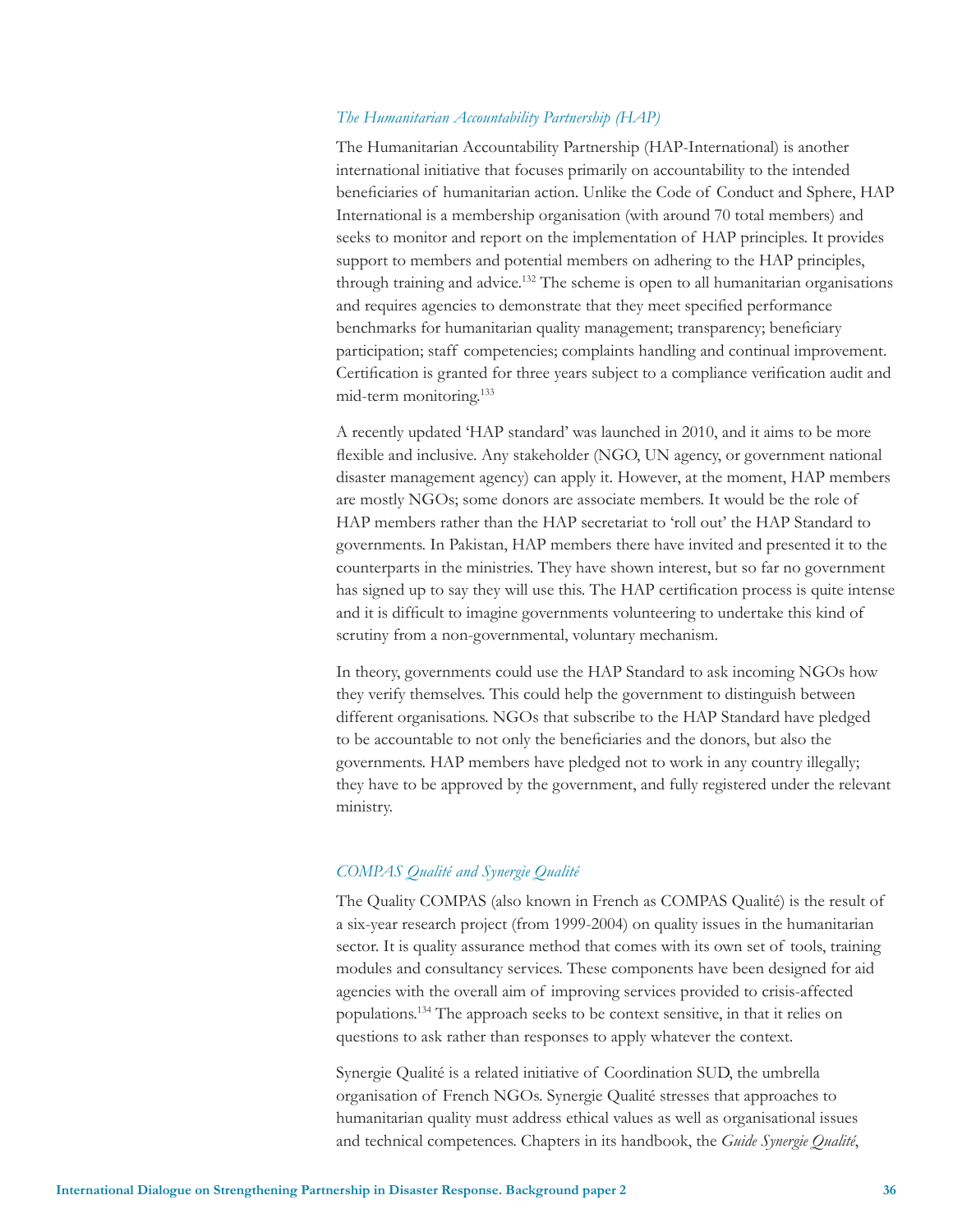*The Humanitarian Accountability Partnership (HAP)*

The Humanitarian Accountability Partnership (HAP-International) is another international initiative that focuses primarily on accountability to the intended beneficiaries of humanitarian action. Unlike the Code of Conduct and Sphere, HAP International is a membership organisation (with around 70 total members) and seeks to monitor and report on the implementation of HAP principles. It provides support to members and potential members on adhering to the HAP principles, through training and advice.[132] The scheme is open to all humanitarian organisations and requires agencies to demonstrate that they meet specified performance benchmarks for humanitarian quality management; transparency; beneficiary participation; staff competencies; complaints handling and continual improvement. Certification is granted for three years subject to a compliance verification audit and mid-term monitoring.[133]

A recently updated 'HAP standard' was launched in 2010, and it aims to be more flexible and inclusive. Any stakeholder (NGO, UN agency, or government national disaster management agency) can apply it. However, at the moment, HAP members are mostly NGOs; some donors are associate members. It would be the role of HAP members rather than the HAP secretariat to 'roll out' the HAP Standard to governments. In Pakistan, HAP members there have invited and presented it to the counterparts in the ministries. They have shown interest, but so far no government has signed up to say they will use this. The HAP certification process is quite intense and it is difficult to imagine governments volunteering to undertake this kind of scrutiny from a non-governmental, voluntary mechanism.

In theory, governments could use the HAP Standard to ask incoming NGOs how they verify themselves. This could help the government to distinguish between different organisations. NGOs that subscribe to the HAP Standard have pledged to be accountable to not only the beneficiaries and the donors, but also the governments. HAP members have pledged not to work in any country illegally; they have to be approved by the government, and fully registered under the relevant ministry.

*COMPAS Qualité and Synergie Qualité*

The Quality COMPAS (also known in French as COMPAS Qualité) is the result of a six-year research project (from 1999-2004) on quality issues in the humanitarian sector. It is quality assurance method that comes with its own set of tools, training modules and consultancy services. These components have been designed for aid agencies with the overall aim of improving services provided to crisis-affected populations.[134] The approach seeks to be context sensitive, in that it relies on questions to ask rather than responses to apply whatever the context.

Synergie Qualité is a related initiative of Coordination SUD, the umbrella organisation of French NGOs. Synergie Qualité stresses that approaches to humanitarian quality must address ethical values as well as organisational issues and technical competences. Chapters in its handbook, the *Guide Synergie Qualité*,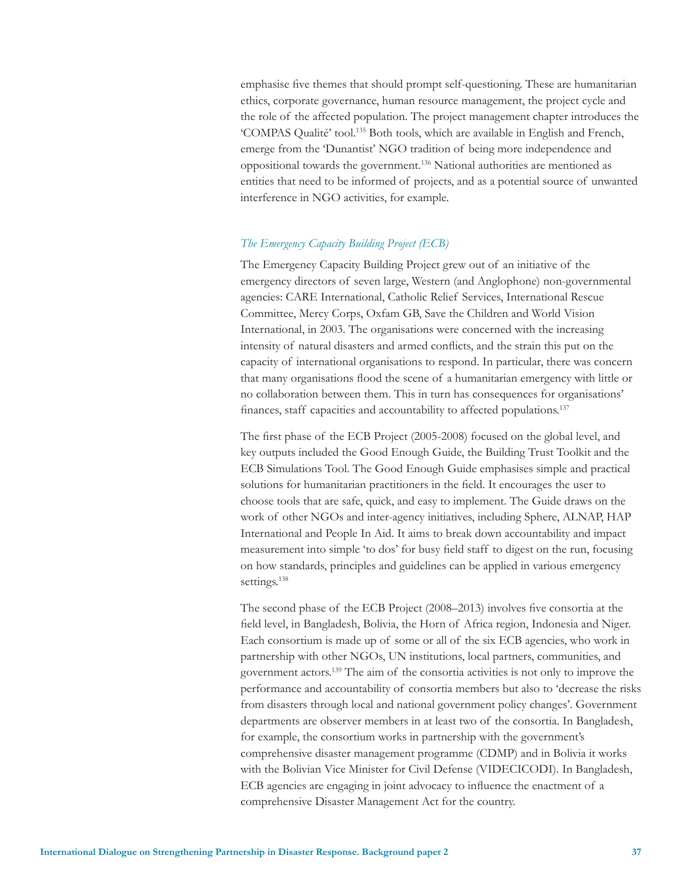emphasise five themes that should prompt self-questioning. These are humanitarian ethics, corporate governance, human resource management, the project cycle and the role of the affected population. The project management chapter introduces the 'COMPAS Qualité' tool.[135] Both tools, which are available in English and French, emerge from the 'Dunantist' NGO tradition of being more independence and oppositional towards the government.[136] National authorities are mentioned as entities that need to be informed of projects, and as a potential source of unwanted interference in NGO activities, for example.

### *The Emergency Capacity Building Project (ECB)*

The Emergency Capacity Building Project grew out of an initiative of the emergency directors of seven large, Western (and Anglophone) non-governmental agencies: CARE International, Catholic Relief Services, International Rescue Committee, Mercy Corps, Oxfam GB, Save the Children and World Vision International, in 2003. The organisations were concerned with the increasing intensity of natural disasters and armed conflicts, and the strain this put on the capacity of international organisations to respond. In particular, there was concern that many organisations flood the scene of a humanitarian emergency with little or no collaboration between them. This in turn has consequences for organisations' finances, staff capacities and accountability to affected populations.[137]

The first phase of the ECB Project (2005-2008) focused on the global level, and key outputs included the Good Enough Guide, the Building Trust Toolkit and the ECB Simulations Tool. The Good Enough Guide emphasises simple and practical solutions for humanitarian practitioners in the field. It encourages the user to choose tools that are safe, quick, and easy to implement. The Guide draws on the work of other NGOs and inter-agency initiatives, including Sphere, ALNAP, HAP International and People In Aid. It aims to break down accountability and impact measurement into simple 'to dos' for busy field staff to digest on the run, focusing on how standards, principles and guidelines can be applied in various emergency settings.[138]

The second phase of the ECB Project (2008–2013) involves five consortia at the field level, in Bangladesh, Bolivia, the Horn of Africa region, Indonesia and Niger. Each consortium is made up of some or all of the six ECB agencies, who work in partnership with other NGOs, UN institutions, local partners, communities, and government actors.[139] The aim of the consortia activities is not only to improve the performance and accountability of consortia members but also to 'decrease the risks from disasters through local and national government policy changes'. Government departments are observer members in at least two of the consortia. In Bangladesh, for example, the consortium works in partnership with the government's comprehensive disaster management programme (CDMP) and in Bolivia it works with the Bolivian Vice Minister for Civil Defense (VIDECICODI). In Bangladesh, ECB agencies are engaging in joint advocacy to influence the enactment of a comprehensive Disaster Management Act for the country.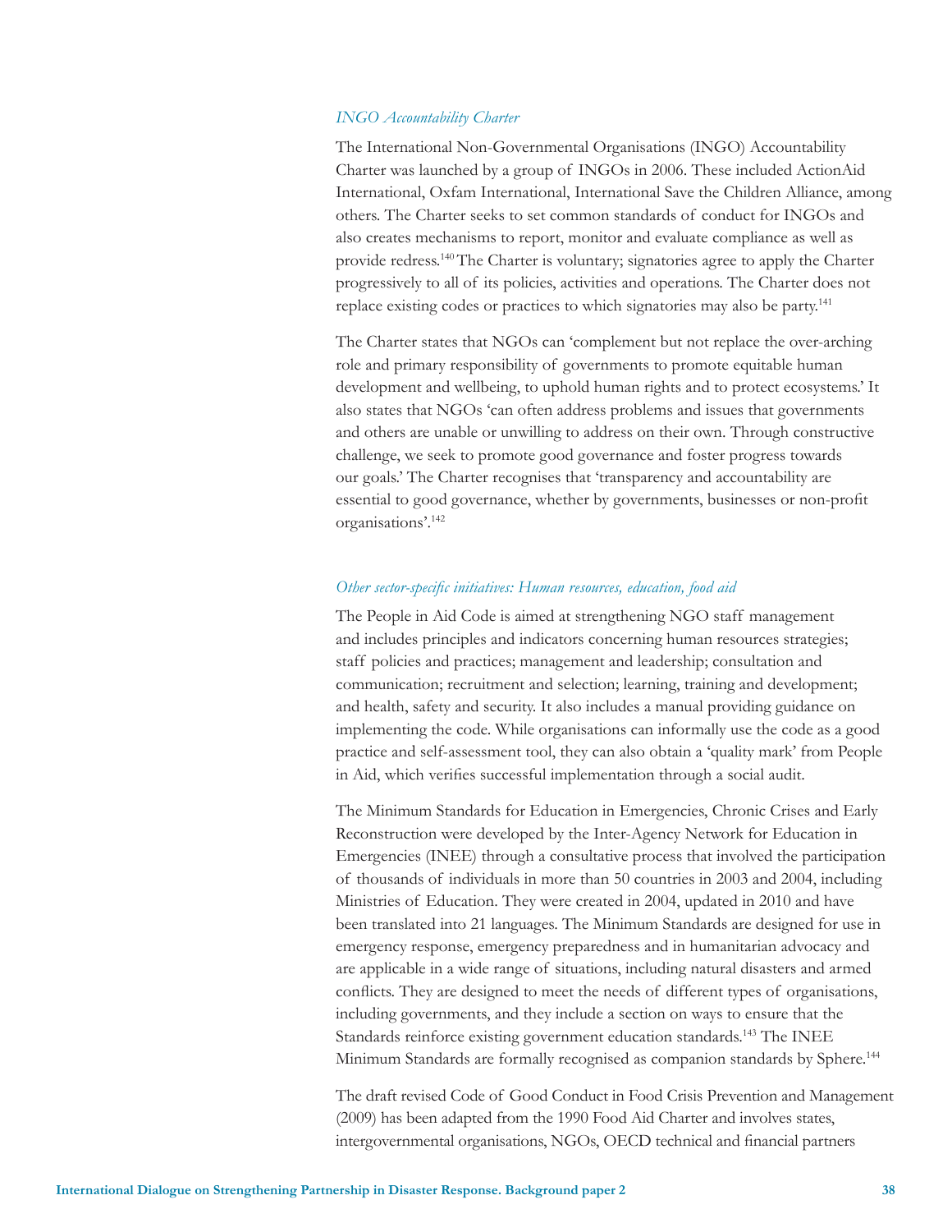*INGO Accountability Charter*

The International Non-Governmental Organisations (INGO) Accountability Charter was launched by a group of INGOs in 2006. These included ActionAid International, Oxfam International, International Save the Children Alliance, among others. The Charter seeks to set common standards of conduct for INGOs and also creates mechanisms to report, monitor and evaluate compliance as well as provide redress.[140] The Charter is voluntary; signatories agree to apply the Charter progressively to all of its policies, activities and operations. The Charter does not replace existing codes or practices to which signatories may also be party.[141]

The Charter states that NGOs can 'complement but not replace the over-arching role and primary responsibility of governments to promote equitable human development and wellbeing, to uphold human rights and to protect ecosystems.' It also states that NGOs 'can often address problems and issues that governments and others are unable or unwilling to address on their own. Through constructive challenge, we seek to promote good governance and foster progress towards our goals.' The Charter recognises that 'transparency and accountability are essential to good governance, whether by governments, businesses or non-profit organisations'.[142]

*Other sector-specific initiatives: Human resources, education, food aid*

The People in Aid Code is aimed at strengthening NGO staff management and includes principles and indicators concerning human resources strategies; staff policies and practices; management and leadership; consultation and communication; recruitment and selection; learning, training and development; and health, safety and security. It also includes a manual providing guidance on implementing the code. While organisations can informally use the code as a good practice and self-assessment tool, they can also obtain a 'quality mark' from People in Aid, which verifies successful implementation through a social audit.

The Minimum Standards for Education in Emergencies, Chronic Crises and Early Reconstruction were developed by the Inter-Agency Network for Education in Emergencies (INEE) through a consultative process that involved the participation of thousands of individuals in more than 50 countries in 2003 and 2004, including Ministries of Education. They were created in 2004, updated in 2010 and have been translated into 21 languages. The Minimum Standards are designed for use in emergency response, emergency preparedness and in humanitarian advocacy and are applicable in a wide range of situations, including natural disasters and armed conflicts. They are designed to meet the needs of different types of organisations, including governments, and they include a section on ways to ensure that the Standards reinforce existing government education standards.[143] The INEE Minimum Standards are formally recognised as companion standards by Sphere.[144]

The draft revised Code of Good Conduct in Food Crisis Prevention and Management (2009) has been adapted from the 1990 Food Aid Charter and involves states, intergovernmental organisations, NGOs, OECD technical and financial partners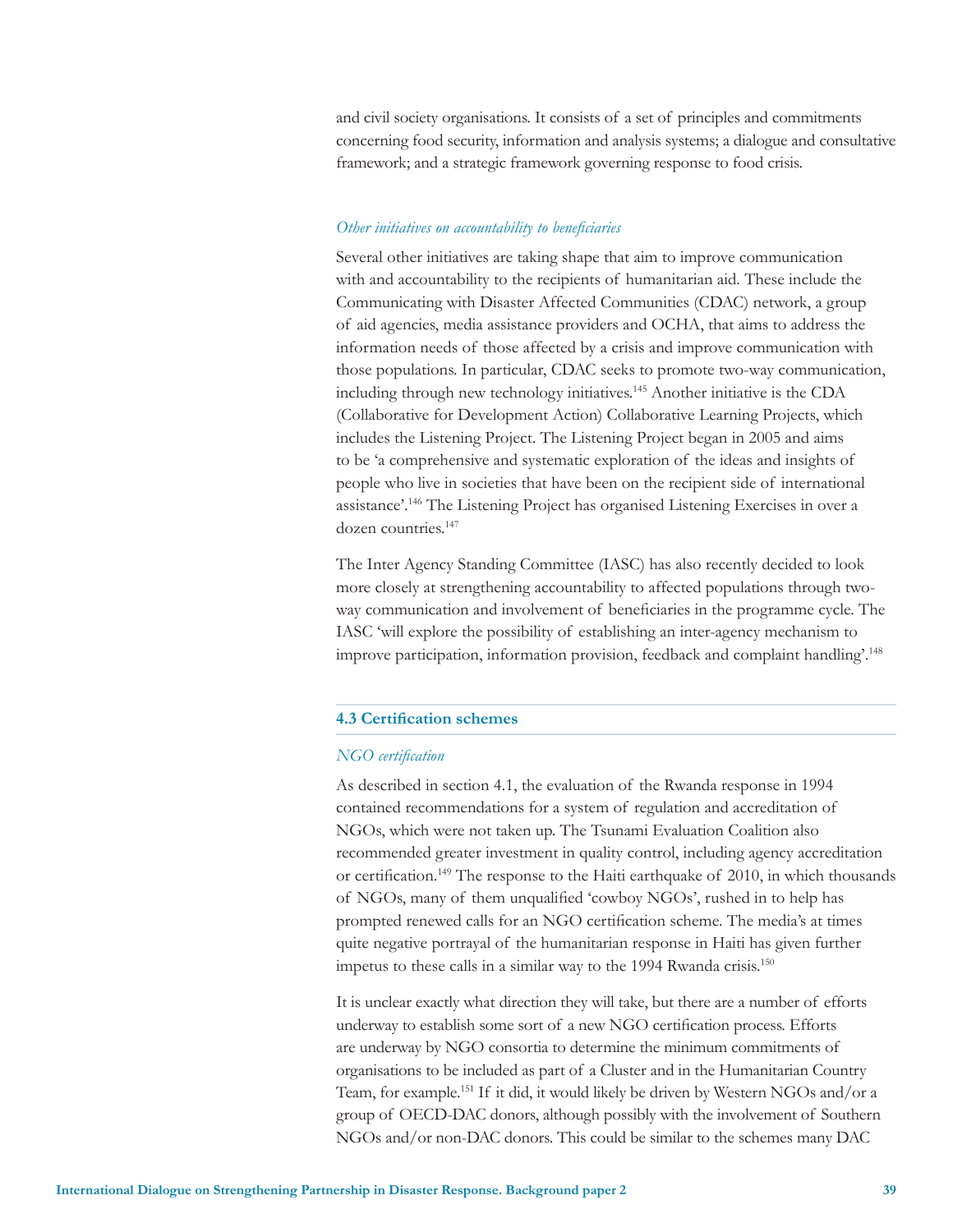and civil society organisations. It consists of a set of principles and commitments concerning food security, information and analysis systems; a dialogue and consultative framework; and a strategic framework governing response to food crisis.

*Other initiatives on accountability to beneficiaries*

Several other initiatives are taking shape that aim to improve communication with and accountability to the recipients of humanitarian aid. These include the Communicating with Disaster Affected Communities (CDAC) network, a group of aid agencies, media assistance providers and OCHA, that aims to address the information needs of those affected by a crisis and improve communication with those populations. In particular, CDAC seeks to promote two-way communication, including through new technology initiatives.[145] Another initiative is the CDA (Collaborative for Development Action) Collaborative Learning Projects, which includes the Listening Project. The Listening Project began in 2005 and aims to be 'a comprehensive and systematic exploration of the ideas and insights of people who live in societies that have been on the recipient side of international assistance'.[146] The Listening Project has organised Listening Exercises in over a dozen countries.[147]

The Inter Agency Standing Committee (IASC) has also recently decided to look more closely at strengthening accountability to affected populations through two-way communication and involvement of beneficiaries in the programme cycle. The IASC 'will explore the possibility of establishing an inter-agency mechanism to improve participation, information provision, feedback and complaint handling'.[148]

## 4.3 Certification schemes

*NGO certification*

As described in section 4.1, the evaluation of the Rwanda response in 1994 contained recommendations for a system of regulation and accreditation of NGOs, which were not taken up. The Tsunami Evaluation Coalition also recommended greater investment in quality control, including agency accreditation or certification.[149] The response to the Haiti earthquake of 2010, in which thousands of NGOs, many of them unqualified 'cowboy NGOs', rushed in to help has prompted renewed calls for an NGO certification scheme. The media's at times quite negative portrayal of the humanitarian response in Haiti has given further impetus to these calls in a similar way to the 1994 Rwanda crisis.[150]

It is unclear exactly what direction they will take, but there are a number of efforts underway to establish some sort of a new NGO certification process. Efforts are underway by NGO consortia to determine the minimum commitments of organisations to be included as part of a Cluster and in the Humanitarian Country Team, for example.[151] If it did, it would likely be driven by Western NGOs and/or a group of OECD-DAC donors, although possibly with the involvement of Southern NGOs and/or non-DAC donors. This could be similar to the schemes many DAC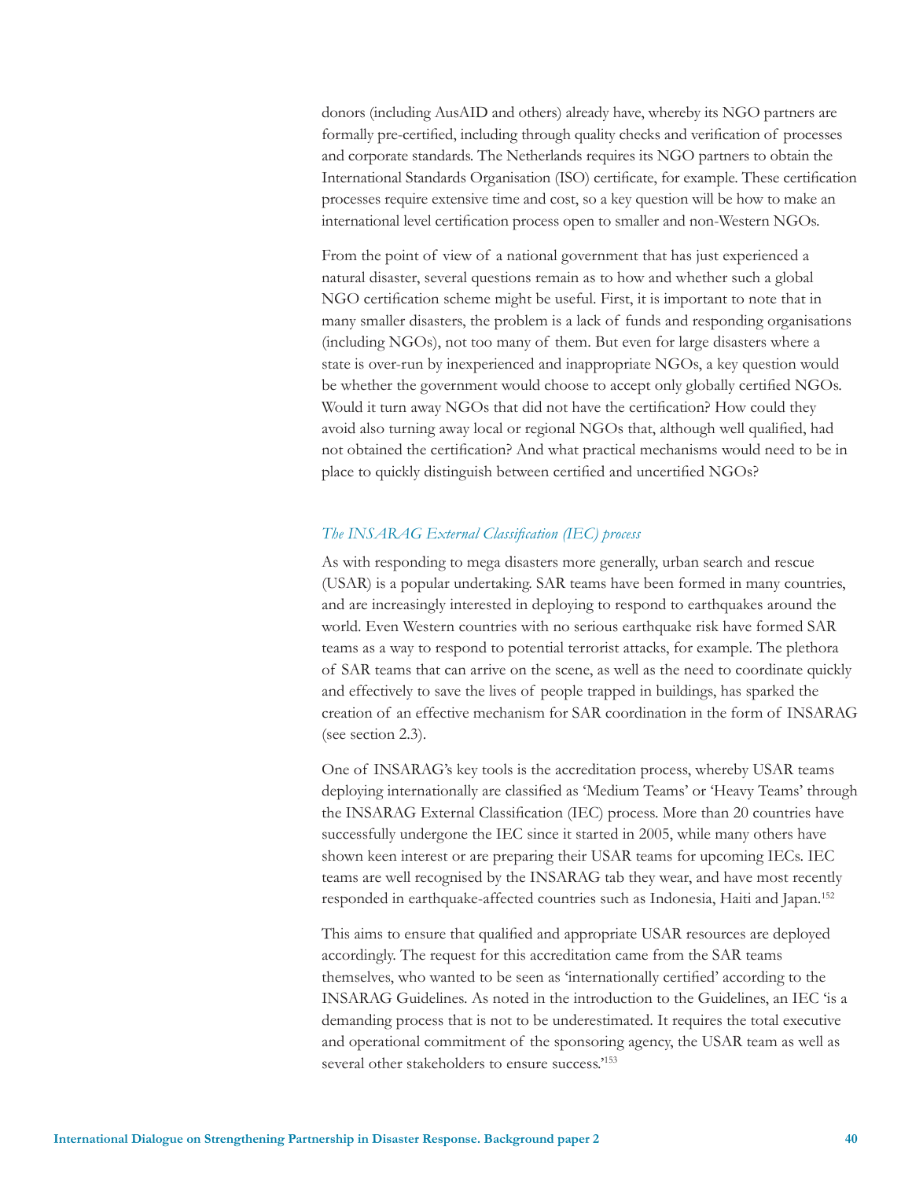donors (including AusAID and others) already have, whereby its NGO partners are formally pre-certified, including through quality checks and verification of processes and corporate standards. The Netherlands requires its NGO partners to obtain the International Standards Organisation (ISO) certificate, for example. These certification processes require extensive time and cost, so a key question will be how to make an international level certification process open to smaller and non-Western NGOs.

From the point of view of a national government that has just experienced a natural disaster, several questions remain as to how and whether such a global NGO certification scheme might be useful. First, it is important to note that in many smaller disasters, the problem is a lack of funds and responding organisations (including NGOs), not too many of them. But even for large disasters where a state is over-run by inexperienced and inappropriate NGOs, a key question would be whether the government would choose to accept only globally certified NGOs. Would it turn away NGOs that did not have the certification? How could they avoid also turning away local or regional NGOs that, although well qualified, had not obtained the certification? And what practical mechanisms would need to be in place to quickly distinguish between certified and uncertified NGOs?

### *The INSARAG External Classification (IEC) process*

As with responding to mega disasters more generally, urban search and rescue (USAR) is a popular undertaking. SAR teams have been formed in many countries, and are increasingly interested in deploying to respond to earthquakes around the world. Even Western countries with no serious earthquake risk have formed SAR teams as a way to respond to potential terrorist attacks, for example. The plethora of SAR teams that can arrive on the scene, as well as the need to coordinate quickly and effectively to save the lives of people trapped in buildings, has sparked the creation of an effective mechanism for SAR coordination in the form of INSARAG (see section 2.3).

One of INSARAG's key tools is the accreditation process, whereby USAR teams deploying internationally are classified as 'Medium Teams' or 'Heavy Teams' through the INSARAG External Classification (IEC) process. More than 20 countries have successfully undergone the IEC since it started in 2005, while many others have shown keen interest or are preparing their USAR teams for upcoming IECs. IEC teams are well recognised by the INSARAG tab they wear, and have most recently responded in earthquake-affected countries such as Indonesia, Haiti and Japan.[152]

This aims to ensure that qualified and appropriate USAR resources are deployed accordingly. The request for this accreditation came from the SAR teams themselves, who wanted to be seen as 'internationally certified' according to the INSARAG Guidelines. As noted in the introduction to the Guidelines, an IEC 'is a demanding process that is not to be underestimated. It requires the total executive and operational commitment of the sponsoring agency, the USAR team as well as several other stakeholders to ensure success.'[153]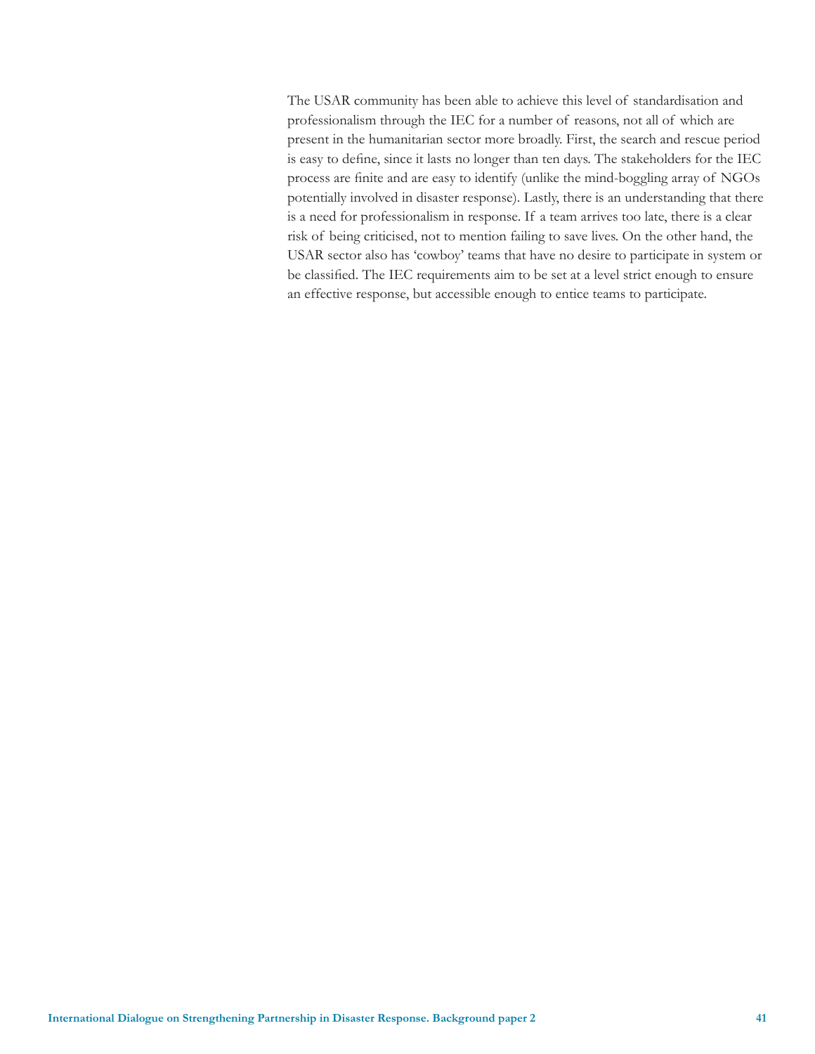The USAR community has been able to achieve this level of standardisation and professionalism through the IEC for a number of reasons, not all of which are present in the humanitarian sector more broadly. First, the search and rescue period is easy to define, since it lasts no longer than ten days. The stakeholders for the IEC process are finite and are easy to identify (unlike the mind-boggling array of NGOs potentially involved in disaster response). Lastly, there is an understanding that there is a need for professionalism in response. If a team arrives too late, there is a clear risk of being criticised, not to mention failing to save lives. On the other hand, the USAR sector also has 'cowboy' teams that have no desire to participate in system or be classified. The IEC requirements aim to be set at a level strict enough to ensure an effective response, but accessible enough to entice teams to participate.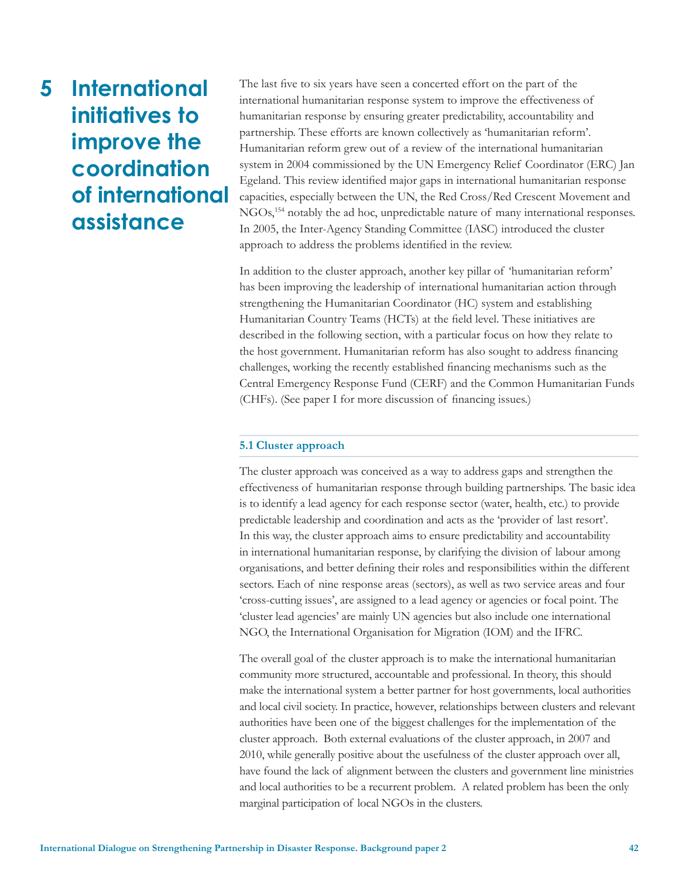# 5 International initiatives to improve the coordination of international assistance

The last five to six years have seen a concerted effort on the part of the international humanitarian response system to improve the effectiveness of humanitarian response by ensuring greater predictability, accountability and partnership. These efforts are known collectively as 'humanitarian reform'. Humanitarian reform grew out of a review of the international humanitarian system in 2004 commissioned by the UN Emergency Relief Coordinator (ERC) Jan Egeland. This review identified major gaps in international humanitarian response capacities, especially between the UN, the Red Cross/Red Crescent Movement and NGOs,[154] notably the ad hoc, unpredictable nature of many international responses. In 2005, the Inter-Agency Standing Committee (IASC) introduced the cluster approach to address the problems identified in the review.

In addition to the cluster approach, another key pillar of 'humanitarian reform' has been improving the leadership of international humanitarian action through strengthening the Humanitarian Coordinator (HC) system and establishing Humanitarian Country Teams (HCTs) at the field level. These initiatives are described in the following section, with a particular focus on how they relate to the host government. Humanitarian reform has also sought to address financing challenges, working the recently established financing mechanisms such as the Central Emergency Response Fund (CERF) and the Common Humanitarian Funds (CHFs). (See paper I for more discussion of financing issues.)

## 5.1 Cluster approach

The cluster approach was conceived as a way to address gaps and strengthen the effectiveness of humanitarian response through building partnerships. The basic idea is to identify a lead agency for each response sector (water, health, etc.) to provide predictable leadership and coordination and acts as the 'provider of last resort'. In this way, the cluster approach aims to ensure predictability and accountability in international humanitarian response, by clarifying the division of labour among organisations, and better defining their roles and responsibilities within the different sectors. Each of nine response areas (sectors), as well as two service areas and four 'cross-cutting issues', are assigned to a lead agency or agencies or focal point. The 'cluster lead agencies' are mainly UN agencies but also include one international NGO, the International Organisation for Migration (IOM) and the IFRC.

The overall goal of the cluster approach is to make the international humanitarian community more structured, accountable and professional. In theory, this should make the international system a better partner for host governments, local authorities and local civil society. In practice, however, relationships between clusters and relevant authorities have been one of the biggest challenges for the implementation of the cluster approach. Both external evaluations of the cluster approach, in 2007 and 2010, while generally positive about the usefulness of the cluster approach over all, have found the lack of alignment between the clusters and government line ministries and local authorities to be a recurrent problem. A related problem has been the only marginal participation of local NGOs in the clusters.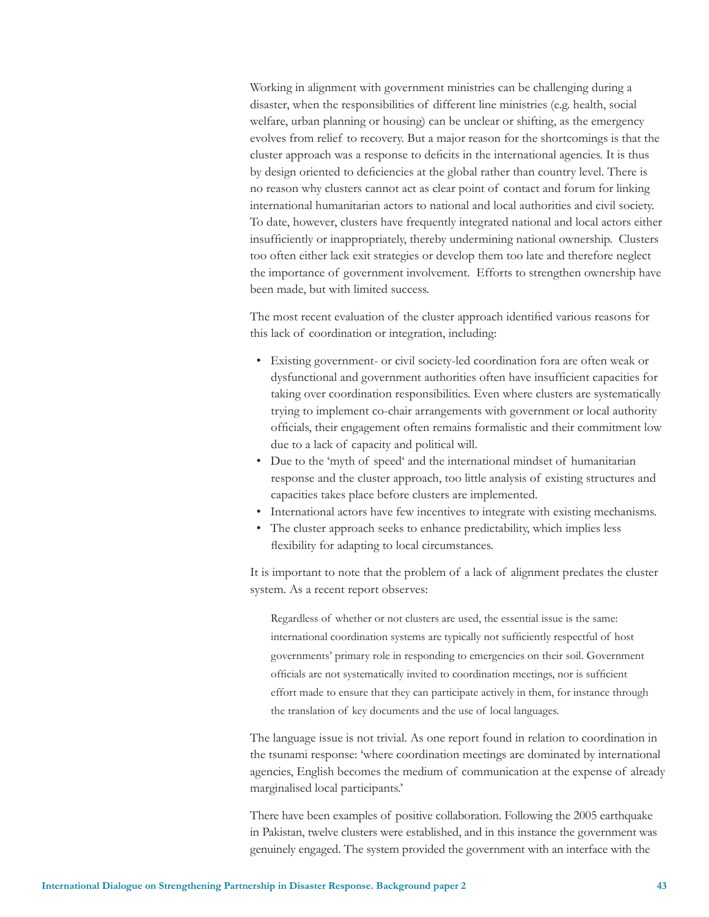Working in alignment with government ministries can be challenging during a disaster, when the responsibilities of different line ministries (e.g. health, social welfare, urban planning or housing) can be unclear or shifting, as the emergency evolves from relief to recovery. But a major reason for the shortcomings is that the cluster approach was a response to deficits in the international agencies. It is thus by design oriented to deficiencies at the global rather than country level. There is no reason why clusters cannot act as clear point of contact and forum for linking international humanitarian actors to national and local authorities and civil society. To date, however, clusters have frequently integrated national and local actors either insufficiently or inappropriately, thereby undermining national ownership. Clusters too often either lack exit strategies or develop them too late and therefore neglect the importance of government involvement. Efforts to strengthen ownership have been made, but with limited success.

The most recent evaluation of the cluster approach identified various reasons for this lack of coordination or integration, including:

- Existing government- or civil society-led coordination fora are often weak or dysfunctional and government authorities often have insufficient capacities for taking over coordination responsibilities. Even where clusters are systematically trying to implement co-chair arrangements with government or local authority officials, their engagement often remains formalistic and their commitment low due to a lack of capacity and political will.
- Due to the 'myth of speed' and the international mindset of humanitarian response and the cluster approach, too little analysis of existing structures and capacities takes place before clusters are implemented.
- International actors have few incentives to integrate with existing mechanisms.
- The cluster approach seeks to enhance predictability, which implies less flexibility for adapting to local circumstances.

It is important to note that the problem of a lack of alignment predates the cluster system. As a recent report observes:

> Regardless of whether or not clusters are used, the essential issue is the same: international coordination systems are typically not sufficiently respectful of host governments' primary role in responding to emergencies on their soil. Government officials are not systematically invited to coordination meetings, nor is sufficient effort made to ensure that they can participate actively in them, for instance through the translation of key documents and the use of local languages.

The language issue is not trivial. As one report found in relation to coordination in the tsunami response: 'where coordination meetings are dominated by international agencies, English becomes the medium of communication at the expense of already marginalised local participants.'

There have been examples of positive collaboration. Following the 2005 earthquake in Pakistan, twelve clusters were established, and in this instance the government was genuinely engaged. The system provided the government with an interface with the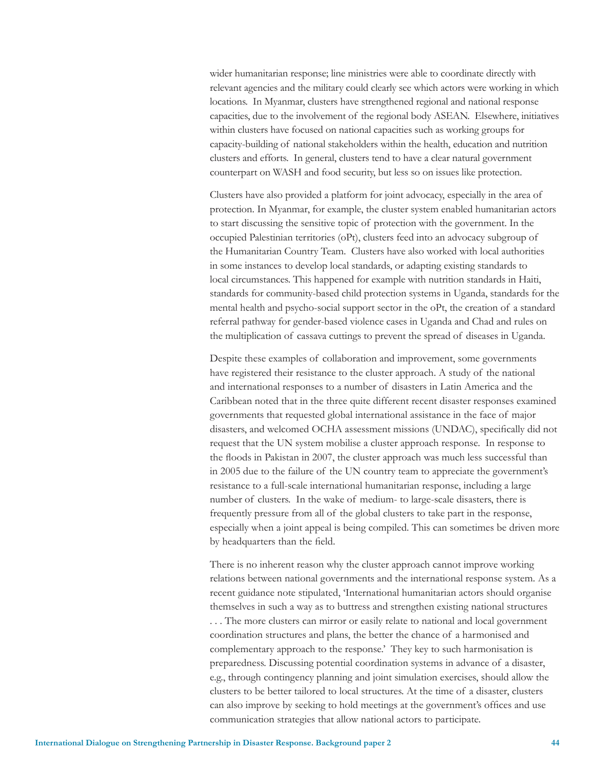wider humanitarian response; line ministries were able to coordinate directly with relevant agencies and the military could clearly see which actors were working in which locations. In Myanmar, clusters have strengthened regional and national response capacities, due to the involvement of the regional body ASEAN. Elsewhere, initiatives within clusters have focused on national capacities such as working groups for capacity-building of national stakeholders within the health, education and nutrition clusters and efforts. In general, clusters tend to have a clear natural government counterpart on WASH and food security, but less so on issues like protection.

Clusters have also provided a platform for joint advocacy, especially in the area of protection. In Myanmar, for example, the cluster system enabled humanitarian actors to start discussing the sensitive topic of protection with the government. In the occupied Palestinian territories (oPt), clusters feed into an advocacy subgroup of the Humanitarian Country Team. Clusters have also worked with local authorities in some instances to develop local standards, or adapting existing standards to local circumstances. This happened for example with nutrition standards in Haiti, standards for community-based child protection systems in Uganda, standards for the mental health and psycho-social support sector in the oPt, the creation of a standard referral pathway for gender-based violence cases in Uganda and Chad and rules on the multiplication of cassava cuttings to prevent the spread of diseases in Uganda.

Despite these examples of collaboration and improvement, some governments have registered their resistance to the cluster approach. A study of the national and international responses to a number of disasters in Latin America and the Caribbean noted that in the three quite different recent disaster responses examined governments that requested global international assistance in the face of major disasters, and welcomed OCHA assessment missions (UNDAC), specifically did not request that the UN system mobilise a cluster approach response. In response to the floods in Pakistan in 2007, the cluster approach was much less successful than in 2005 due to the failure of the UN country team to appreciate the government's resistance to a full-scale international humanitarian response, including a large number of clusters. In the wake of medium- to large-scale disasters, there is frequently pressure from all of the global clusters to take part in the response, especially when a joint appeal is being compiled. This can sometimes be driven more by headquarters than the field.

There is no inherent reason why the cluster approach cannot improve working relations between national governments and the international response system. As a recent guidance note stipulated, 'International humanitarian actors should organise themselves in such a way as to buttress and strengthen existing national structures . . . The more clusters can mirror or easily relate to national and local government coordination structures and plans, the better the chance of a harmonised and complementary approach to the response.' They key to such harmonisation is preparedness. Discussing potential coordination systems in advance of a disaster, e.g., through contingency planning and joint simulation exercises, should allow the clusters to be better tailored to local structures. At the time of a disaster, clusters can also improve by seeking to hold meetings at the government's offices and use communication strategies that allow national actors to participate.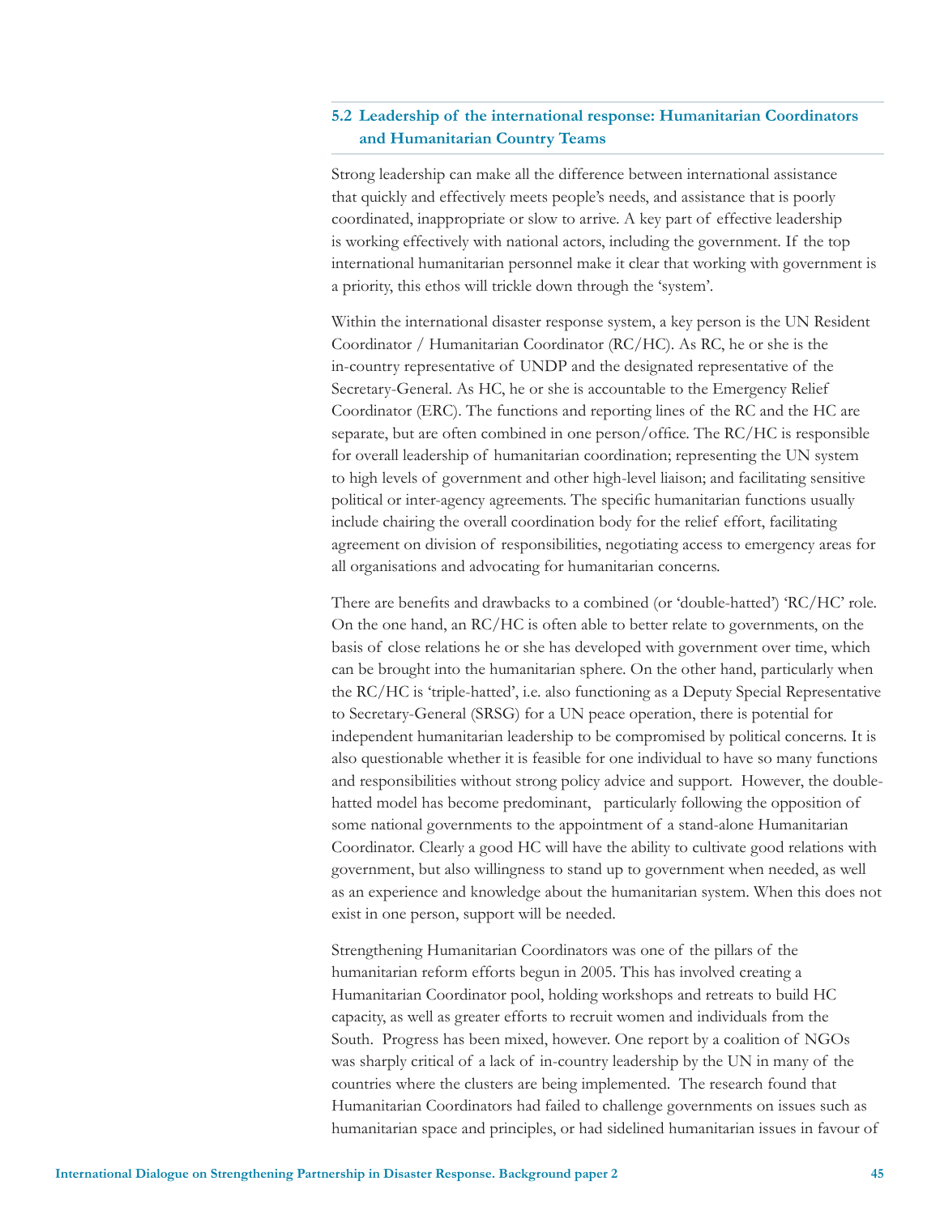## 5.2 Leadership of the international response: Humanitarian Coordinators and Humanitarian Country Teams

Strong leadership can make all the difference between international assistance that quickly and effectively meets people's needs, and assistance that is poorly coordinated, inappropriate or slow to arrive. A key part of effective leadership is working effectively with national actors, including the government. If the top international humanitarian personnel make it clear that working with government is a priority, this ethos will trickle down through the 'system'.

Within the international disaster response system, a key person is the UN Resident Coordinator / Humanitarian Coordinator (RC/HC). As RC, he or she is the in-country representative of UNDP and the designated representative of the Secretary-General. As HC, he or she is accountable to the Emergency Relief Coordinator (ERC). The functions and reporting lines of the RC and the HC are separate, but are often combined in one person/office. The RC/HC is responsible for overall leadership of humanitarian coordination; representing the UN system to high levels of government and other high-level liaison; and facilitating sensitive political or inter-agency agreements. The specific humanitarian functions usually include chairing the overall coordination body for the relief effort, facilitating agreement on division of responsibilities, negotiating access to emergency areas for all organisations and advocating for humanitarian concerns.

There are benefits and drawbacks to a combined (or 'double-hatted') 'RC/HC' role. On the one hand, an RC/HC is often able to better relate to governments, on the basis of close relations he or she has developed with government over time, which can be brought into the humanitarian sphere. On the other hand, particularly when the RC/HC is 'triple-hatted', i.e. also functioning as a Deputy Special Representative to Secretary-General (SRSG) for a UN peace operation, there is potential for independent humanitarian leadership to be compromised by political concerns. It is also questionable whether it is feasible for one individual to have so many functions and responsibilities without strong policy advice and support. However, the double-hatted model has become predominant, particularly following the opposition of some national governments to the appointment of a stand-alone Humanitarian Coordinator. Clearly a good HC will have the ability to cultivate good relations with government, but also willingness to stand up to government when needed, as well as an experience and knowledge about the humanitarian system. When this does not exist in one person, support will be needed.

Strengthening Humanitarian Coordinators was one of the pillars of the humanitarian reform efforts begun in 2005. This has involved creating a Humanitarian Coordinator pool, holding workshops and retreats to build HC capacity, as well as greater efforts to recruit women and individuals from the South. Progress has been mixed, however. One report by a coalition of NGOs was sharply critical of a lack of in-country leadership by the UN in many of the countries where the clusters are being implemented. The research found that Humanitarian Coordinators had failed to challenge governments on issues such as humanitarian space and principles, or had sidelined humanitarian issues in favour of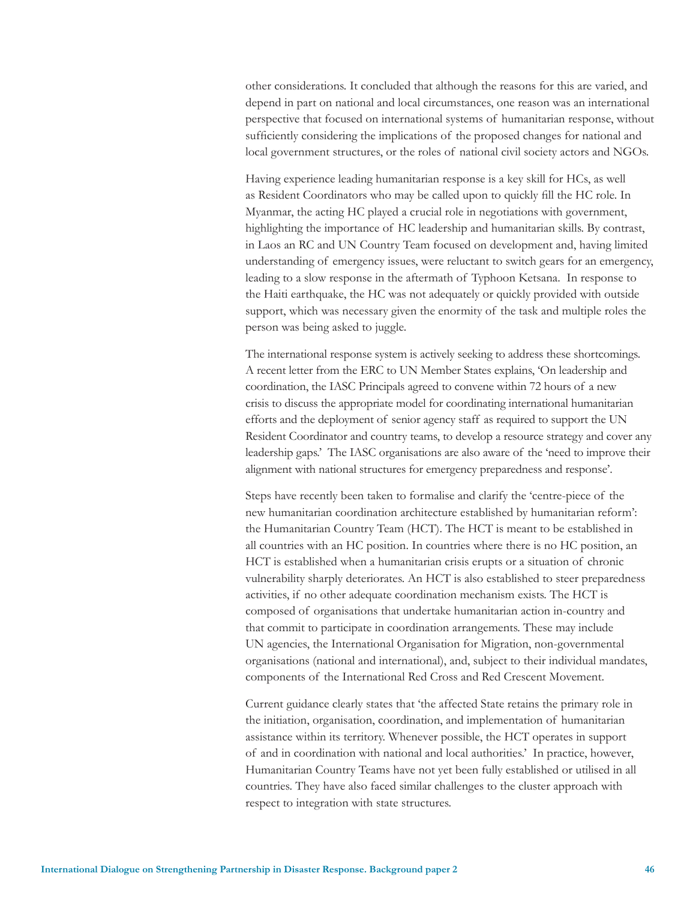other considerations. It concluded that although the reasons for this are varied, and depend in part on national and local circumstances, one reason was an international perspective that focused on international systems of humanitarian response, without sufficiently considering the implications of the proposed changes for national and local government structures, or the roles of national civil society actors and NGOs.

Having experience leading humanitarian response is a key skill for HCs, as well as Resident Coordinators who may be called upon to quickly fill the HC role. In Myanmar, the acting HC played a crucial role in negotiations with government, highlighting the importance of HC leadership and humanitarian skills. By contrast, in Laos an RC and UN Country Team focused on development and, having limited understanding of emergency issues, were reluctant to switch gears for an emergency, leading to a slow response in the aftermath of Typhoon Ketsana. In response to the Haiti earthquake, the HC was not adequately or quickly provided with outside support, which was necessary given the enormity of the task and multiple roles the person was being asked to juggle.

The international response system is actively seeking to address these shortcomings. A recent letter from the ERC to UN Member States explains, 'On leadership and coordination, the IASC Principals agreed to convene within 72 hours of a new crisis to discuss the appropriate model for coordinating international humanitarian efforts and the deployment of senior agency staff as required to support the UN Resident Coordinator and country teams, to develop a resource strategy and cover any leadership gaps.' The IASC organisations are also aware of the 'need to improve their alignment with national structures for emergency preparedness and response'.

Steps have recently been taken to formalise and clarify the 'centre-piece of the new humanitarian coordination architecture established by humanitarian reform': the Humanitarian Country Team (HCT). The HCT is meant to be established in all countries with an HC position. In countries where there is no HC position, an HCT is established when a humanitarian crisis erupts or a situation of chronic vulnerability sharply deteriorates. An HCT is also established to steer preparedness activities, if no other adequate coordination mechanism exists. The HCT is composed of organisations that undertake humanitarian action in-country and that commit to participate in coordination arrangements. These may include UN agencies, the International Organisation for Migration, non-governmental organisations (national and international), and, subject to their individual mandates, components of the International Red Cross and Red Crescent Movement.

Current guidance clearly states that 'the affected State retains the primary role in the initiation, organisation, coordination, and implementation of humanitarian assistance within its territory. Whenever possible, the HCT operates in support of and in coordination with national and local authorities.' In practice, however, Humanitarian Country Teams have not yet been fully established or utilised in all countries. They have also faced similar challenges to the cluster approach with respect to integration with state structures.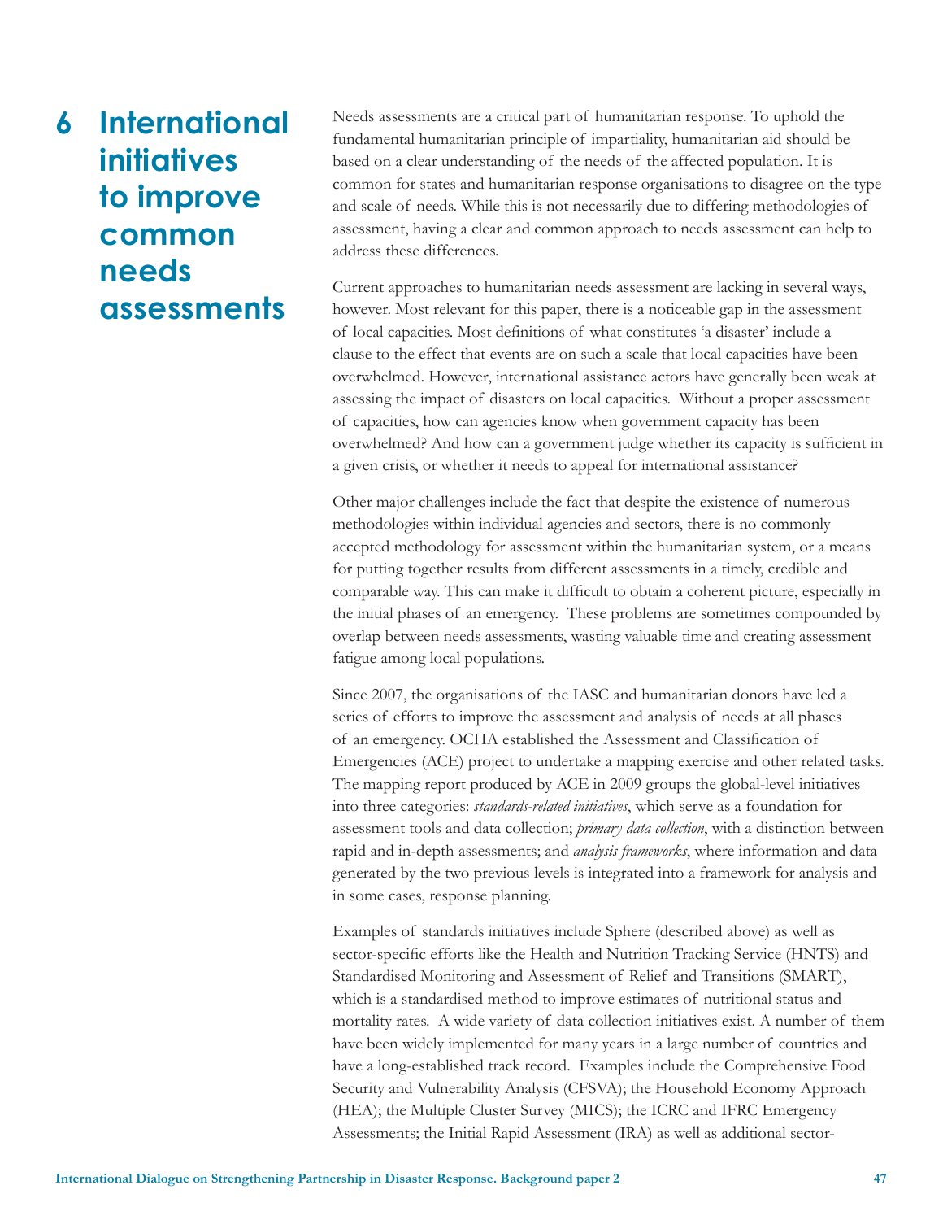# 6 International initiatives to improve common needs assessments

Needs assessments are a critical part of humanitarian response. To uphold the fundamental humanitarian principle of impartiality, humanitarian aid should be based on a clear understanding of the needs of the affected population. It is common for states and humanitarian response organisations to disagree on the type and scale of needs. While this is not necessarily due to differing methodologies of assessment, having a clear and common approach to needs assessment can help to address these differences.

Current approaches to humanitarian needs assessment are lacking in several ways, however. Most relevant for this paper, there is a noticeable gap in the assessment of local capacities. Most definitions of what constitutes 'a disaster' include a clause to the effect that events are on such a scale that local capacities have been overwhelmed. However, international assistance actors have generally been weak at assessing the impact of disasters on local capacities. Without a proper assessment of capacities, how can agencies know when government capacity has been overwhelmed? And how can a government judge whether its capacity is sufficient in a given crisis, or whether it needs to appeal for international assistance?

Other major challenges include the fact that despite the existence of numerous methodologies within individual agencies and sectors, there is no commonly accepted methodology for assessment within the humanitarian system, or a means for putting together results from different assessments in a timely, credible and comparable way. This can make it difficult to obtain a coherent picture, especially in the initial phases of an emergency. These problems are sometimes compounded by overlap between needs assessments, wasting valuable time and creating assessment fatigue among local populations.

Since 2007, the organisations of the IASC and humanitarian donors have led a series of efforts to improve the assessment and analysis of needs at all phases of an emergency. OCHA established the Assessment and Classification of Emergencies (ACE) project to undertake a mapping exercise and other related tasks. The mapping report produced by ACE in 2009 groups the global-level initiatives into three categories: *standards-related initiatives*, which serve as a foundation for assessment tools and data collection; *primary data collection*, with a distinction between rapid and in-depth assessments; and *analysis frameworks*, where information and data generated by the two previous levels is integrated into a framework for analysis and in some cases, response planning.

Examples of standards initiatives include Sphere (described above) as well as sector-specific efforts like the Health and Nutrition Tracking Service (HNTS) and Standardised Monitoring and Assessment of Relief and Transitions (SMART), which is a standardised method to improve estimates of nutritional status and mortality rates. A wide variety of data collection initiatives exist. A number of them have been widely implemented for many years in a large number of countries and have a long-established track record. Examples include the Comprehensive Food Security and Vulnerability Analysis (CFSVA); the Household Economy Approach (HEA); the Multiple Cluster Survey (MICS); the ICRC and IFRC Emergency Assessments; the Initial Rapid Assessment (IRA) as well as additional sector-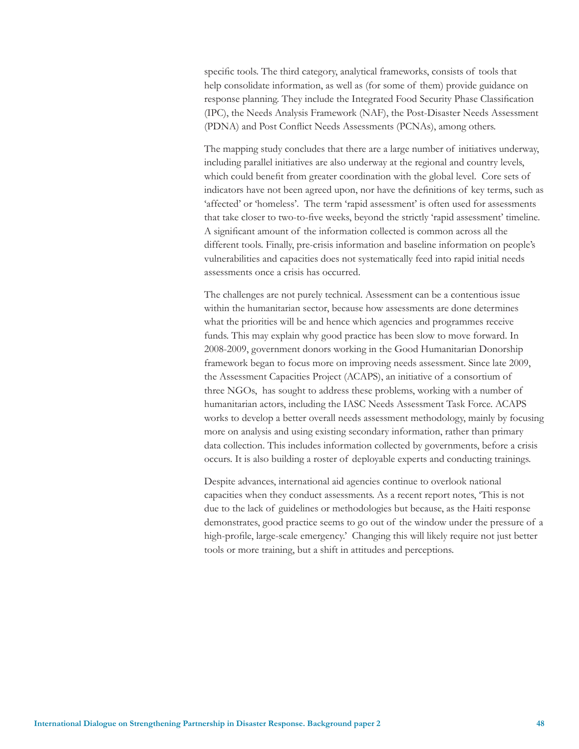specific tools. The third category, analytical frameworks, consists of tools that help consolidate information, as well as (for some of them) provide guidance on response planning. They include the Integrated Food Security Phase Classification (IPC), the Needs Analysis Framework (NAF), the Post-Disaster Needs Assessment (PDNA) and Post Conflict Needs Assessments (PCNAs), among others.

The mapping study concludes that there are a large number of initiatives underway, including parallel initiatives are also underway at the regional and country levels, which could benefit from greater coordination with the global level. Core sets of indicators have not been agreed upon, nor have the definitions of key terms, such as 'affected' or 'homeless'. The term 'rapid assessment' is often used for assessments that take closer to two-to-five weeks, beyond the strictly 'rapid assessment' timeline. A significant amount of the information collected is common across all the different tools. Finally, pre-crisis information and baseline information on people's vulnerabilities and capacities does not systematically feed into rapid initial needs assessments once a crisis has occurred.

The challenges are not purely technical. Assessment can be a contentious issue within the humanitarian sector, because how assessments are done determines what the priorities will be and hence which agencies and programmes receive funds. This may explain why good practice has been slow to move forward. In 2008-2009, government donors working in the Good Humanitarian Donorship framework began to focus more on improving needs assessment. Since late 2009, the Assessment Capacities Project (ACAPS), an initiative of a consortium of three NGOs, has sought to address these problems, working with a number of humanitarian actors, including the IASC Needs Assessment Task Force. ACAPS works to develop a better overall needs assessment methodology, mainly by focusing more on analysis and using existing secondary information, rather than primary data collection. This includes information collected by governments, before a crisis occurs. It is also building a roster of deployable experts and conducting trainings.

Despite advances, international aid agencies continue to overlook national capacities when they conduct assessments. As a recent report notes, 'This is not due to the lack of guidelines or methodologies but because, as the Haiti response demonstrates, good practice seems to go out of the window under the pressure of a high-profile, large-scale emergency.' Changing this will likely require not just better tools or more training, but a shift in attitudes and perceptions.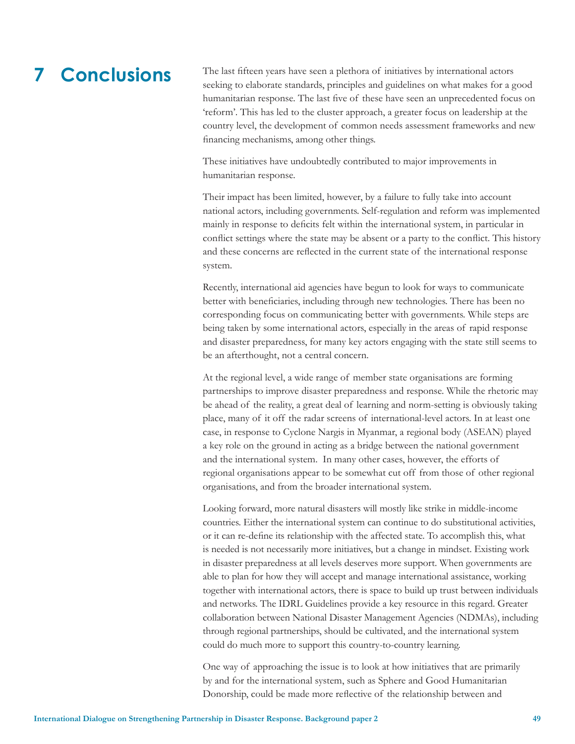# 7 Conclusions

The last fifteen years have seen a plethora of initiatives by international actors seeking to elaborate standards, principles and guidelines on what makes for a good humanitarian response. The last five of these have seen an unprecedented focus on 'reform'. This has led to the cluster approach, a greater focus on leadership at the country level, the development of common needs assessment frameworks and new financing mechanisms, among other things.

These initiatives have undoubtedly contributed to major improvements in humanitarian response.

Their impact has been limited, however, by a failure to fully take into account national actors, including governments. Self-regulation and reform was implemented mainly in response to deficits felt within the international system, in particular in conflict settings where the state may be absent or a party to the conflict. This history and these concerns are reflected in the current state of the international response system.

Recently, international aid agencies have begun to look for ways to communicate better with beneficiaries, including through new technologies. There has been no corresponding focus on communicating better with governments. While steps are being taken by some international actors, especially in the areas of rapid response and disaster preparedness, for many key actors engaging with the state still seems to be an afterthought, not a central concern.

At the regional level, a wide range of member state organisations are forming partnerships to improve disaster preparedness and response. While the rhetoric may be ahead of the reality, a great deal of learning and norm-setting is obviously taking place, many of it off the radar screens of international-level actors. In at least one case, in response to Cyclone Nargis in Myanmar, a regional body (ASEAN) played a key role on the ground in acting as a bridge between the national government and the international system. In many other cases, however, the efforts of regional organisations appear to be somewhat cut off from those of other regional organisations, and from the broader international system.

Looking forward, more natural disasters will mostly like strike in middle-income countries. Either the international system can continue to do substitutional activities, or it can re-define its relationship with the affected state. To accomplish this, what is needed is not necessarily more initiatives, but a change in mindset. Existing work in disaster preparedness at all levels deserves more support. When governments are able to plan for how they will accept and manage international assistance, working together with international actors, there is space to build up trust between individuals and networks. The IDRL Guidelines provide a key resource in this regard. Greater collaboration between National Disaster Management Agencies (NDMAs), including through regional partnerships, should be cultivated, and the international system could do much more to support this country-to-country learning.

One way of approaching the issue is to look at how initiatives that are primarily by and for the international system, such as Sphere and Good Humanitarian Donorship, could be made more reflective of the relationship between and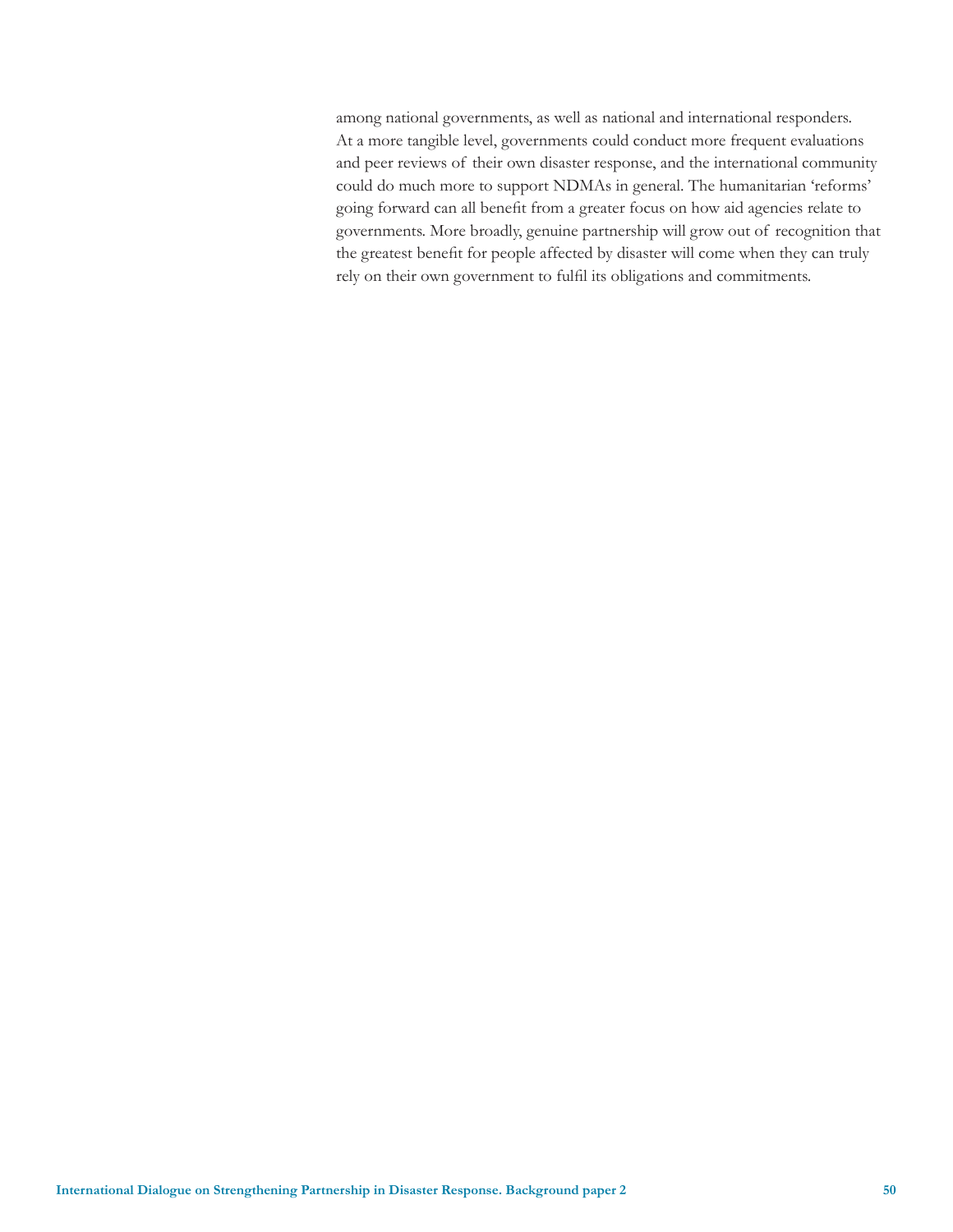among national governments, as well as national and international responders. At a more tangible level, governments could conduct more frequent evaluations and peer reviews of their own disaster response, and the international community could do much more to support NDMAs in general. The humanitarian 'reforms' going forward can all benefit from a greater focus on how aid agencies relate to governments. More broadly, genuine partnership will grow out of recognition that the greatest benefit for people affected by disaster will come when they can truly rely on their own government to fulfil its obligations and commitments.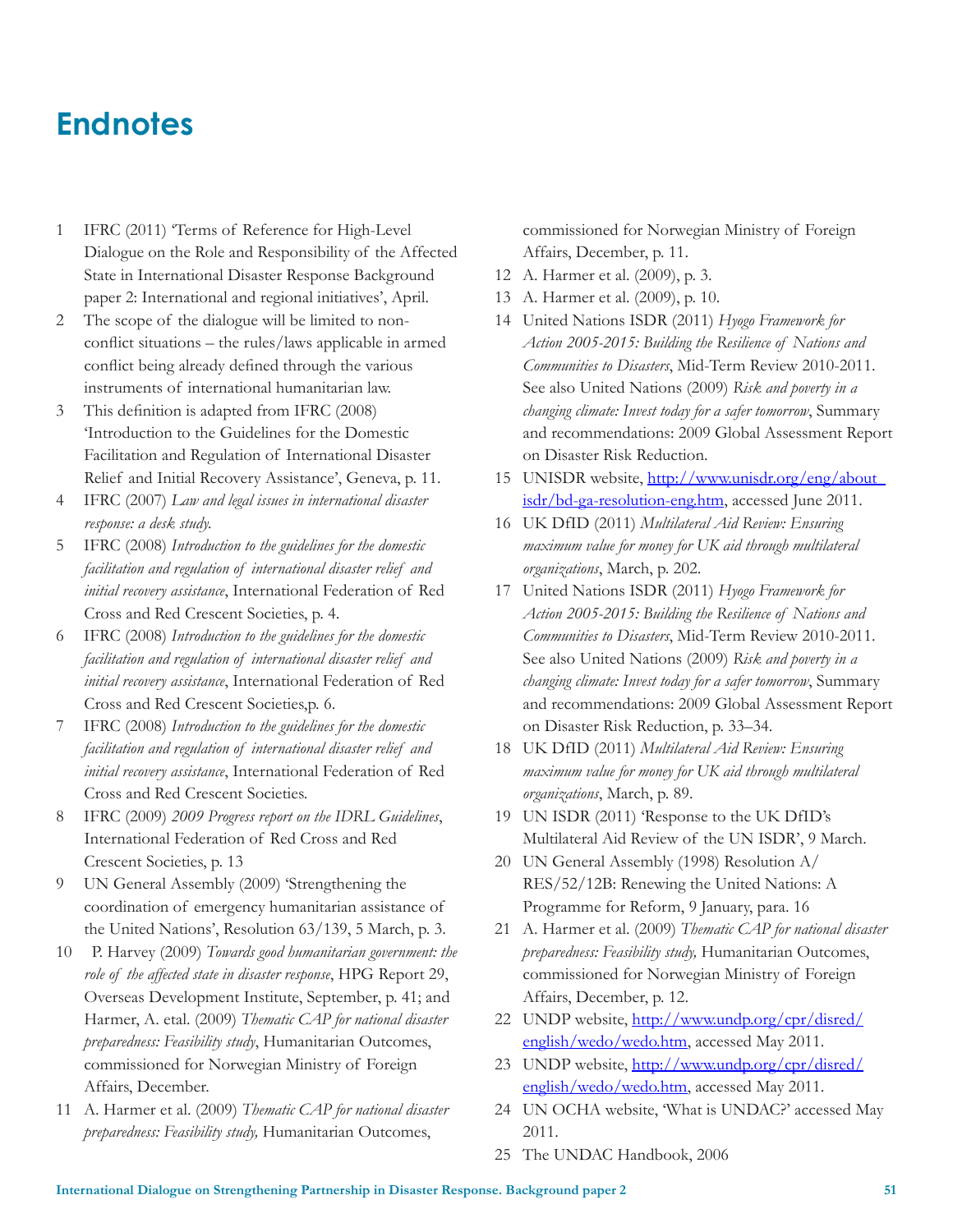# Endnotes

1. IFRC (2011) 'Terms of Reference for High-Level Dialogue on the Role and Responsibility of the Affected State in International Disaster Response Background paper 2: International and regional initiatives', April.
2. The scope of the dialogue will be limited to non-conflict situations – the rules/laws applicable in armed conflict being already defined through the various instruments of international humanitarian law.
3. This definition is adapted from IFRC (2008) 'Introduction to the Guidelines for the Domestic Facilitation and Regulation of International Disaster Relief and Initial Recovery Assistance', Geneva, p. 11.
4. IFRC (2007) *Law and legal issues in international disaster response: a desk study.*
5. IFRC (2008) *Introduction to the guidelines for the domestic facilitation and regulation of international disaster relief and initial recovery assistance*, International Federation of Red Cross and Red Crescent Societies, p. 4.
6. IFRC (2008) *Introduction to the guidelines for the domestic facilitation and regulation of international disaster relief and initial recovery assistance*, International Federation of Red Cross and Red Crescent Societies,p. 6.
7. IFRC (2008) *Introduction to the guidelines for the domestic facilitation and regulation of international disaster relief and initial recovery assistance*, International Federation of Red Cross and Red Crescent Societies.
8. IFRC (2009) *2009 Progress report on the IDRL Guidelines*, International Federation of Red Cross and Red Crescent Societies, p. 13
9. UN General Assembly (2009) 'Strengthening the coordination of emergency humanitarian assistance of the United Nations', Resolution 63/139, 5 March, p. 3.
10. P. Harvey (2009) *Towards good humanitarian government: the role of the affected state in disaster response*, HPG Report 29, Overseas Development Institute, September, p. 41; and Harmer, A. etal. (2009) *Thematic CAP for national disaster preparedness: Feasibility study*, Humanitarian Outcomes, commissioned for Norwegian Ministry of Foreign Affairs, December.
11. A. Harmer et al. (2009) *Thematic CAP for national disaster preparedness: Feasibility study,* Humanitarian Outcomes, commissioned for Norwegian Ministry of Foreign Affairs, December, p. 11.
12. A. Harmer et al. (2009), p. 3.
13. A. Harmer et al. (2009), p. 10.
14. United Nations ISDR (2011) *Hyogo Framework for Action 2005-2015: Building the Resilience of Nations and Communities to Disasters*, Mid-Term Review 2010-2011. See also United Nations (2009) *Risk and poverty in a changing climate: Invest today for a safer tomorrow*, Summary and recommendations: 2009 Global Assessment Report on Disaster Risk Reduction.
15. UNISDR website, http://www.unisdr.org/eng/about_isdr/bd-ga-resolution-eng.htm, accessed June 2011.
16. UK DfID (2011) *Multilateral Aid Review: Ensuring maximum value for money for UK aid through multilateral organizations*, March, p. 202.
17. United Nations ISDR (2011) *Hyogo Framework for Action 2005-2015: Building the Resilience of Nations and Communities to Disasters*, Mid-Term Review 2010-2011. See also United Nations (2009) *Risk and poverty in a changing climate: Invest today for a safer tomorrow*, Summary and recommendations: 2009 Global Assessment Report on Disaster Risk Reduction, p. 33–34.
18. UK DfID (2011) *Multilateral Aid Review: Ensuring maximum value for money for UK aid through multilateral organizations*, March, p. 89.
19. UN ISDR (2011) 'Response to the UK DfID's Multilateral Aid Review of the UN ISDR', 9 March.
20. UN General Assembly (1998) Resolution A/RES/52/12B: Renewing the United Nations: A Programme for Reform, 9 January, para. 16
21. A. Harmer et al. (2009) *Thematic CAP for national disaster preparedness: Feasibility study,* Humanitarian Outcomes, commissioned for Norwegian Ministry of Foreign Affairs, December, p. 12.
22. UNDP website, http://www.undp.org/cpr/disred/english/wedo/wedo.htm, accessed May 2011.
23. UNDP website, http://www.undp.org/cpr/disred/english/wedo/wedo.htm, accessed May 2011.
24. UN OCHA website, 'What is UNDAC?' accessed May 2011.
25. The UNDAC Handbook, 2006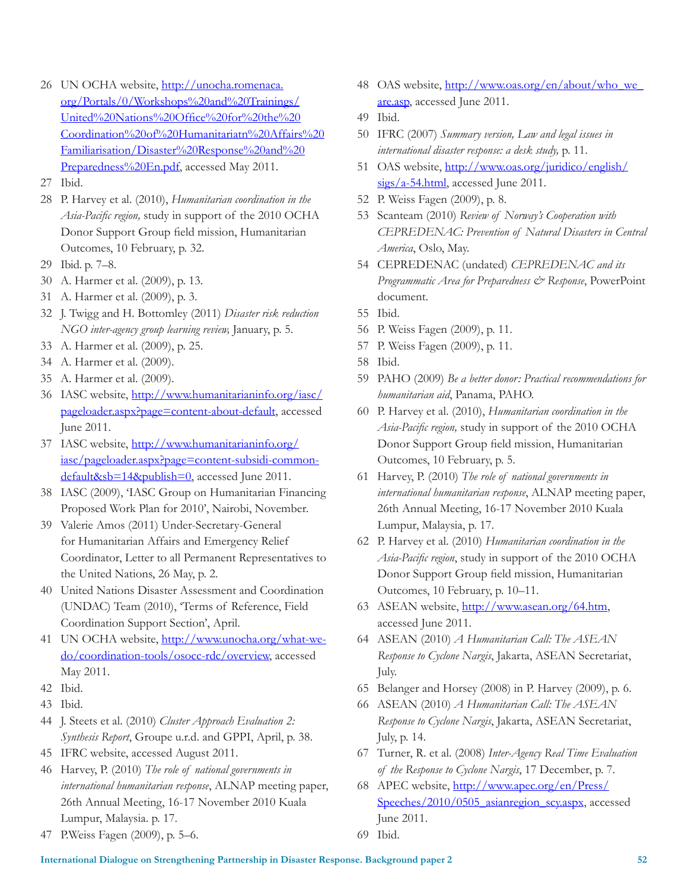26 UN OCHA website, http://unocha.romenaca.org/Portals/0/Workshops%20and%20Trainings/United%20Nations%20Office%20for%20the%20Coordination%20of%20Humanitariatn%20Affairs%20Familiarisation/Disaster%20Response%20and%20Preparedness%20En.pdf, accessed May 2011.

27 Ibid.

28 P. Harvey et al. (2010), *Humanitarian coordination in the Asia-Pacific region,* study in support of the 2010 OCHA Donor Support Group field mission, Humanitarian Outcomes, 10 February, p. 32.

29 Ibid. p. 7–8.

30 A. Harmer et al. (2009), p. 13.

31 A. Harmer et al. (2009), p. 3.

32 J. Twigg and H. Bottomley (2011) *Disaster risk reduction NGO inter-agency group learning review,* January, p. 5.

33 A. Harmer et al. (2009), p. 25.

34 A. Harmer et al. (2009).

35 A. Harmer et al. (2009).

36 IASC website, http://www.humanitarianinfo.org/iasc/pageloader.aspx?page=content-about-default, accessed June 2011.

37 IASC website, http://www.humanitarianinfo.org/iasc/pageloader.aspx?page=content-subsidi-common-default&sb=14&publish=0, accessed June 2011.

38 IASC (2009), 'IASC Group on Humanitarian Financing Proposed Work Plan for 2010', Nairobi, November.

39 Valerie Amos (2011) Under-Secretary-General for Humanitarian Affairs and Emergency Relief Coordinator, Letter to all Permanent Representatives to the United Nations, 26 May, p. 2.

40 United Nations Disaster Assessment and Coordination (UNDAC) Team (2010), 'Terms of Reference, Field Coordination Support Section', April.

41 UN OCHA website, http://www.unocha.org/what-we-do/coordination-tools/osocc-rdc/overview, accessed May 2011.

42 Ibid.

43 Ibid.

44 J. Steets et al. (2010) *Cluster Approach Evaluation 2: Synthesis Report*, Groupe u.r.d. and GPPI, April, p. 38.

45 IFRC website, accessed August 2011.

46 Harvey, P. (2010) *The role of national governments in international humanitarian response*, ALNAP meeting paper, 26th Annual Meeting, 16-17 November 2010 Kuala Lumpur, Malaysia. p. 17.

47 P.Weiss Fagen (2009), p. 5–6.

48 OAS website, http://www.oas.org/en/about/who_we_are.asp, accessed June 2011.

49 Ibid.

50 IFRC (2007) *Summary version, Law and legal issues in international disaster response: a desk study,* p. 11.

51 OAS website, http://www.oas.org/juridico/english/sigs/a-54.html, accessed June 2011.

52 P. Weiss Fagen (2009), p. 8.

53 Scanteam (2010) *Review of Norway's Cooperation with CEPREDENAC: Prevention of Natural Disasters in Central America*, Oslo, May.

54 CEPREDENAC (undated) *CEPREDENAC and its Programmatic Area for Preparedness & Response*, PowerPoint document.

55 Ibid.

56 P. Weiss Fagen (2009), p. 11.

57 P. Weiss Fagen (2009), p. 11.

58 Ibid.

59 PAHO (2009) *Be a better donor: Practical recommendations for humanitarian aid*, Panama, PAHO.

60 P. Harvey et al. (2010), *Humanitarian coordination in the Asia-Pacific region,* study in support of the 2010 OCHA Donor Support Group field mission, Humanitarian Outcomes, 10 February, p. 5.

61 Harvey, P. (2010) *The role of national governments in international humanitarian response*, ALNAP meeting paper, 26th Annual Meeting, 16-17 November 2010 Kuala Lumpur, Malaysia, p. 17.

62 P. Harvey et al. (2010) *Humanitarian coordination in the Asia-Pacific region*, study in support of the 2010 OCHA Donor Support Group field mission, Humanitarian Outcomes, 10 February, p. 10–11.

63 ASEAN website, http://www.asean.org/64.htm, accessed June 2011.

64 ASEAN (2010) *A Humanitarian Call: The ASEAN Response to Cyclone Nargis*, Jakarta, ASEAN Secretariat, July.

65 Belanger and Horsey (2008) in P. Harvey (2009), p. 6.

66 ASEAN (2010) *A Humanitarian Call: The ASEAN Response to Cyclone Nargis*, Jakarta, ASEAN Secretariat, July, p. 14.

67 Turner, R. et al. (2008) *Inter-Agency Real Time Evaluation of the Response to Cyclone Nargis*, 17 December, p. 7.

68 APEC website, http://www.apec.org/en/Press/Speeches/2010/0505_asianregion_scy.aspx, accessed June 2011.

69 Ibid.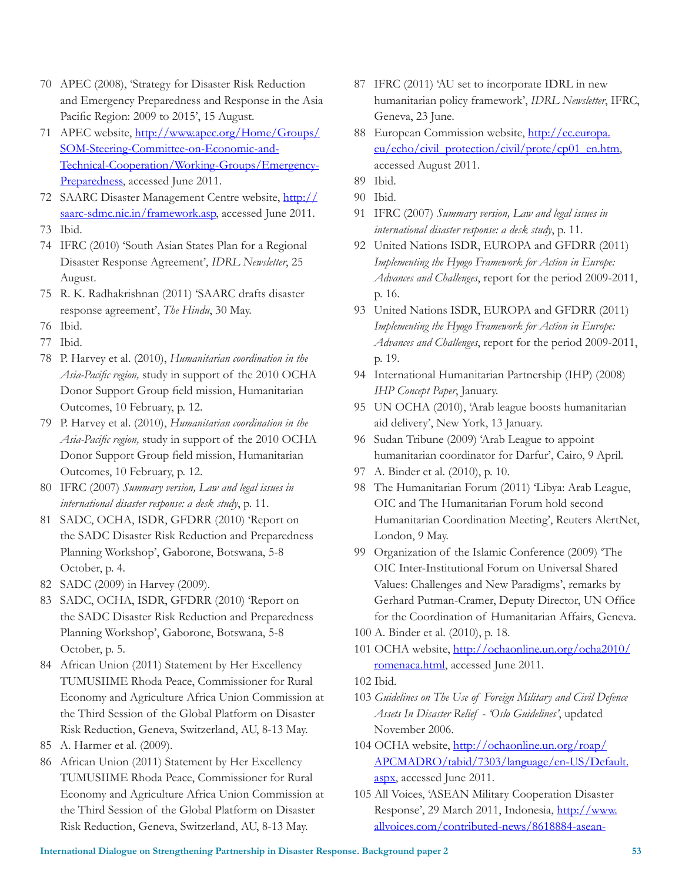70 APEC (2008), 'Strategy for Disaster Risk Reduction and Emergency Preparedness and Response in the Asia Pacific Region: 2009 to 2015', 15 August.

71 APEC website, http://www.apec.org/Home/Groups/SOM-Steering-Committee-on-Economic-and-Technical-Cooperation/Working-Groups/Emergency-Preparedness, accessed June 2011.

72 SAARC Disaster Management Centre website, http://saarc-sdmc.nic.in/framework.asp, accessed June 2011.

73 Ibid.

74 IFRC (2010) 'South Asian States Plan for a Regional Disaster Response Agreement', *IDRL Newsletter*, 25 August.

75 R. K. Radhakrishnan (2011) 'SAARC drafts disaster response agreement', *The Hindu*, 30 May.

76 Ibid.

77 Ibid.

78 P. Harvey et al. (2010), *Humanitarian coordination in the Asia-Pacific region,* study in support of the 2010 OCHA Donor Support Group field mission, Humanitarian Outcomes, 10 February, p. 12.

79 P. Harvey et al. (2010), *Humanitarian coordination in the Asia-Pacific region,* study in support of the 2010 OCHA Donor Support Group field mission, Humanitarian Outcomes, 10 February, p. 12.

80 IFRC (2007) *Summary version, Law and legal issues in international disaster response: a desk study*, p. 11.

81 SADC, OCHA, ISDR, GFDRR (2010) 'Report on the SADC Disaster Risk Reduction and Preparedness Planning Workshop', Gaborone, Botswana, 5-8 October, p. 4.

82 SADC (2009) in Harvey (2009).

83 SADC, OCHA, ISDR, GFDRR (2010) 'Report on the SADC Disaster Risk Reduction and Preparedness Planning Workshop', Gaborone, Botswana, 5-8 October, p. 5.

84 African Union (2011) Statement by Her Excellency TUMUSIIME Rhoda Peace, Commissioner for Rural Economy and Agriculture Africa Union Commission at the Third Session of the Global Platform on Disaster Risk Reduction, Geneva, Switzerland, AU, 8-13 May.

85 A. Harmer et al. (2009).

86 African Union (2011) Statement by Her Excellency TUMUSIIME Rhoda Peace, Commissioner for Rural Economy and Agriculture Africa Union Commission at the Third Session of the Global Platform on Disaster Risk Reduction, Geneva, Switzerland, AU, 8-13 May.

87 IFRC (2011) 'AU set to incorporate IDRL in new humanitarian policy framework', *IDRL Newsletter*, IFRC, Geneva, 23 June.

88 European Commission website, http://ec.europa.eu/echo/civil_protection/civil/prote/cp01_en.htm, accessed August 2011.

89 Ibid.

90 Ibid.

91 IFRC (2007) *Summary version, Law and legal issues in international disaster response: a desk study*, p. 11.

92 United Nations ISDR, EUROPA and GFDRR (2011) *Implementing the Hyogo Framework for Action in Europe: Advances and Challenges*, report for the period 2009-2011, p. 16.

93 United Nations ISDR, EUROPA and GFDRR (2011) *Implementing the Hyogo Framework for Action in Europe: Advances and Challenges*, report for the period 2009-2011, p. 19.

94 International Humanitarian Partnership (IHP) (2008) *IHP Concept Paper*, January.

95 UN OCHA (2010), 'Arab league boosts humanitarian aid delivery', New York, 13 January.

96 Sudan Tribune (2009) 'Arab League to appoint humanitarian coordinator for Darfur', Cairo, 9 April.

97 A. Binder et al. (2010), p. 10.

98 The Humanitarian Forum (2011) 'Libya: Arab League, OIC and The Humanitarian Forum hold second Humanitarian Coordination Meeting', Reuters AlertNet, London, 9 May.

99 Organization of the Islamic Conference (2009) 'The OIC Inter-Institutional Forum on Universal Shared Values: Challenges and New Paradigms', remarks by Gerhard Putman-Cramer, Deputy Director, UN Office for the Coordination of Humanitarian Affairs, Geneva.

100 A. Binder et al. (2010), p. 18.

101 OCHA website, http://ochaonline.un.org/ocha2010/romenaca.html, accessed June 2011.

102 Ibid.

103 *Guidelines on The Use of Foreign Military and Civil Defence Assets In Disaster Relief - 'Oslo Guidelines'*, updated November 2006.

104 OCHA website, http://ochaonline.un.org/roap/APCMADRO/tabid/7303/language/en-US/Default.aspx, accessed June 2011.

105 All Voices, 'ASEAN Military Cooperation Disaster Response', 29 March 2011, Indonesia, http://www.allvoices.com/contributed-news/8618884-asean-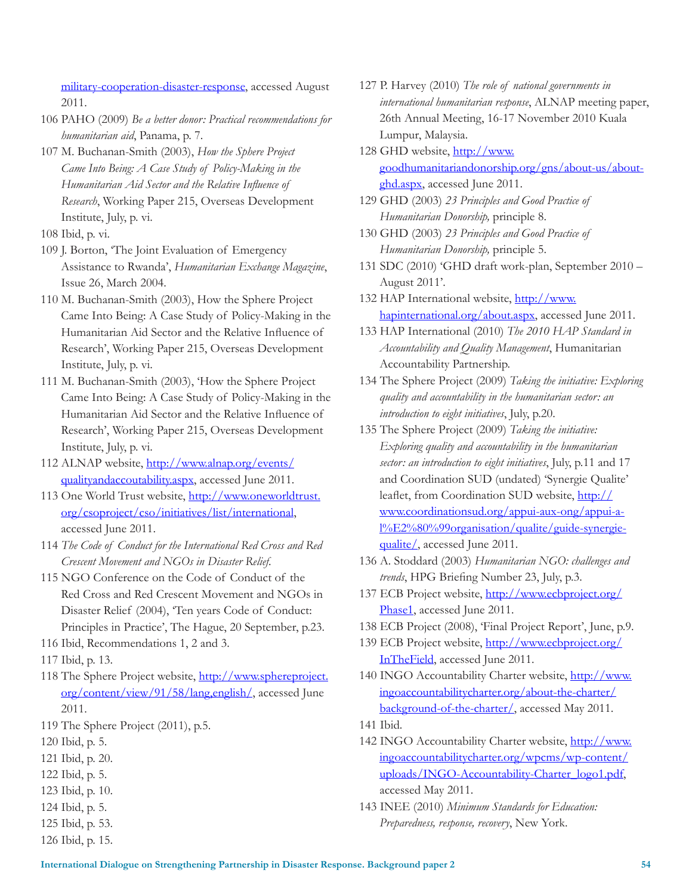military-cooperation-disaster-response, accessed August 2011.

106 PAHO (2009) *Be a better donor: Practical recommendations for humanitarian aid*, Panama, p. 7.

107 M. Buchanan-Smith (2003), *How the Sphere Project Came Into Being: A Case Study of Policy-Making in the Humanitarian Aid Sector and the Relative Influence of Research*, Working Paper 215, Overseas Development Institute, July, p. vi.

108 Ibid, p. vi.

109 J. Borton, 'The Joint Evaluation of Emergency Assistance to Rwanda', *Humanitarian Exchange Magazine*, Issue 26, March 2004.

110 M. Buchanan-Smith (2003), How the Sphere Project Came Into Being: A Case Study of Policy-Making in the Humanitarian Aid Sector and the Relative Influence of Research', Working Paper 215, Overseas Development Institute, July, p. vi.

111 M. Buchanan-Smith (2003), 'How the Sphere Project Came Into Being: A Case Study of Policy-Making in the Humanitarian Aid Sector and the Relative Influence of Research', Working Paper 215, Overseas Development Institute, July, p. vi.

112 ALNAP website, http://www.alnap.org/events/qualityandaccoutability.aspx, accessed June 2011.

113 One World Trust website, http://www.oneworldtrust.org/csoproject/cso/initiatives/list/international, accessed June 2011.

114 *The Code of Conduct for the International Red Cross and Red Crescent Movement and NGOs in Disaster Relief.*

115 NGO Conference on the Code of Conduct of the Red Cross and Red Crescent Movement and NGOs in Disaster Relief (2004), 'Ten years Code of Conduct: Principles in Practice', The Hague, 20 September, p.23.

116 Ibid, Recommendations 1, 2 and 3.

117 Ibid, p. 13.

118 The Sphere Project website, http://www.sphereproject.org/content/view/91/58/lang,english/, accessed June 2011.

119 The Sphere Project (2011), p.5.

120 Ibid, p. 5.

121 Ibid, p. 20.

122 Ibid, p. 5.

123 Ibid, p. 10.

124 Ibid, p. 5.

125 Ibid, p. 53.

126 Ibid, p. 15.

127 P. Harvey (2010) *The role of national governments in international humanitarian response*, ALNAP meeting paper, 26th Annual Meeting, 16-17 November 2010 Kuala Lumpur, Malaysia.

128 GHD website, http://www.goodhumanitariandonorship.org/gns/about-us/about-ghd.aspx, accessed June 2011.

129 GHD (2003) *23 Principles and Good Practice of Humanitarian Donorship,* principle 8.

130 GHD (2003) *23 Principles and Good Practice of Humanitarian Donorship,* principle 5.

131 SDC (2010) 'GHD draft work-plan, September 2010 – August 2011'.

132 HAP International website, http://www.hapinternational.org/about.aspx, accessed June 2011.

133 HAP International (2010) *The 2010 HAP Standard in Accountability and Quality Management*, Humanitarian Accountability Partnership.

134 The Sphere Project (2009) *Taking the initiative: Exploring quality and accountability in the humanitarian sector: an introduction to eight initiatives*, July, p.20.

135 The Sphere Project (2009) *Taking the initiative: Exploring quality and accountability in the humanitarian sector: an introduction to eight initiatives*, July, p.11 and 17 and Coordination SUD (undated) 'Synergie Qualite' leaflet, from Coordination SUD website, http://www.coordinationsud.org/appui-aux-ong/appui-a-l%E2%80%99organisation/qualite/guide-synergie-qualite/, accessed June 2011.

136 A. Stoddard (2003) *Humanitarian NGO: challenges and trends*, HPG Briefing Number 23, July, p.3.

137 ECB Project website, http://www.ecbproject.org/Phase1, accessed June 2011.

138 ECB Project (2008), 'Final Project Report', June, p.9.

139 ECB Project website, http://www.ecbproject.org/InTheField, accessed June 2011.

140 INGO Accountability Charter website, http://www.ingoaccountabilitycharter.org/about-the-charter/background-of-the-charter/, accessed May 2011.

141 Ibid.

142 INGO Accountability Charter website, http://www.ingoaccountabilitycharter.org/wpcms/wp-content/uploads/INGO-Accountability-Charter_logo1.pdf, accessed May 2011.

143 INEE (2010) *Minimum Standards for Education: Preparedness, response, recovery*, New York.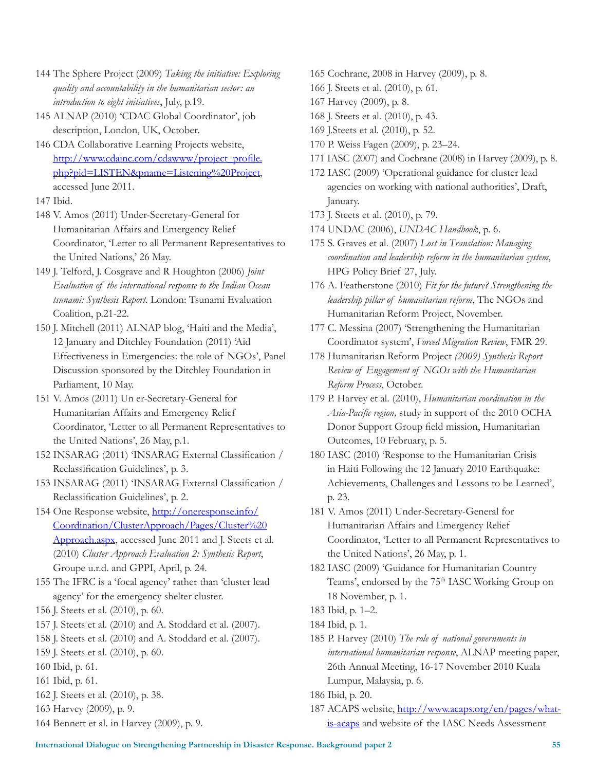144 The Sphere Project (2009) *Taking the initiative: Exploring quality and accountability in the humanitarian sector: an introduction to eight initiatives*, July, p.19.

145 ALNAP (2010) 'CDAC Global Coordinator', job description, London, UK, October.

146 CDA Collaborative Learning Projects website, http://www.cdainc.com/cdawww/project_profile.php?pid=LISTEN&pname=Listening%20Project, accessed June 2011.

147 Ibid.

148 V. Amos (2011) Under-Secretary-General for Humanitarian Affairs and Emergency Relief Coordinator, 'Letter to all Permanent Representatives to the United Nations,' 26 May.

149 J. Telford, J. Cosgrave and R Houghton (2006) *Joint Evaluation of the international response to the Indian Ocean tsunami: Synthesis Report.* London: Tsunami Evaluation Coalition, p.21-22.

150 J. Mitchell (2011) ALNAP blog, 'Haiti and the Media', 12 January and Ditchley Foundation (2011) 'Aid Effectiveness in Emergencies: the role of NGOs', Panel Discussion sponsored by the Ditchley Foundation in Parliament, 10 May.

151 V. Amos (2011) Un er-Secretary-General for Humanitarian Affairs and Emergency Relief Coordinator, 'Letter to all Permanent Representatives to the United Nations', 26 May, p.1.

152 INSARAG (2011) 'INSARAG External Classification / Reclassification Guidelines', p. 3.

153 INSARAG (2011) 'INSARAG External Classification / Reclassification Guidelines', p. 2.

154 One Response website, http://oneresponse.info/Coordination/ClusterApproach/Pages/Cluster%20Approach.aspx, accessed June 2011 and J. Steets et al. (2010) *Cluster Approach Evaluation 2: Synthesis Report*, Groupe u.r.d. and GPPI, April, p. 24.

155 The IFRC is a 'focal agency' rather than 'cluster lead agency' for the emergency shelter cluster.

156 J. Steets et al. (2010), p. 60.

157 J. Steets et al. (2010) and A. Stoddard et al. (2007).

158 J. Steets et al. (2010) and A. Stoddard et al. (2007).

159 J. Steets et al. (2010), p. 60.

160 Ibid, p. 61.

161 Ibid, p. 61.

162 J. Steets et al. (2010), p. 38.

163 Harvey (2009), p. 9.

164 Bennett et al. in Harvey (2009), p. 9.

165 Cochrane, 2008 in Harvey (2009), p. 8.

166 J. Steets et al. (2010), p. 61.

167 Harvey (2009), p. 8.

168 J. Steets et al. (2010), p. 43.

169 J.Steets et al. (2010), p. 52.

170 P. Weiss Fagen (2009), p. 23–24.

171 IASC (2007) and Cochrane (2008) in Harvey (2009), p. 8.

172 IASC (2009) 'Operational guidance for cluster lead agencies on working with national authorities', Draft, January.

173 J. Steets et al. (2010), p. 79.

174 UNDAC (2006), *UNDAC Handbook*, p. 6.

175 S. Graves et al. (2007) *Lost in Translation: Managing coordination and leadership reform in the humanitarian system*, HPG Policy Brief 27, July.

176 A. Featherstone (2010) *Fit for the future? Strengthening the leadership pillar of humanitarian reform*, The NGOs and Humanitarian Reform Project, November.

177 C. Messina (2007) 'Strengthening the Humanitarian Coordinator system', *Forced Migration Review*, FMR 29.

178 Humanitarian Reform Project *(2009) Synthesis Report Review of Engagement of NGOs with the Humanitarian Reform Process*, October.

179 P. Harvey et al. (2010), *Humanitarian coordination in the Asia-Pacific region,* study in support of the 2010 OCHA Donor Support Group field mission, Humanitarian Outcomes, 10 February, p. 5.

180 IASC (2010) 'Response to the Humanitarian Crisis in Haiti Following the 12 January 2010 Earthquake: Achievements, Challenges and Lessons to be Learned', p. 23.

181 V. Amos (2011) Under-Secretary-General for Humanitarian Affairs and Emergency Relief Coordinator, 'Letter to all Permanent Representatives to the United Nations', 26 May, p. 1.

182 IASC (2009) 'Guidance for Humanitarian Country Teams', endorsed by the 75th IASC Working Group on 18 November, p. 1.

183 Ibid, p. 1–2.

184 Ibid, p. 1.

185 P. Harvey (2010) *The role of national governments in international humanitarian response*, ALNAP meeting paper, 26th Annual Meeting, 16-17 November 2010 Kuala Lumpur, Malaysia, p. 6.

186 Ibid, p. 20.

187 ACAPS website, http://www.acaps.org/en/pages/what-is-acaps and website of the IASC Needs Assessment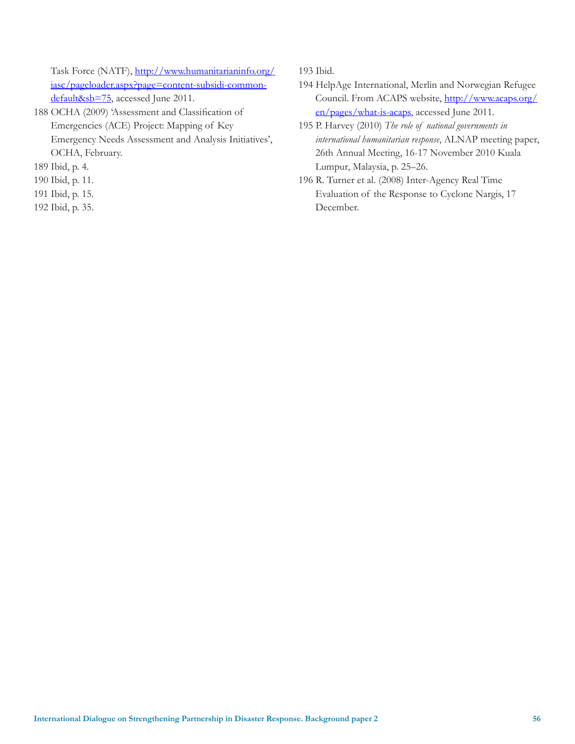Task Force (NATF), http://www.humanitarianinfo.org/iasc/pageloader.aspx?page=content-subsidi-common-default&sb=75, accessed June 2011.

188 OCHA (2009) 'Assessment and Classification of Emergencies (ACE) Project: Mapping of Key Emergency Needs Assessment and Analysis Initiatives', OCHA, February.

189 Ibid, p. 4.

190 Ibid, p. 11.

191 Ibid, p. 15.

192 Ibid, p. 35.

193 Ibid.

194 HelpAge International, Merlin and Norwegian Refugee Council. From ACAPS website, http://www.acaps.org/en/pages/what-is-acaps, accessed June 2011.

195 P. Harvey (2010) *The role of national governments in international humanitarian response*, ALNAP meeting paper, 26th Annual Meeting, 16-17 November 2010 Kuala Lumpur, Malaysia, p. 25–26.

196 R. Turner et al. (2008) Inter-Agency Real Time Evaluation of the Response to Cyclone Nargis, 17 December.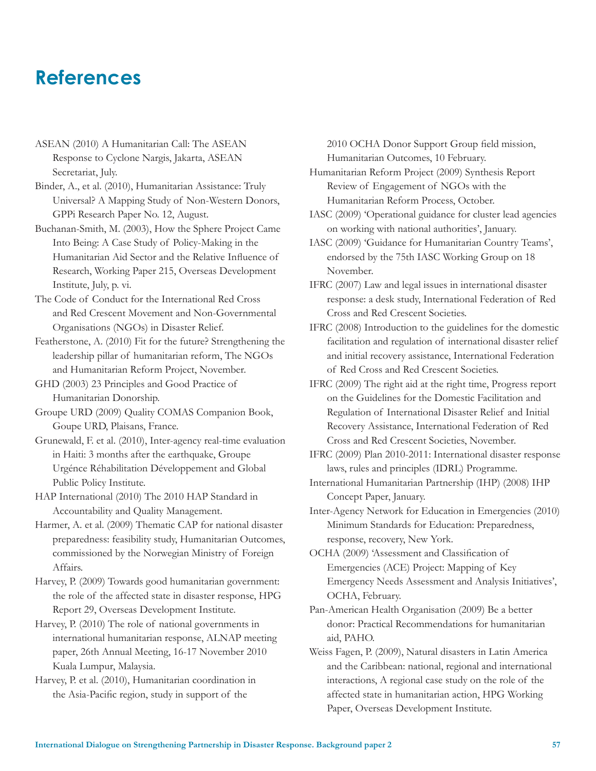# References

ASEAN (2010) A Humanitarian Call: The ASEAN Response to Cyclone Nargis, Jakarta, ASEAN Secretariat, July.

Binder, A., et al. (2010), Humanitarian Assistance: Truly Universal? A Mapping Study of Non-Western Donors, GPPi Research Paper No. 12, August.

Buchanan-Smith, M. (2003), How the Sphere Project Came Into Being: A Case Study of Policy-Making in the Humanitarian Aid Sector and the Relative Influence of Research, Working Paper 215, Overseas Development Institute, July, p. vi.

The Code of Conduct for the International Red Cross and Red Crescent Movement and Non-Governmental Organisations (NGOs) in Disaster Relief.

Featherstone, A. (2010) Fit for the future? Strengthening the leadership pillar of humanitarian reform, The NGOs and Humanitarian Reform Project, November.

GHD (2003) 23 Principles and Good Practice of Humanitarian Donorship.

Groupe URD (2009) Quality COMAS Companion Book, Goupe URD, Plaisans, France.

Grunewald, F. et al. (2010), Inter-agency real-time evaluation in Haiti: 3 months after the earthquake, Groupe Urgénce Réhabilitation Développement and Global Public Policy Institute.

HAP International (2010) The 2010 HAP Standard in Accountability and Quality Management.

Harmer, A. et al. (2009) Thematic CAP for national disaster preparedness: feasibility study, Humanitarian Outcomes, commissioned by the Norwegian Ministry of Foreign Affairs.

Harvey, P. (2009) Towards good humanitarian government: the role of the affected state in disaster response, HPG Report 29, Overseas Development Institute.

Harvey, P. (2010) The role of national governments in international humanitarian response, ALNAP meeting paper, 26th Annual Meeting, 16-17 November 2010 Kuala Lumpur, Malaysia.

Harvey, P. et al. (2010), Humanitarian coordination in the Asia-Pacific region, study in support of the 2010 OCHA Donor Support Group field mission, Humanitarian Outcomes, 10 February.

Humanitarian Reform Project (2009) Synthesis Report Review of Engagement of NGOs with the Humanitarian Reform Process, October.

IASC (2009) 'Operational guidance for cluster lead agencies on working with national authorities', January.

IASC (2009) 'Guidance for Humanitarian Country Teams', endorsed by the 75th IASC Working Group on 18 November.

IFRC (2007) Law and legal issues in international disaster response: a desk study, International Federation of Red Cross and Red Crescent Societies.

IFRC (2008) Introduction to the guidelines for the domestic facilitation and regulation of international disaster relief and initial recovery assistance, International Federation of Red Cross and Red Crescent Societies.

IFRC (2009) The right aid at the right time, Progress report on the Guidelines for the Domestic Facilitation and Regulation of International Disaster Relief and Initial Recovery Assistance, International Federation of Red Cross and Red Crescent Societies, November.

IFRC (2009) Plan 2010-2011: International disaster response laws, rules and principles (IDRL) Programme.

International Humanitarian Partnership (IHP) (2008) IHP Concept Paper, January.

Inter-Agency Network for Education in Emergencies (2010) Minimum Standards for Education: Preparedness, response, recovery, New York.

OCHA (2009) 'Assessment and Classification of Emergencies (ACE) Project: Mapping of Key Emergency Needs Assessment and Analysis Initiatives', OCHA, February.

Pan-American Health Organisation (2009) Be a better donor: Practical Recommendations for humanitarian aid, PAHO.

Weiss Fagen, P. (2009), Natural disasters in Latin America and the Caribbean: national, regional and international interactions, A regional case study on the role of the affected state in humanitarian action, HPG Working Paper, Overseas Development Institute.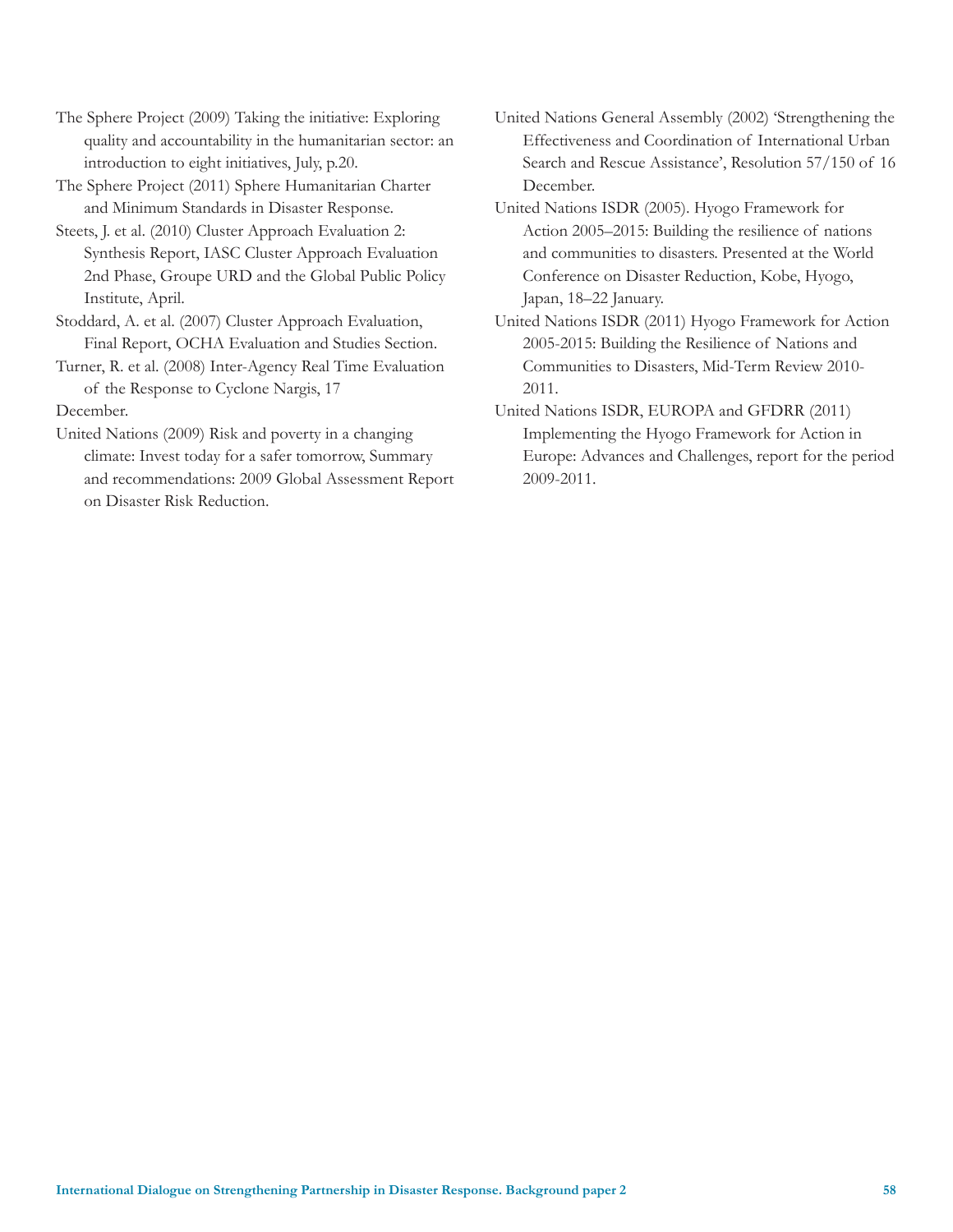The Sphere Project (2009) Taking the initiative: Exploring quality and accountability in the humanitarian sector: an introduction to eight initiatives, July, p.20.

The Sphere Project (2011) Sphere Humanitarian Charter and Minimum Standards in Disaster Response.

Steets, J. et al. (2010) Cluster Approach Evaluation 2: Synthesis Report, IASC Cluster Approach Evaluation 2nd Phase, Groupe URD and the Global Public Policy Institute, April.

Stoddard, A. et al. (2007) Cluster Approach Evaluation, Final Report, OCHA Evaluation and Studies Section.

Turner, R. et al. (2008) Inter-Agency Real Time Evaluation of the Response to Cyclone Nargis, 17 December.

United Nations (2009) Risk and poverty in a changing climate: Invest today for a safer tomorrow, Summary and recommendations: 2009 Global Assessment Report on Disaster Risk Reduction.

United Nations General Assembly (2002) 'Strengthening the Effectiveness and Coordination of International Urban Search and Rescue Assistance', Resolution 57/150 of 16 December.

United Nations ISDR (2005). Hyogo Framework for Action 2005–2015: Building the resilience of nations and communities to disasters. Presented at the World Conference on Disaster Reduction, Kobe, Hyogo, Japan, 18–22 January.

United Nations ISDR (2011) Hyogo Framework for Action 2005-2015: Building the Resilience of Nations and Communities to Disasters, Mid-Term Review 2010-2011.

United Nations ISDR, EUROPA and GFDRR (2011) Implementing the Hyogo Framework for Action in Europe: Advances and Challenges, report for the period 2009-2011.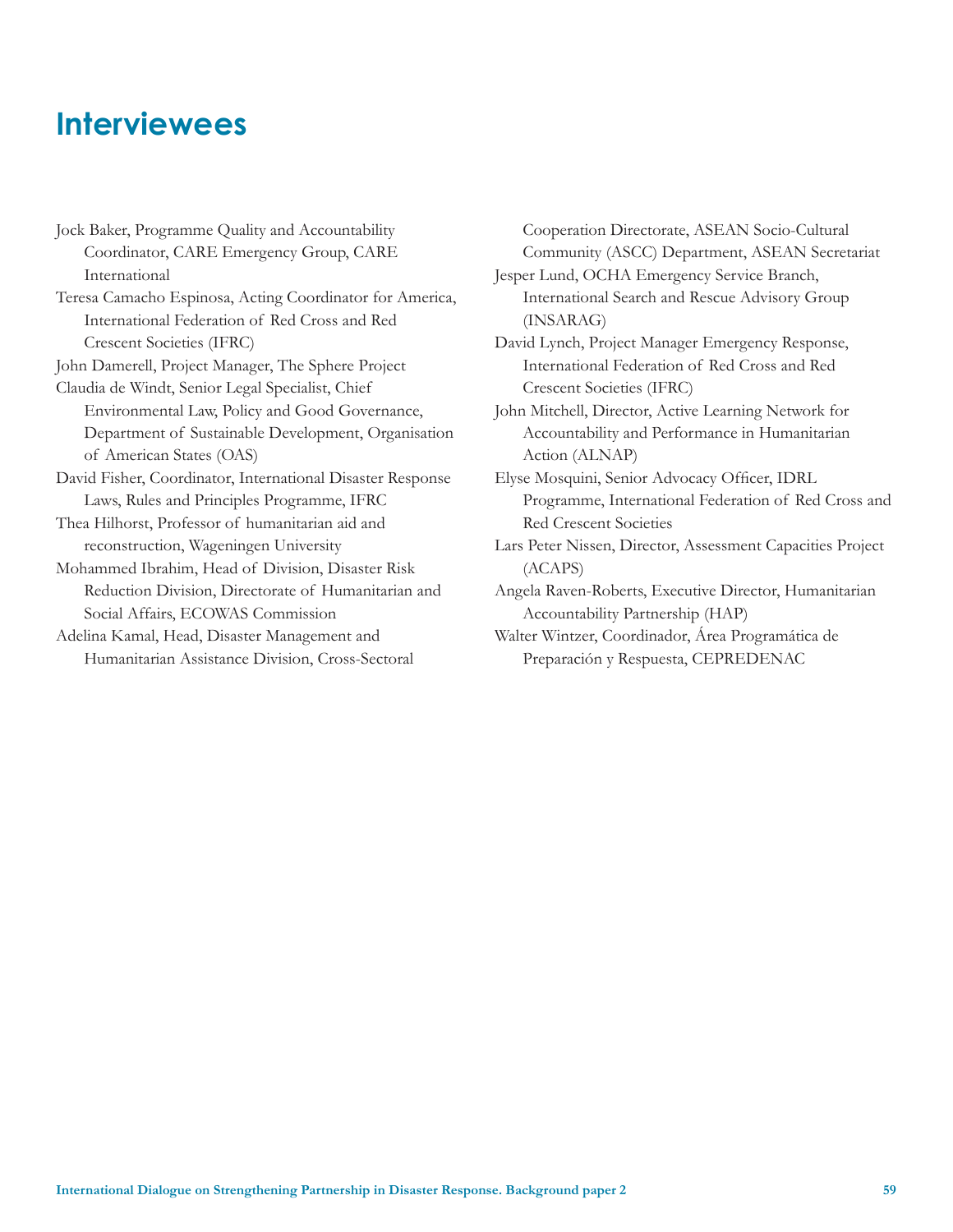# Interviewees

Jock Baker, Programme Quality and Accountability Coordinator, CARE Emergency Group, CARE International

Teresa Camacho Espinosa, Acting Coordinator for America, International Federation of Red Cross and Red Crescent Societies (IFRC)

John Damerell, Project Manager, The Sphere Project

Claudia de Windt, Senior Legal Specialist, Chief Environmental Law, Policy and Good Governance, Department of Sustainable Development, Organisation of American States (OAS)

David Fisher, Coordinator, International Disaster Response Laws, Rules and Principles Programme, IFRC

Thea Hilhorst, Professor of humanitarian aid and reconstruction, Wageningen University

Mohammed Ibrahim, Head of Division, Disaster Risk Reduction Division, Directorate of Humanitarian and Social Affairs, ECOWAS Commission

Adelina Kamal, Head, Disaster Management and Humanitarian Assistance Division, Cross-Sectoral Cooperation Directorate, ASEAN Socio-Cultural Community (ASCC) Department, ASEAN Secretariat

Jesper Lund, OCHA Emergency Service Branch, International Search and Rescue Advisory Group (INSARAG)

David Lynch, Project Manager Emergency Response, International Federation of Red Cross and Red Crescent Societies (IFRC)

John Mitchell, Director, Active Learning Network for Accountability and Performance in Humanitarian Action (ALNAP)

Elyse Mosquini, Senior Advocacy Officer, IDRL Programme, International Federation of Red Cross and Red Crescent Societies

Lars Peter Nissen, Director, Assessment Capacities Project (ACAPS)

Angela Raven-Roberts, Executive Director, Humanitarian Accountability Partnership (HAP)

Walter Wintzer, Coordinador, Área Programática de Preparación y Respuesta, CEPREDENAC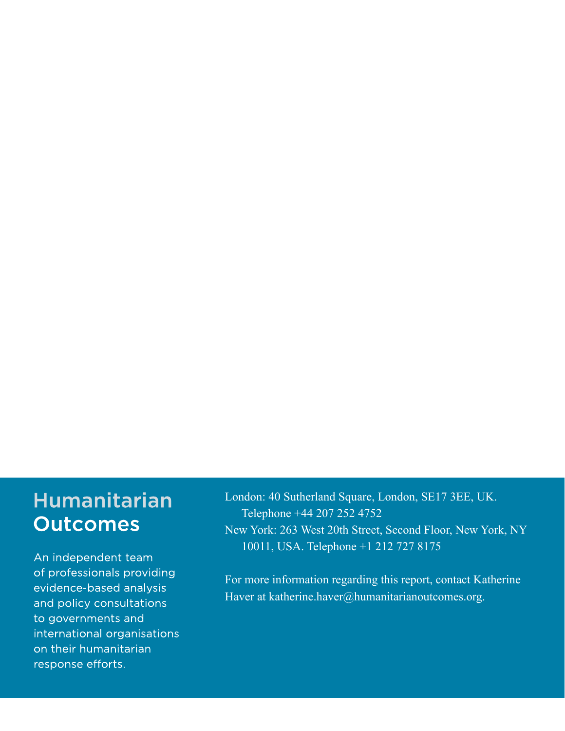# Humanitarian Outcomes

An independent team of professionals providing evidence-based analysis and policy consultations to governments and international organisations on their humanitarian response efforts.

London: 40 Sutherland Square, London, SE17 3EE, UK. Telephone +44 207 252 4752

New York: 263 West 20th Street, Second Floor, New York, NY 10011, USA. Telephone +1 212 727 8175

For more information regarding this report, contact Katherine Haver at katherine.haver@humanitarianoutcomes.org.